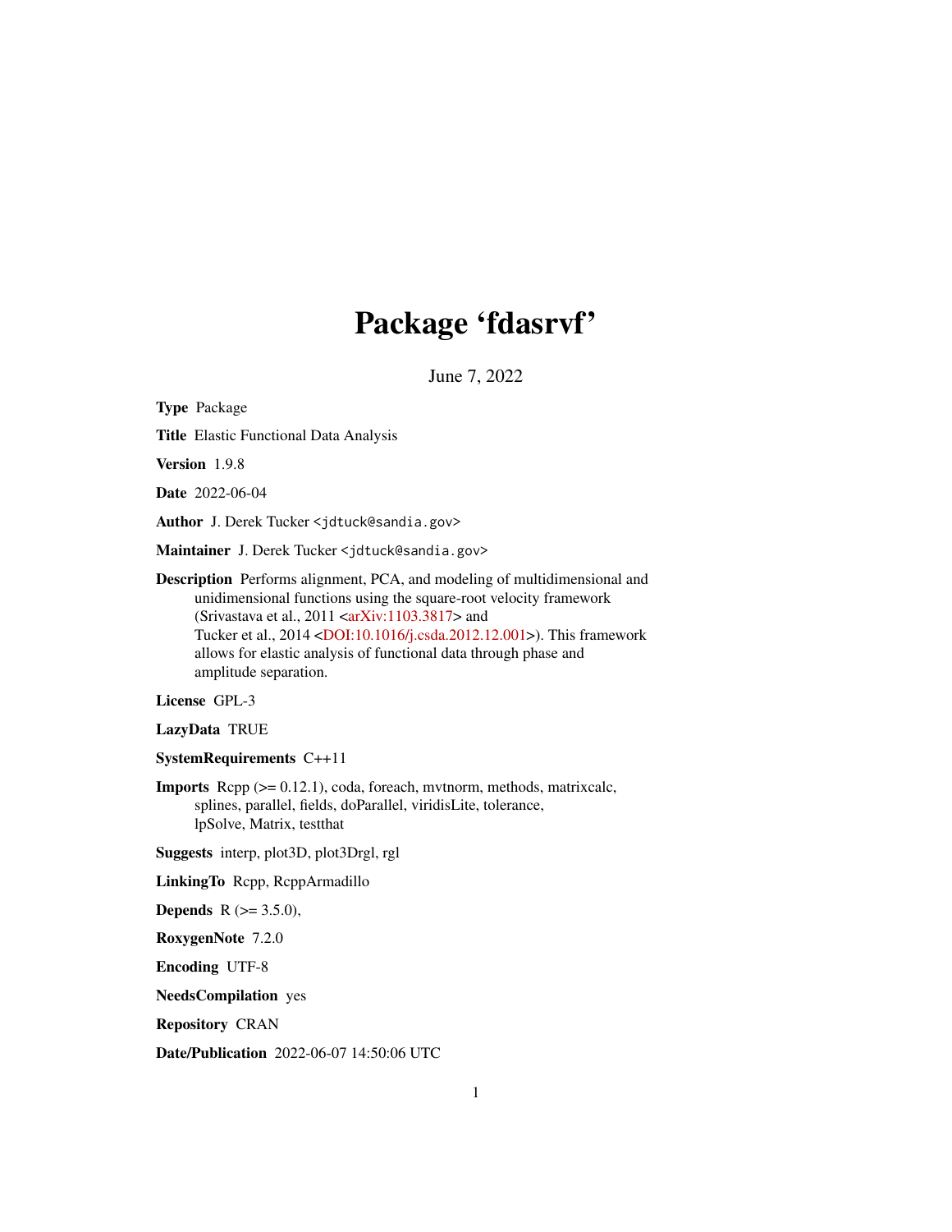# Package 'fdasrvf'

June 7, 2022

**Type** Package

**Title** Elastic Functional Data Analysis

**Version** 1.9.8

**Date** 2022-06-04

**Author** J. Derek Tucker <jdtuck@sandia.gov>

**Maintainer** J. Derek Tucker <jdtuck@sandia.gov>

**Description** Performs alignment, PCA, and modeling of multidimensional and unidimensional functions using the square-root velocity framework (Srivastava et al., 2011 <arXiv:1103.3817> and Tucker et al., 2014 <DOI:10.1016/j.csda.2012.12.001>). This framework allows for elastic analysis of functional data through phase and amplitude separation.

**License** GPL-3

**LazyData** TRUE

**SystemRequirements** C++11

**Imports** Rcpp (>= 0.12.1), coda, foreach, mvtnorm, methods, matrixcalc, splines, parallel, fields, doParallel, viridisLite, tolerance, lpSolve, Matrix, testthat

**Suggests** interp, plot3D, plot3Drgl, rgl

**LinkingTo** Rcpp, RcppArmadillo

**Depends** R (>= 3.5.0),

**RoxygenNote** 7.2.0

**Encoding** UTF-8

**NeedsCompilation** yes

**Repository** CRAN

**Date/Publication** 2022-06-07 14:50:06 UTC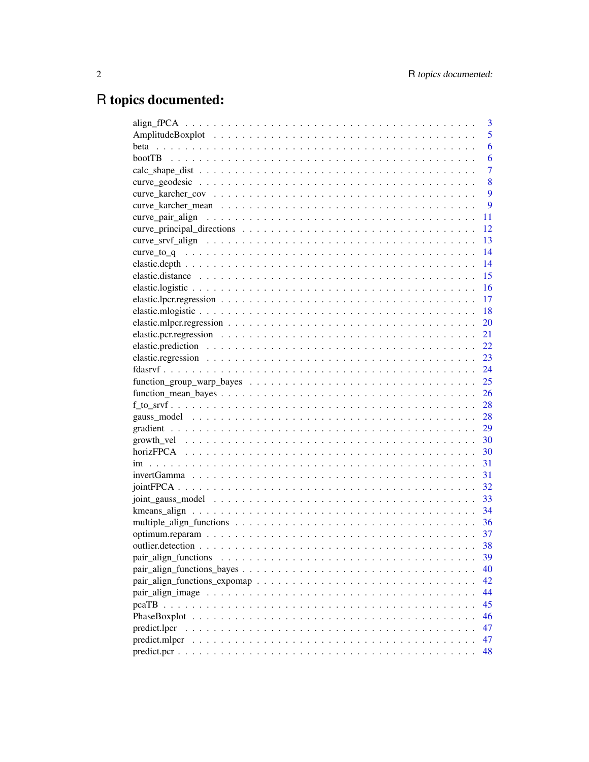# R topics documented:

| | |
|---|---|
| align_fPCA | 3 |
| AmplitudeBoxplot | 5 |
| beta | 6 |
| bootTB | 6 |
| calc_shape_dist | 7 |
| curve_geodesic | 8 |
| curve_karcher_cov | 9 |
| curve_karcher_mean | 9 |
| curve_pair_align | 11 |
| curve_principal_directions | 12 |
| curve_srvf_align | 13 |
| curve_to_q | 14 |
| elastic.depth | 14 |
| elastic.distance | 15 |
| elastic.logistic | 16 |
| elastic.lpcr.regression | 17 |
| elastic.mlogistic | 18 |
| elastic.mlpcr.regression | 20 |
| elastic.pcr.regression | 21 |
| elastic.prediction | 22 |
| elastic.regression | 23 |
| fdasrvf | 24 |
| function_group_warp_bayes | 25 |
| function_mean_bayes | 26 |
| f_to_srvf | 28 |
| gauss_model | 28 |
| gradient | 29 |
| growth_vel | 30 |
| horizFPCA | 30 |
| im | 31 |
| invertGamma | 31 |
| jointFPCA | 32 |
| joint_gauss_model | 33 |
| kmeans_align | 34 |
| multiple_align_functions | 36 |
| optimum.reparam | 37 |
| outlier.detection | 38 |
| pair_align_functions | 39 |
| pair_align_functions_bayes | 40 |
| pair_align_functions_expomap | 42 |
| pair_align_image | 44 |
| pcaTB | 45 |
| PhaseBoxplot | 46 |
| predict.lpcr | 47 |
| predict.mlpcr | 47 |
| predict.pcr | 48 |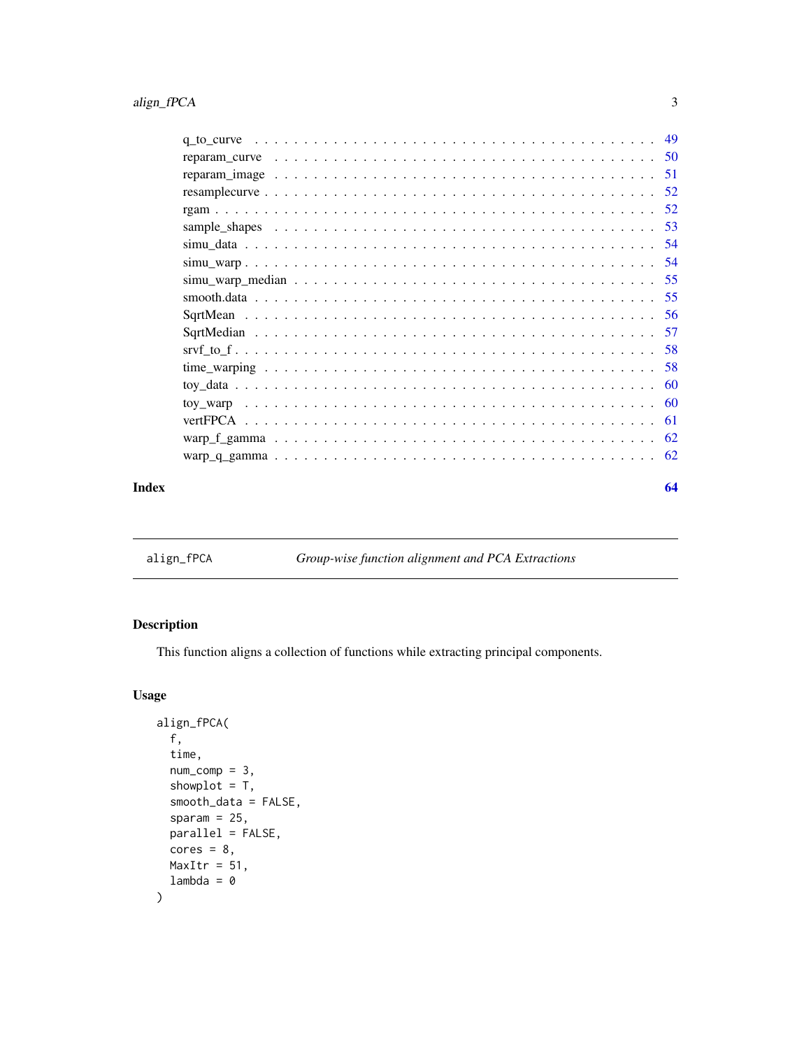q_to_curve . . . . . . . . . . . . . . . . . . . . . . . . . . . . . . . . . . . . . . . . 49
reparam_curve . . . . . . . . . . . . . . . . . . . . . . . . . . . . . . . . . . . . . . 50
reparam_image . . . . . . . . . . . . . . . . . . . . . . . . . . . . . . . . . . . . . . 51
resamplecurve . . . . . . . . . . . . . . . . . . . . . . . . . . . . . . . . . . . . . . . 52
rgam . . . . . . . . . . . . . . . . . . . . . . . . . . . . . . . . . . . . . . . . . . . . 52
sample_shapes . . . . . . . . . . . . . . . . . . . . . . . . . . . . . . . . . . . . . . 53
simu_data . . . . . . . . . . . . . . . . . . . . . . . . . . . . . . . . . . . . . . . . . 54
simu_warp . . . . . . . . . . . . . . . . . . . . . . . . . . . . . . . . . . . . . . . . . 54
simu_warp_median . . . . . . . . . . . . . . . . . . . . . . . . . . . . . . . . . . . . 55
smooth.data . . . . . . . . . . . . . . . . . . . . . . . . . . . . . . . . . . . . . . . . 55
SqrtMean . . . . . . . . . . . . . . . . . . . . . . . . . . . . . . . . . . . . . . . . . . 56
SqrtMedian . . . . . . . . . . . . . . . . . . . . . . . . . . . . . . . . . . . . . . . . . 57
srvf_to_f . . . . . . . . . . . . . . . . . . . . . . . . . . . . . . . . . . . . . . . . . . 58
time_warping . . . . . . . . . . . . . . . . . . . . . . . . . . . . . . . . . . . . . . . 58
toy_data . . . . . . . . . . . . . . . . . . . . . . . . . . . . . . . . . . . . . . . . . . 60
toy_warp . . . . . . . . . . . . . . . . . . . . . . . . . . . . . . . . . . . . . . . . . . 60
vertFPCA . . . . . . . . . . . . . . . . . . . . . . . . . . . . . . . . . . . . . . . . . . 61
warp_f_gamma . . . . . . . . . . . . . . . . . . . . . . . . . . . . . . . . . . . . . . 62
warp_q_gamma . . . . . . . . . . . . . . . . . . . . . . . . . . . . . . . . . . . . . . 62

**Index** **64**

---

## align_fPCA — *Group-wise function alignment and PCA Extractions*

### Description

This function aligns a collection of functions while extracting principal components.

### Usage

```
align_fPCA(
  f,
  time,
  num_comp = 3,
  showplot = T,
  smooth_data = FALSE,
  sparam = 25,
  parallel = FALSE,
  cores = 8,
  MaxItr = 51,
  lambda = 0
)
```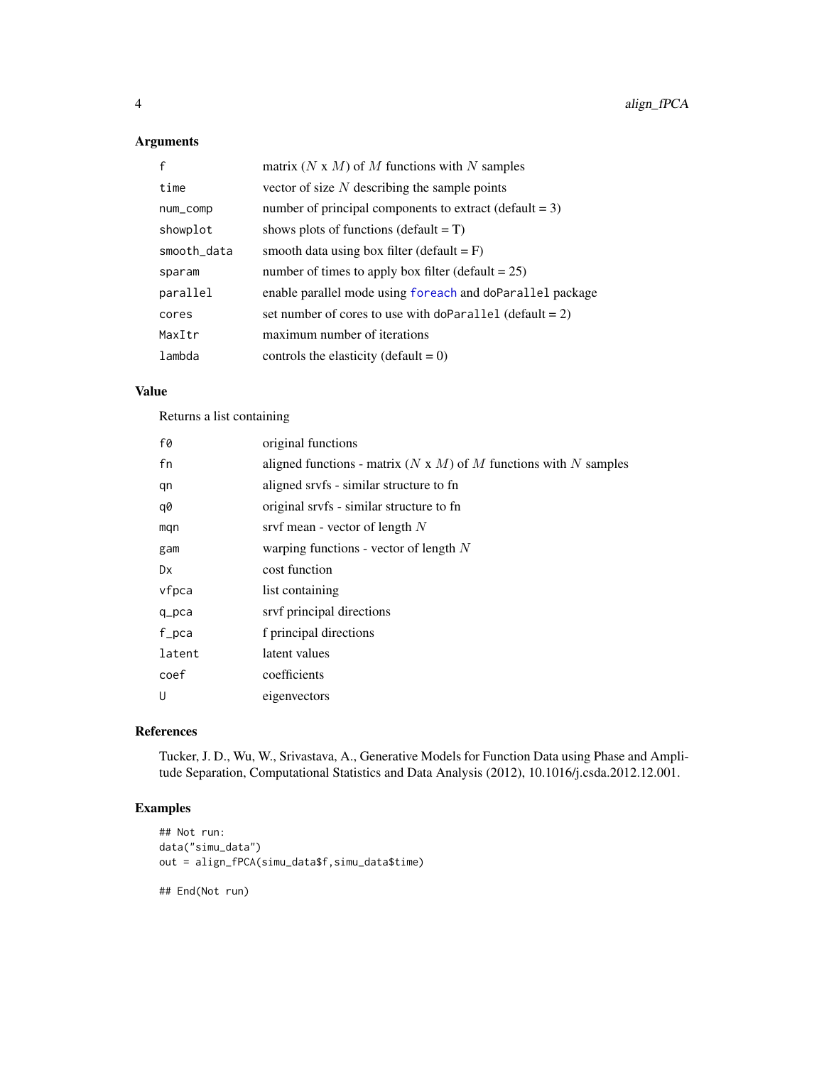## Arguments

| | |
|---|---|
| `f` | matrix ($N$ x $M$) of $M$ functions with $N$ samples |
| `time` | vector of size $N$ describing the sample points |
| `num_comp` | number of principal components to extract (default = 3) |
| `showplot` | shows plots of functions (default = T) |
| `smooth_data` | smooth data using box filter (default = F) |
| `sparam` | number of times to apply box filter (default = 25) |
| `parallel` | enable parallel mode using `foreach` and `doParallel` package |
| `cores` | set number of cores to use with `doParallel` (default = 2) |
| `MaxItr` | maximum number of iterations |
| `lambda` | controls the elasticity (default = 0) |

## Value

Returns a list containing

| | |
|---|---|
| `f0` | original functions |
| `fn` | aligned functions - matrix ($N$ x $M$) of $M$ functions with $N$ samples |
| `qn` | aligned srvfs - similar structure to fn |
| `q0` | original srvfs - similar structure to fn |
| `mqn` | srvf mean - vector of length $N$ |
| `gam` | warping functions - vector of length $N$ |
| `Dx` | cost function |
| `vfpca` | list containing |
| `q_pca` | srvf principal directions |
| `f_pca` | f principal directions |
| `latent` | latent values |
| `coef` | coefficients |
| `U` | eigenvectors |

## References

Tucker, J. D., Wu, W., Srivastava, A., Generative Models for Function Data using Phase and Amplitude Separation, Computational Statistics and Data Analysis (2012), 10.1016/j.csda.2012.12.001.

## Examples

```
## Not run:
data("simu_data")
out = align_fPCA(simu_data$f,simu_data$time)

## End(Not run)
```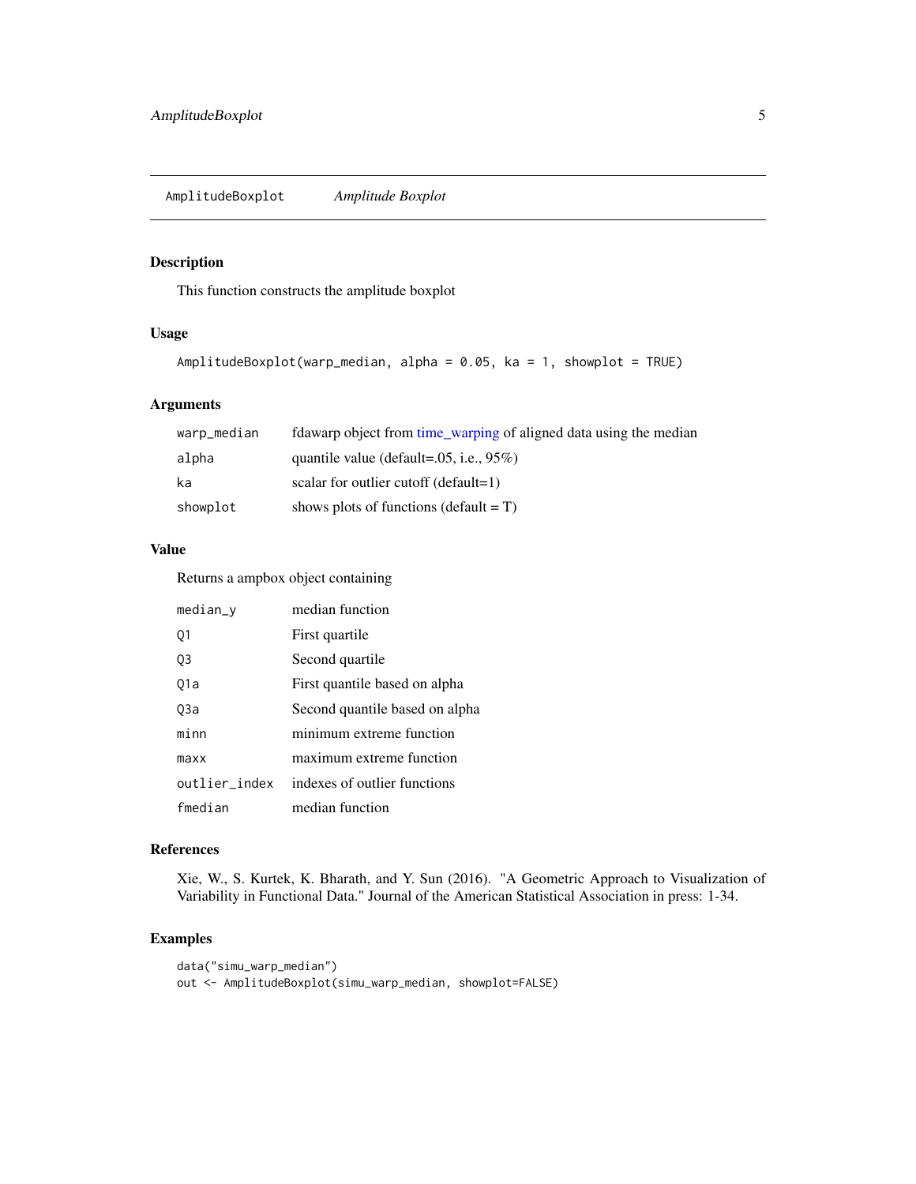## AmplitudeBoxplot *Amplitude Boxplot*

### Description

This function constructs the amplitude boxplot

### Usage

```
AmplitudeBoxplot(warp_median, alpha = 0.05, ka = 1, showplot = TRUE)
```

### Arguments

| | |
|---|---|
| warp_median | fdawarp object from time_warping of aligned data using the median |
| alpha | quantile value (default=.05, i.e., 95%) |
| ka | scalar for outlier cutoff (default=1) |
| showplot | shows plots of functions (default = T) |

### Value

Returns a ampbox object containing

| | |
|---|---|
| median_y | median function |
| Q1 | First quartile |
| Q3 | Second quartile |
| Q1a | First quantile based on alpha |
| Q3a | Second quantile based on alpha |
| minn | minimum extreme function |
| maxx | maximum extreme function |
| outlier_index | indexes of outlier functions |
| fmedian | median function |

### References

Xie, W., S. Kurtek, K. Bharath, and Y. Sun (2016). "A Geometric Approach to Visualization of Variability in Functional Data." Journal of the American Statistical Association in press: 1-34.

### Examples

```
data("simu_warp_median")
out <- AmplitudeBoxplot(simu_warp_median, showplot=FALSE)
```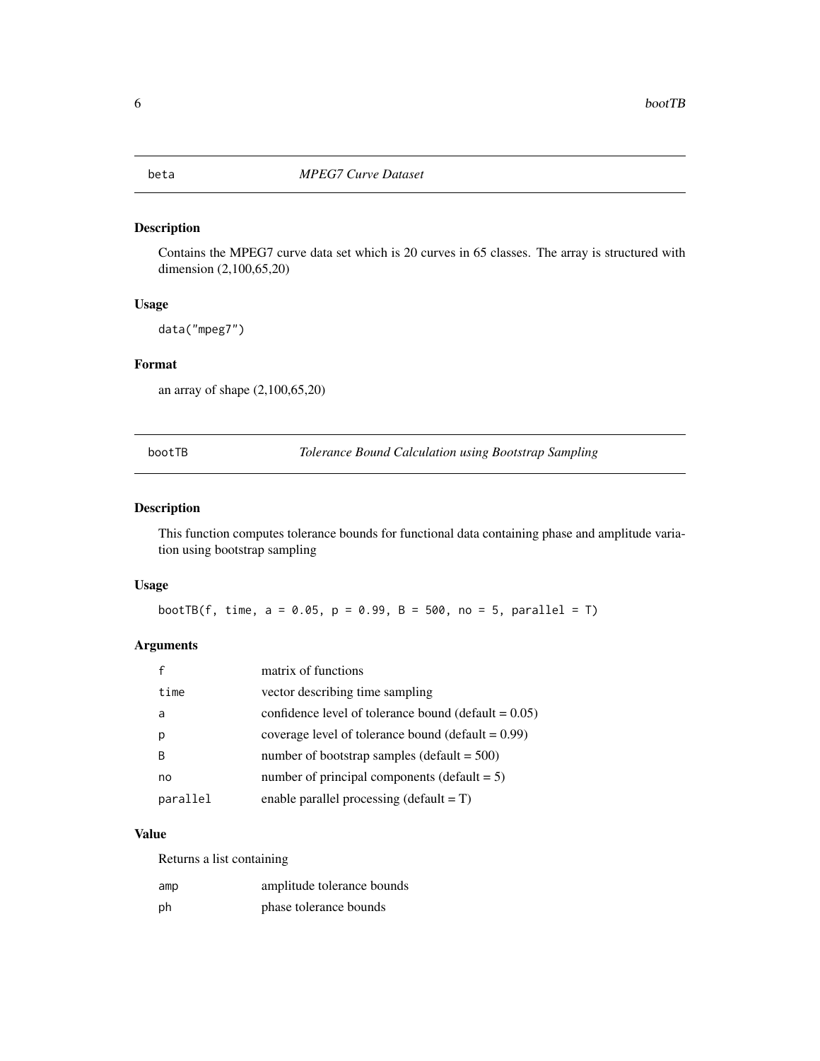## beta — *MPEG7 Curve Dataset*

### Description

Contains the MPEG7 curve data set which is 20 curves in 65 classes. The array is structured with dimension (2,100,65,20)

### Usage

```
data("mpeg7")
```

### Format

an array of shape (2,100,65,20)

## bootTB — *Tolerance Bound Calculation using Bootstrap Sampling*

### Description

This function computes tolerance bounds for functional data containing phase and amplitude variation using bootstrap sampling

### Usage

```
bootTB(f, time, a = 0.05, p = 0.99, B = 500, no = 5, parallel = T)
```

### Arguments

| | |
|---|---|
| f | matrix of functions |
| time | vector describing time sampling |
| a | confidence level of tolerance bound (default = 0.05) |
| p | coverage level of tolerance bound (default = 0.99) |
| B | number of bootstrap samples (default = 500) |
| no | number of principal components (default = 5) |
| parallel | enable parallel processing (default = T) |

### Value

Returns a list containing

| | |
|---|---|
| amp | amplitude tolerance bounds |
| ph | phase tolerance bounds |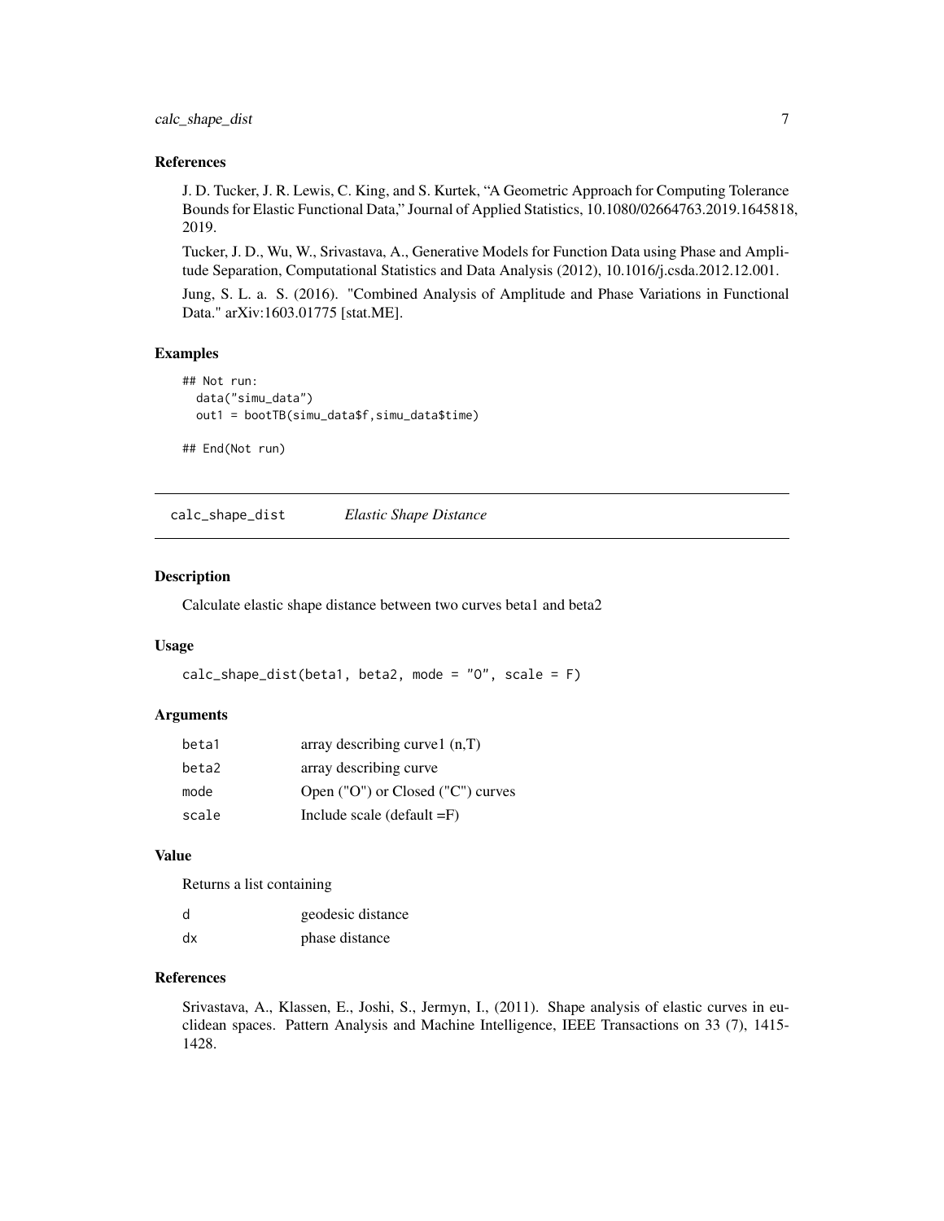### References

J. D. Tucker, J. R. Lewis, C. King, and S. Kurtek, "A Geometric Approach for Computing Tolerance Bounds for Elastic Functional Data," Journal of Applied Statistics, 10.1080/02664763.2019.1645818, 2019.

Tucker, J. D., Wu, W., Srivastava, A., Generative Models for Function Data using Phase and Amplitude Separation, Computational Statistics and Data Analysis (2012), 10.1016/j.csda.2012.12.001.

Jung, S. L. a. S. (2016). "Combined Analysis of Amplitude and Phase Variations in Functional Data." arXiv:1603.01775 [stat.ME].

### Examples

```
## Not run:
  data("simu_data")
  out1 = bootTB(simu_data$f,simu_data$time)

## End(Not run)
```

---

## calc_shape_dist    *Elastic Shape Distance*

### Description

Calculate elastic shape distance between two curves beta1 and beta2

### Usage

```
calc_shape_dist(beta1, beta2, mode = "O", scale = F)
```

### Arguments

| | |
|---|---|
| beta1 | array describing curve1 (n,T) |
| beta2 | array describing curve |
| mode | Open ("O") or Closed ("C") curves |
| scale | Include scale (default =F) |

### Value

Returns a list containing

| | |
|---|---|
| d | geodesic distance |
| dx | phase distance |

### References

Srivastava, A., Klassen, E., Joshi, S., Jermyn, I., (2011). Shape analysis of elastic curves in euclidean spaces. Pattern Analysis and Machine Intelligence, IEEE Transactions on 33 (7), 1415-1428.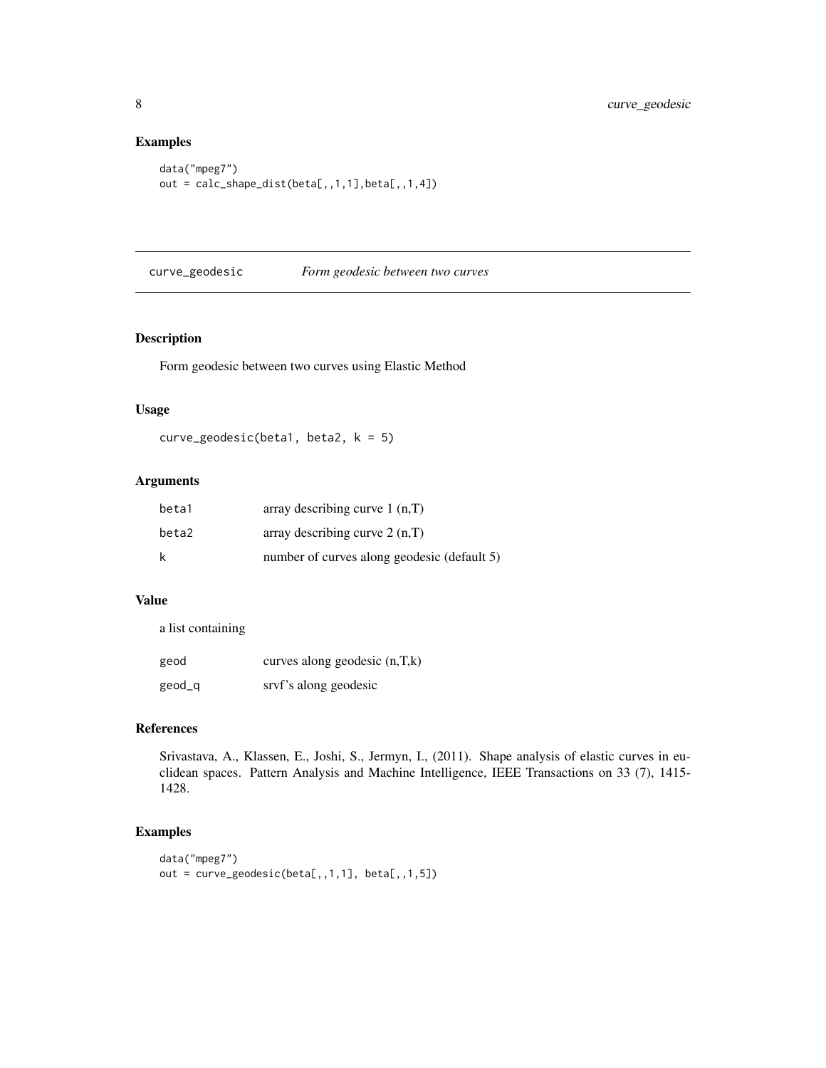### Examples

```
data("mpeg7")
out = calc_shape_dist(beta[,,1,1],beta[,,1,4])
```

## curve_geodesic *Form geodesic between two curves*

### Description

Form geodesic between two curves using Elastic Method

### Usage

```
curve_geodesic(beta1, beta2, k = 5)
```

### Arguments

| | |
|---|---|
| beta1 | array describing curve 1 (n,T) |
| beta2 | array describing curve 2 (n,T) |
| k | number of curves along geodesic (default 5) |

### Value

a list containing

| | |
|---|---|
| geod | curves along geodesic (n,T,k) |
| geod_q | srvf's along geodesic |

### References

Srivastava, A., Klassen, E., Joshi, S., Jermyn, I., (2011). Shape analysis of elastic curves in euclidean spaces. Pattern Analysis and Machine Intelligence, IEEE Transactions on 33 (7), 1415-1428.

### Examples

```
data("mpeg7")
out = curve_geodesic(beta[,,1,1], beta[,,1,5])
```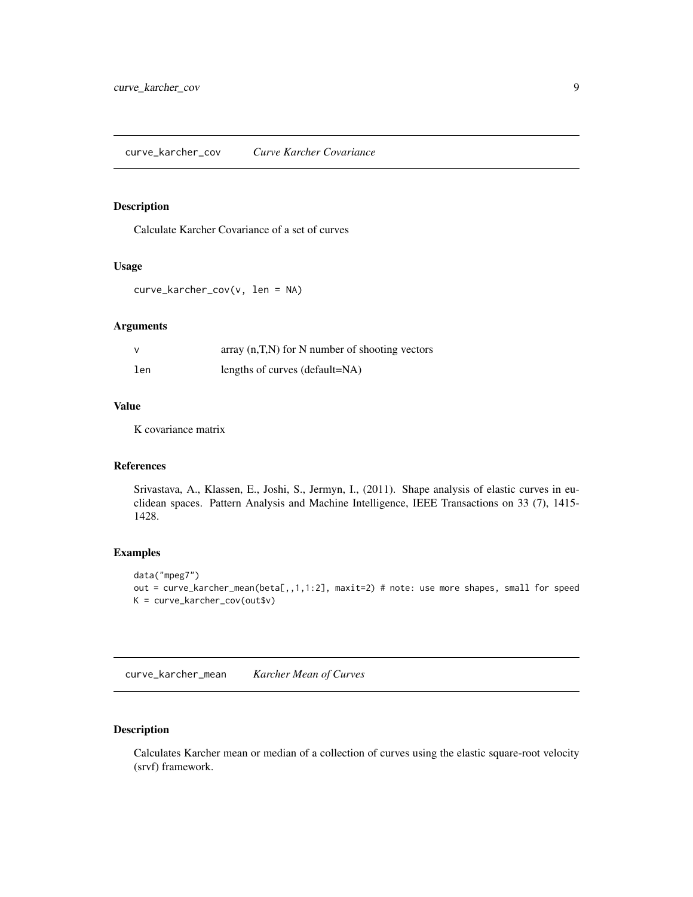## curve_karcher_cov *Curve Karcher Covariance*

### Description

Calculate Karcher Covariance of a set of curves

### Usage

```
curve_karcher_cov(v, len = NA)
```

### Arguments

| | |
|---|---|
| v | array (n,T,N) for N number of shooting vectors |
| len | lengths of curves (default=NA) |

### Value

K covariance matrix

### References

Srivastava, A., Klassen, E., Joshi, S., Jermyn, I., (2011). Shape analysis of elastic curves in euclidean spaces. Pattern Analysis and Machine Intelligence, IEEE Transactions on 33 (7), 1415-1428.

### Examples

```
data("mpeg7")
out = curve_karcher_mean(beta[,,1,1:2], maxit=2) # note: use more shapes, small for speed
K = curve_karcher_cov(out$v)
```

## curve_karcher_mean *Karcher Mean of Curves*

### Description

Calculates Karcher mean or median of a collection of curves using the elastic square-root velocity (srvf) framework.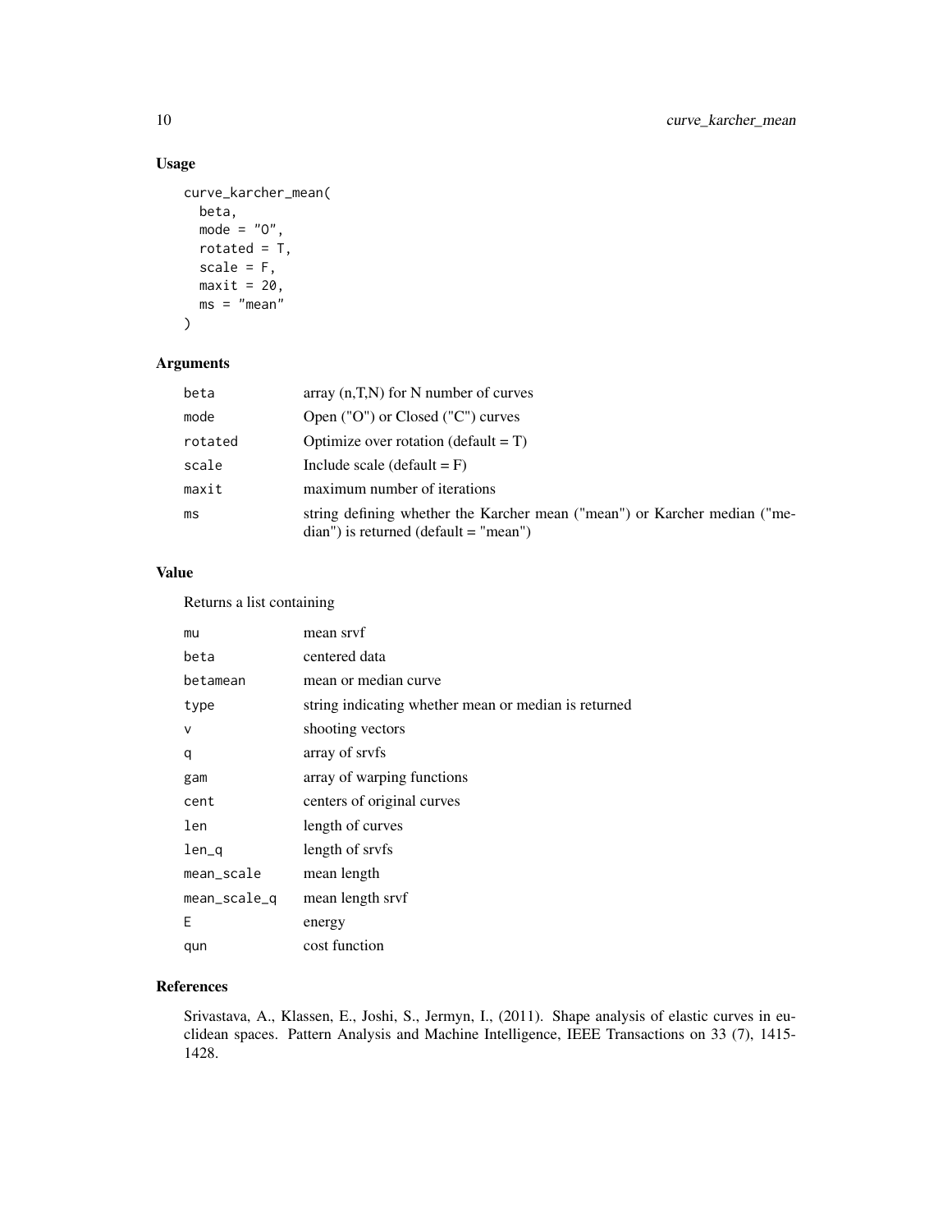## Usage

```
curve_karcher_mean(
  beta,
  mode = "O",
  rotated = T,
  scale = F,
  maxit = 20,
  ms = "mean"
)
```

## Arguments

| | |
|---|---|
| beta | array (n,T,N) for N number of curves |
| mode | Open ("O") or Closed ("C") curves |
| rotated | Optimize over rotation (default = T) |
| scale | Include scale (default = F) |
| maxit | maximum number of iterations |
| ms | string defining whether the Karcher mean ("mean") or Karcher median ("median") is returned (default = "mean") |

## Value

Returns a list containing

| | |
|---|---|
| mu | mean srvf |
| beta | centered data |
| betamean | mean or median curve |
| type | string indicating whether mean or median is returned |
| v | shooting vectors |
| q | array of srvfs |
| gam | array of warping functions |
| cent | centers of original curves |
| len | length of curves |
| len_q | length of srvfs |
| mean_scale | mean length |
| mean_scale_q | mean length srvf |
| E | energy |
| qun | cost function |

## References

Srivastava, A., Klassen, E., Joshi, S., Jermyn, I., (2011). Shape analysis of elastic curves in euclidean spaces. Pattern Analysis and Machine Intelligence, IEEE Transactions on 33 (7), 1415-1428.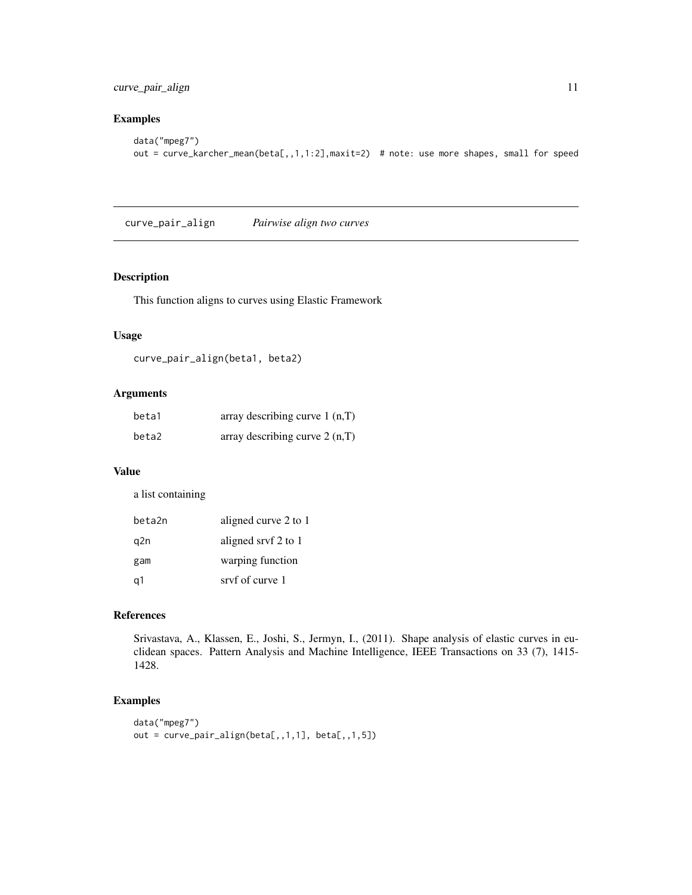## Examples

```
data("mpeg7")
out = curve_karcher_mean(beta[,,1,1:2],maxit=2)  # note: use more shapes, small for speed
```

---

## curve_pair_align    *Pairwise align two curves*

### Description

This function aligns to curves using Elastic Framework

### Usage

```
curve_pair_align(beta1, beta2)
```

### Arguments

| | |
|---|---|
| beta1 | array describing curve 1 (n,T) |
| beta2 | array describing curve 2 (n,T) |

### Value

a list containing

| | |
|---|---|
| beta2n | aligned curve 2 to 1 |
| q2n | aligned srvf 2 to 1 |
| gam | warping function |
| q1 | srvf of curve 1 |

### References

Srivastava, A., Klassen, E., Joshi, S., Jermyn, I., (2011). Shape analysis of elastic curves in euclidean spaces. Pattern Analysis and Machine Intelligence, IEEE Transactions on 33 (7), 1415-1428.

### Examples

```
data("mpeg7")
out = curve_pair_align(beta[,,1,1], beta[,,1,5])
```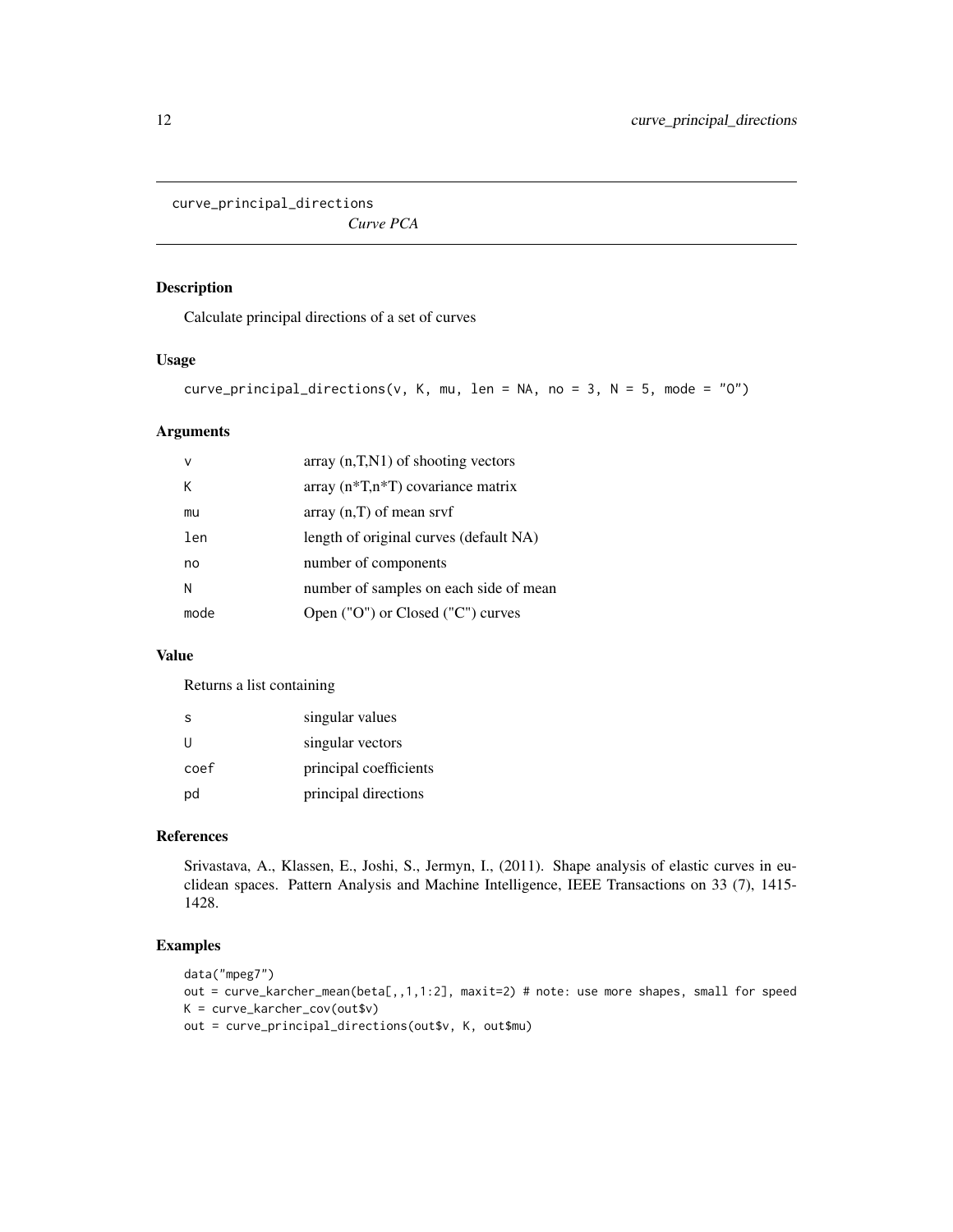`curve_principal_directions` *Curve PCA*

## Description

Calculate principal directions of a set of curves

## Usage

```
curve_principal_directions(v, K, mu, len = NA, no = 3, N = 5, mode = "O")
```

## Arguments

| | |
|---|---|
| v | array (n,T,N1) of shooting vectors |
| K | array (n*T,n*T) covariance matrix |
| mu | array (n,T) of mean srvf |
| len | length of original curves (default NA) |
| no | number of components |
| N | number of samples on each side of mean |
| mode | Open ("O") or Closed ("C") curves |

## Value

Returns a list containing

| | |
|---|---|
| s | singular values |
| U | singular vectors |
| coef | principal coefficients |
| pd | principal directions |

## References

Srivastava, A., Klassen, E., Joshi, S., Jermyn, I., (2011). Shape analysis of elastic curves in euclidean spaces. Pattern Analysis and Machine Intelligence, IEEE Transactions on 33 (7), 1415-1428.

## Examples

```
data("mpeg7")
out = curve_karcher_mean(beta[,,1,1:2], maxit=2) # note: use more shapes, small for speed
K = curve_karcher_cov(out$v)
out = curve_principal_directions(out$v, K, out$mu)
```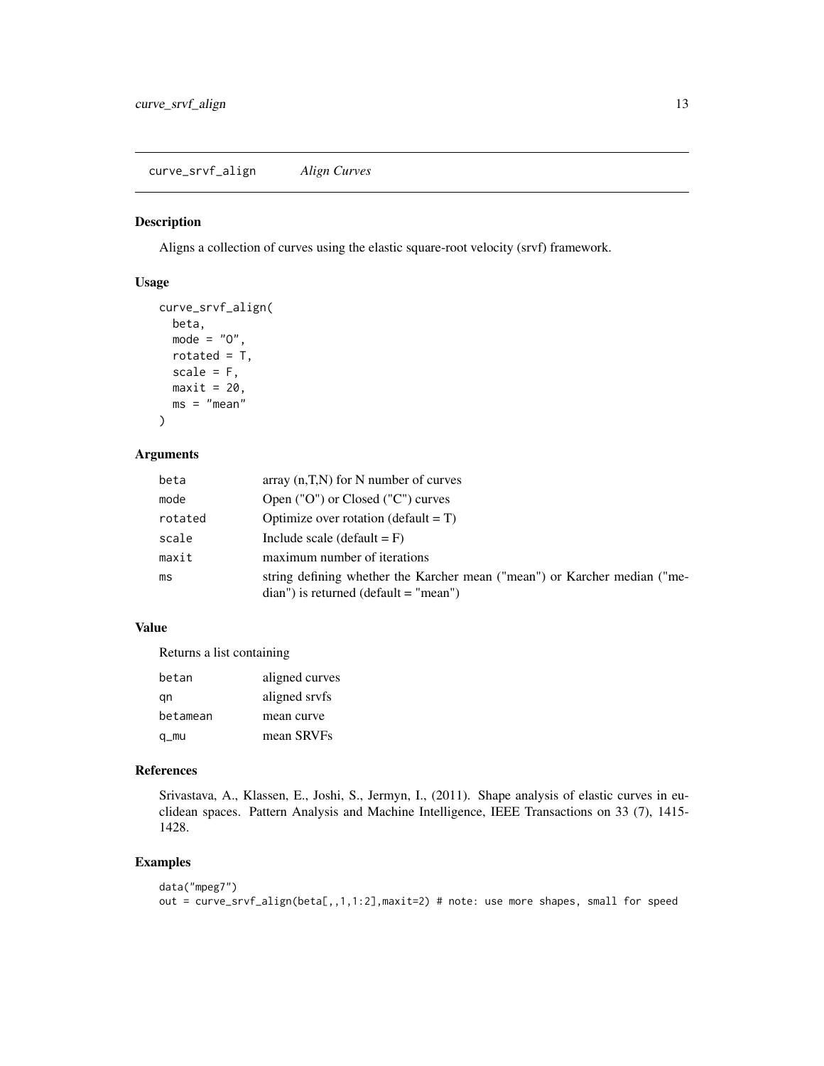## curve_srvf_align *Align Curves*

### Description

Aligns a collection of curves using the elastic square-root velocity (srvf) framework.

### Usage

```
curve_srvf_align(
  beta,
  mode = "O",
  rotated = T,
  scale = F,
  maxit = 20,
  ms = "mean"
)
```

### Arguments

| | |
|---|---|
| beta | array (n,T,N) for N number of curves |
| mode | Open ("O") or Closed ("C") curves |
| rotated | Optimize over rotation (default = T) |
| scale | Include scale (default = F) |
| maxit | maximum number of iterations |
| ms | string defining whether the Karcher mean ("mean") or Karcher median ("median") is returned (default = "mean") |

### Value

Returns a list containing

| | |
|---|---|
| betan | aligned curves |
| qn | aligned srvfs |
| betamean | mean curve |
| q_mu | mean SRVFs |

### References

Srivastava, A., Klassen, E., Joshi, S., Jermyn, I., (2011). Shape analysis of elastic curves in euclidean spaces. Pattern Analysis and Machine Intelligence, IEEE Transactions on 33 (7), 1415-1428.

### Examples

```
data("mpeg7")
out = curve_srvf_align(beta[,,1,1:2],maxit=2) # note: use more shapes, small for speed
```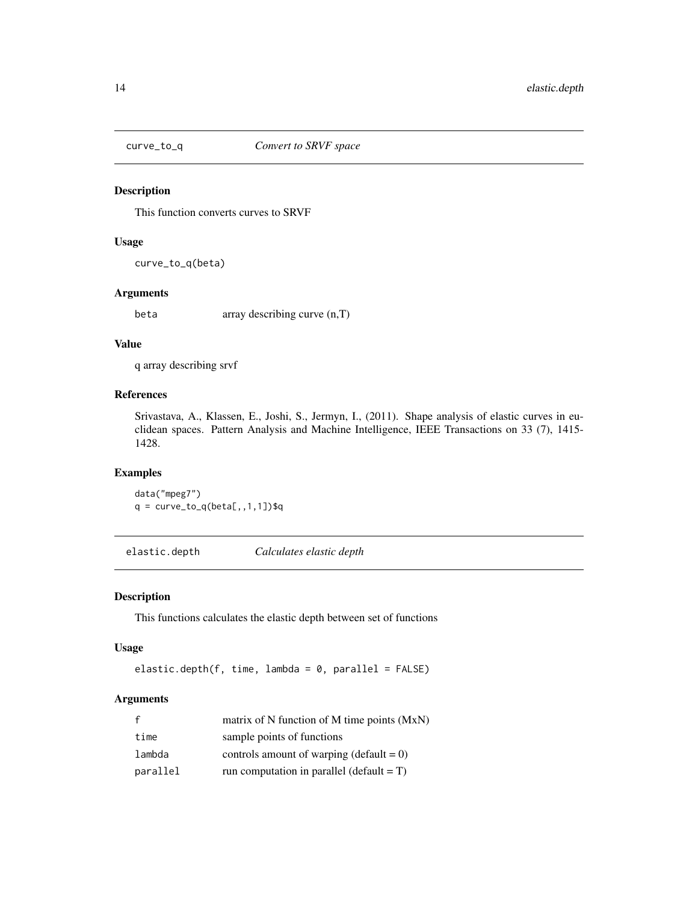## curve_to_q — *Convert to SRVF space*

### Description

This function converts curves to SRVF

### Usage

```
curve_to_q(beta)
```

### Arguments

| | |
|---|---|
| beta | array describing curve (n,T) |

### Value

q array describing srvf

### References

Srivastava, A., Klassen, E., Joshi, S., Jermyn, I., (2011). Shape analysis of elastic curves in euclidean spaces. Pattern Analysis and Machine Intelligence, IEEE Transactions on 33 (7), 1415-1428.

### Examples

```
data("mpeg7")
q = curve_to_q(beta[,,1,1])$q
```

## elastic.depth — *Calculates elastic depth*

### Description

This functions calculates the elastic depth between set of functions

### Usage

```
elastic.depth(f, time, lambda = 0, parallel = FALSE)
```

### Arguments

| | |
|---|---|
| f | matrix of N function of M time points (MxN) |
| time | sample points of functions |
| lambda | controls amount of warping (default = 0) |
| parallel | run computation in parallel (default = T) |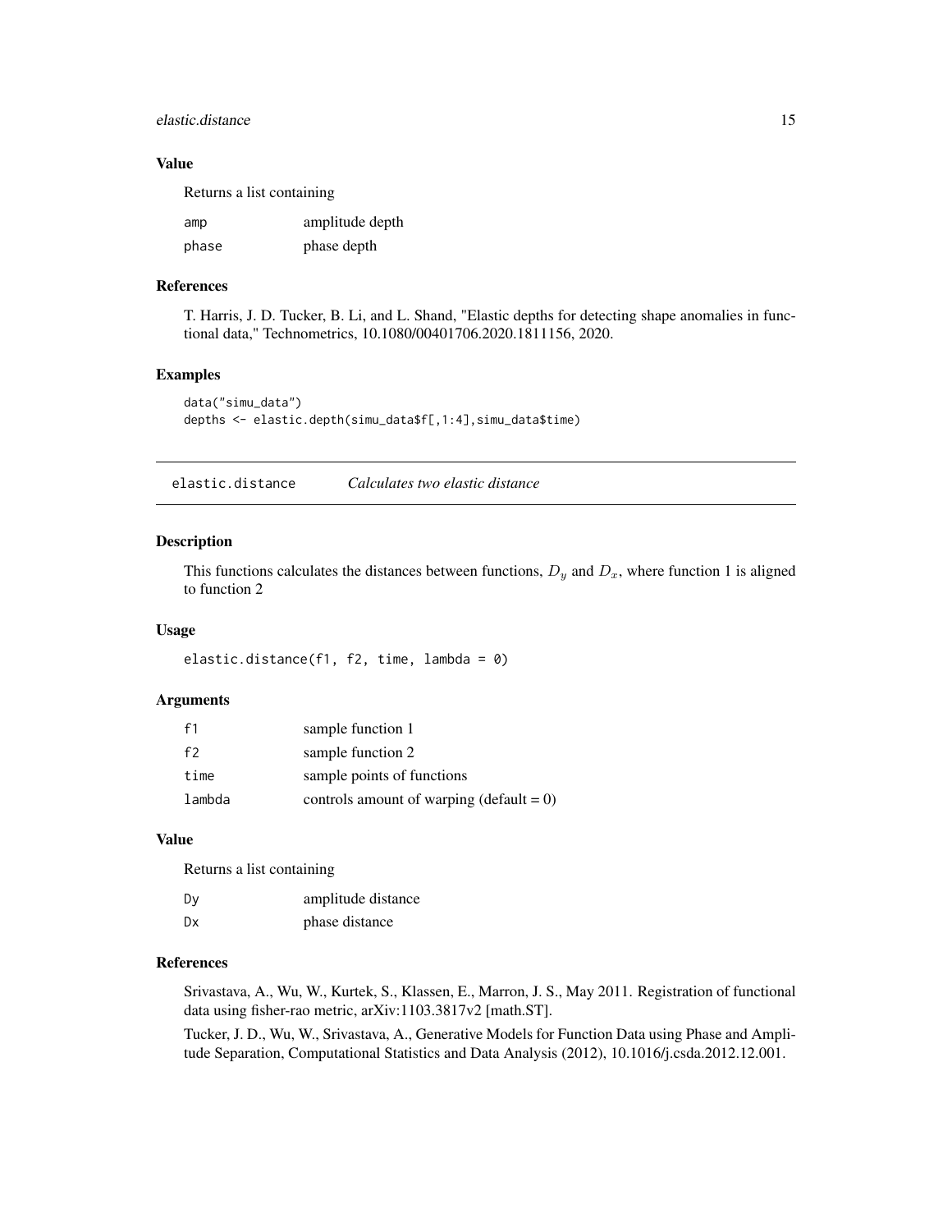### Value

Returns a list containing

| | |
|---|---|
| amp | amplitude depth |
| phase | phase depth |

### References

T. Harris, J. D. Tucker, B. Li, and L. Shand, "Elastic depths for detecting shape anomalies in functional data," Technometrics, 10.1080/00401706.2020.1811156, 2020.

### Examples

```
data("simu_data")
depths <- elastic.depth(simu_data$f[,1:4],simu_data$time)
```

---

## elastic.distance *Calculates two elastic distance*

### Description

This functions calculates the distances between functions, $D_y$ and $D_x$, where function 1 is aligned to function 2

### Usage

```
elastic.distance(f1, f2, time, lambda = 0)
```

### Arguments

| | |
|---|---|
| f1 | sample function 1 |
| f2 | sample function 2 |
| time | sample points of functions |
| lambda | controls amount of warping (default = 0) |

### Value

Returns a list containing

| | |
|---|---|
| Dy | amplitude distance |
| Dx | phase distance |

### References

Srivastava, A., Wu, W., Kurtek, S., Klassen, E., Marron, J. S., May 2011. Registration of functional data using fisher-rao metric, arXiv:1103.3817v2 [math.ST].

Tucker, J. D., Wu, W., Srivastava, A., Generative Models for Function Data using Phase and Amplitude Separation, Computational Statistics and Data Analysis (2012), 10.1016/j.csda.2012.12.001.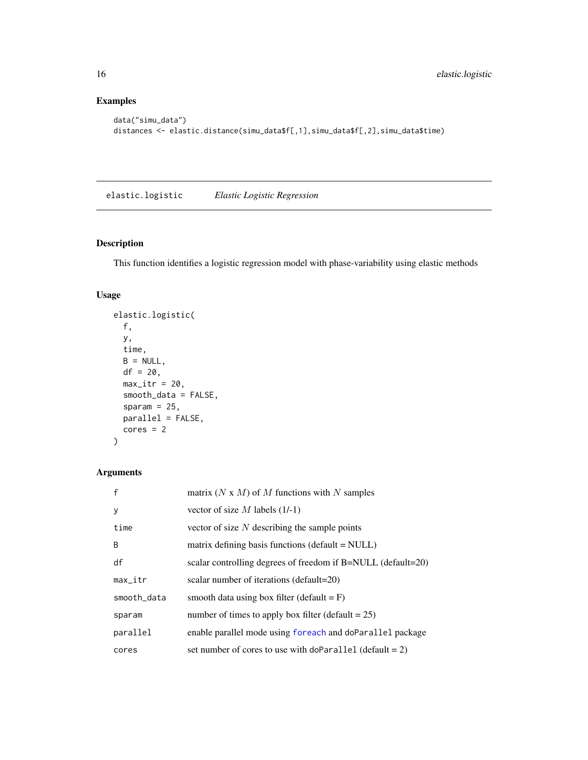## Examples

```
data("simu_data")
distances <- elastic.distance(simu_data$f[,1],simu_data$f[,2],simu_data$time)
```

---

## elastic.logistic *Elastic Logistic Regression*

---

### Description

This function identifies a logistic regression model with phase-variability using elastic methods

### Usage

```
elastic.logistic(
  f,
  y,
  time,
  B = NULL,
  df = 20,
  max_itr = 20,
  smooth_data = FALSE,
  sparam = 25,
  parallel = FALSE,
  cores = 2
)
```

### Arguments

| | |
|---|---|
| f | matrix ($N$ x $M$) of $M$ functions with $N$ samples |
| y | vector of size $M$ labels (1/-1) |
| time | vector of size $N$ describing the sample points |
| B | matrix defining basis functions (default = NULL) |
| df | scalar controlling degrees of freedom if B=NULL (default=20) |
| max_itr | scalar number of iterations (default=20) |
| smooth_data | smooth data using box filter (default = F) |
| sparam | number of times to apply box filter (default = 25) |
| parallel | enable parallel mode using foreach and doParallel package |
| cores | set number of cores to use with doParallel (default = 2) |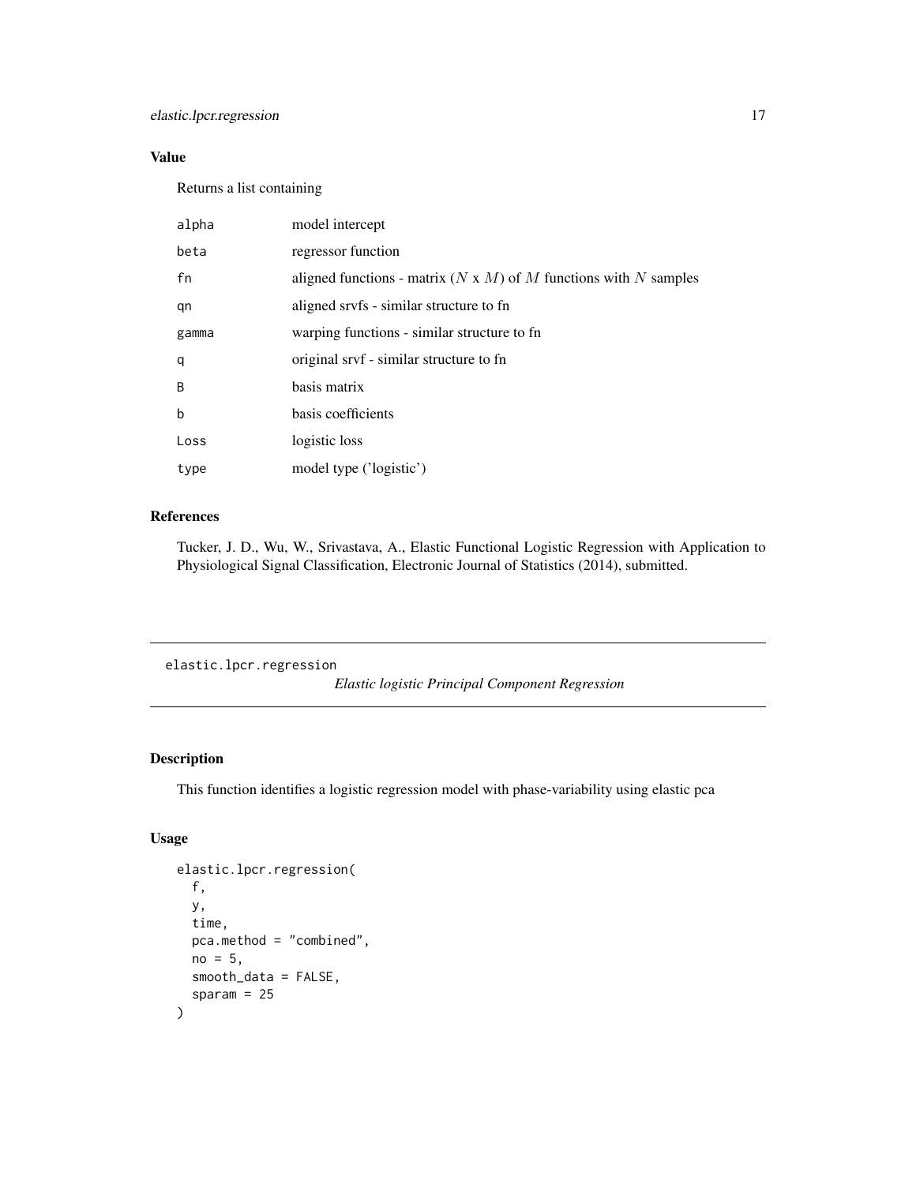## Value

Returns a list containing

| | |
|---|---|
| alpha | model intercept |
| beta | regressor function |
| fn | aligned functions - matrix ($N$ x $M$) of $M$ functions with $N$ samples |
| qn | aligned srvfs - similar structure to fn |
| gamma | warping functions - similar structure to fn |
| q | original srvf - similar structure to fn |
| B | basis matrix |
| b | basis coefficients |
| Loss | logistic loss |
| type | model type ('logistic') |

## References

Tucker, J. D., Wu, W., Srivastava, A., Elastic Functional Logistic Regression with Application to Physiological Signal Classification, Electronic Journal of Statistics (2014), submitted.

---

# elastic.lpcr.regression    *Elastic logistic Principal Component Regression*

## Description

This function identifies a logistic regression model with phase-variability using elastic pca

## Usage

```
elastic.lpcr.regression(
  f,
  y,
  time,
  pca.method = "combined",
  no = 5,
  smooth_data = FALSE,
  sparam = 25
)
```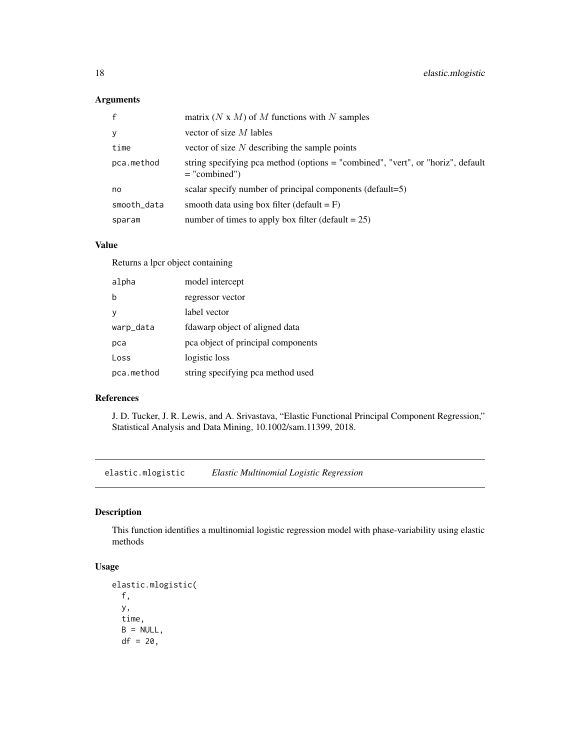### Arguments

| | |
|---|---|
| f | matrix ($N$ x $M$) of $M$ functions with $N$ samples |
| y | vector of size $M$ lables |
| time | vector of size $N$ describing the sample points |
| pca.method | string specifying pca method (options = "combined", "vert", or "horiz", default = "combined") |
| no | scalar specify number of principal components (default=5) |
| smooth_data | smooth data using box filter (default = F) |
| sparam | number of times to apply box filter (default = 25) |

### Value

Returns a lpcr object containing

| | |
|---|---|
| alpha | model intercept |
| b | regressor vector |
| y | label vector |
| warp_data | fdawarp object of aligned data |
| pca | pca object of principal components |
| Loss | logistic loss |
| pca.method | string specifying pca method used |

### References

J. D. Tucker, J. R. Lewis, and A. Srivastava, "Elastic Functional Principal Component Regression," Statistical Analysis and Data Mining, 10.1002/sam.11399, 2018.

## elastic.mlogistic *Elastic Multinomial Logistic Regression*

### Description

This function identifies a multinomial logistic regression model with phase-variability using elastic methods

### Usage

```
elastic.mlogistic(
  f,
  y,
  time,
  B = NULL,
  df = 20,
```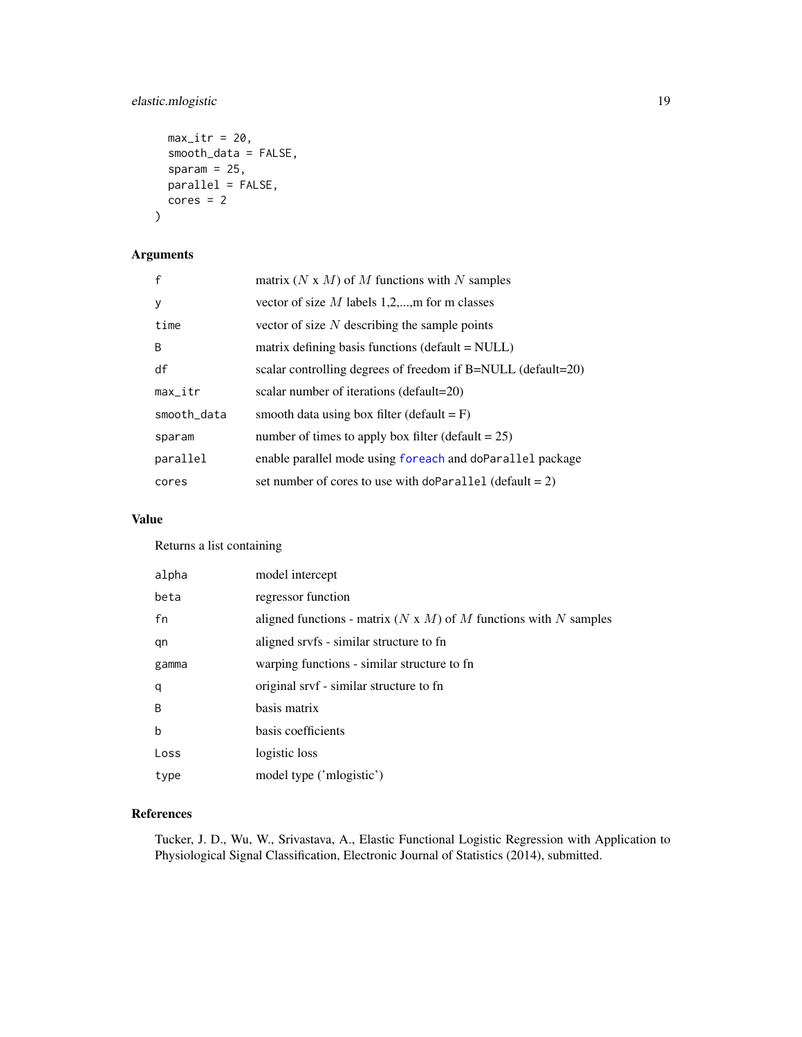```
  max_itr = 20,
  smooth_data = FALSE,
  sparam = 25,
  parallel = FALSE,
  cores = 2
)
```

## Arguments

| | |
|---|---|
| f | matrix ($N$ x $M$) of $M$ functions with $N$ samples |
| y | vector of size $M$ labels 1,2,...,m for m classes |
| time | vector of size $N$ describing the sample points |
| B | matrix defining basis functions (default = NULL) |
| df | scalar controlling degrees of freedom if B=NULL (default=20) |
| max_itr | scalar number of iterations (default=20) |
| smooth_data | smooth data using box filter (default = F) |
| sparam | number of times to apply box filter (default = 25) |
| parallel | enable parallel mode using foreach and doParallel package |
| cores | set number of cores to use with doParallel (default = 2) |

## Value

Returns a list containing

| | |
|---|---|
| alpha | model intercept |
| beta | regressor function |
| fn | aligned functions - matrix ($N$ x $M$) of $M$ functions with $N$ samples |
| qn | aligned srvfs - similar structure to fn |
| gamma | warping functions - similar structure to fn |
| q | original srvf - similar structure to fn |
| B | basis matrix |
| b | basis coefficients |
| Loss | logistic loss |
| type | model type ('mlogistic') |

## References

Tucker, J. D., Wu, W., Srivastava, A., Elastic Functional Logistic Regression with Application to Physiological Signal Classification, Electronic Journal of Statistics (2014), submitted.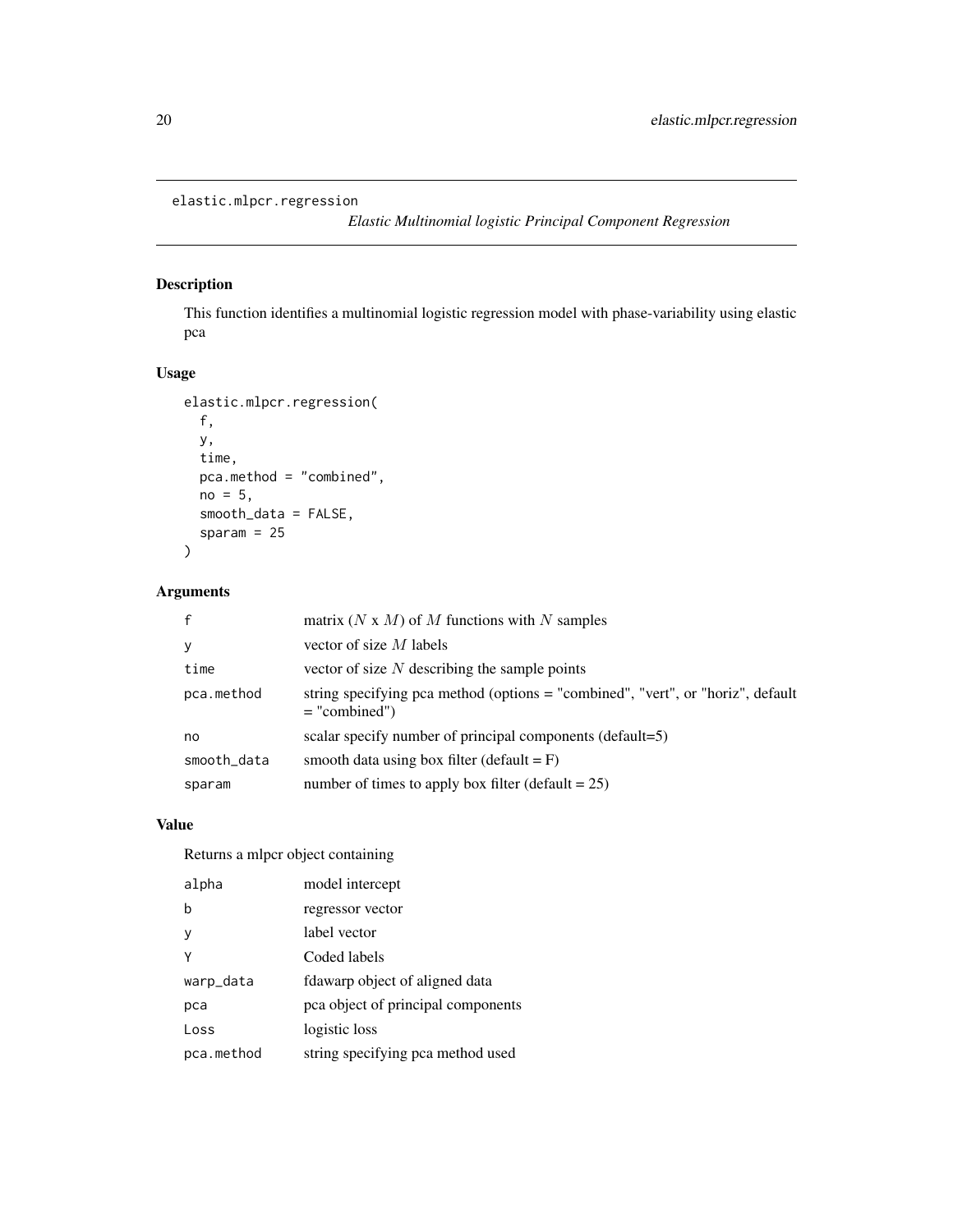## elastic.mlpcr.regression

*Elastic Multinomial logistic Principal Component Regression*

### Description

This function identifies a multinomial logistic regression model with phase-variability using elastic pca

### Usage

```
elastic.mlpcr.regression(
  f,
  y,
  time,
  pca.method = "combined",
  no = 5,
  smooth_data = FALSE,
  sparam = 25
)
```

### Arguments

| | |
|---|---|
| `f` | matrix ($N$ x $M$) of $M$ functions with $N$ samples |
| `y` | vector of size $M$ labels |
| `time` | vector of size $N$ describing the sample points |
| `pca.method` | string specifying pca method (options = "combined", "vert", or "horiz", default = "combined") |
| `no` | scalar specify number of principal components (default=5) |
| `smooth_data` | smooth data using box filter (default = F) |
| `sparam` | number of times to apply box filter (default = 25) |

### Value

Returns a mlpcr object containing

| | |
|---|---|
| `alpha` | model intercept |
| `b` | regressor vector |
| `y` | label vector |
| `Y` | Coded labels |
| `warp_data` | fdawarp object of aligned data |
| `pca` | pca object of principal components |
| `Loss` | logistic loss |
| `pca.method` | string specifying pca method used |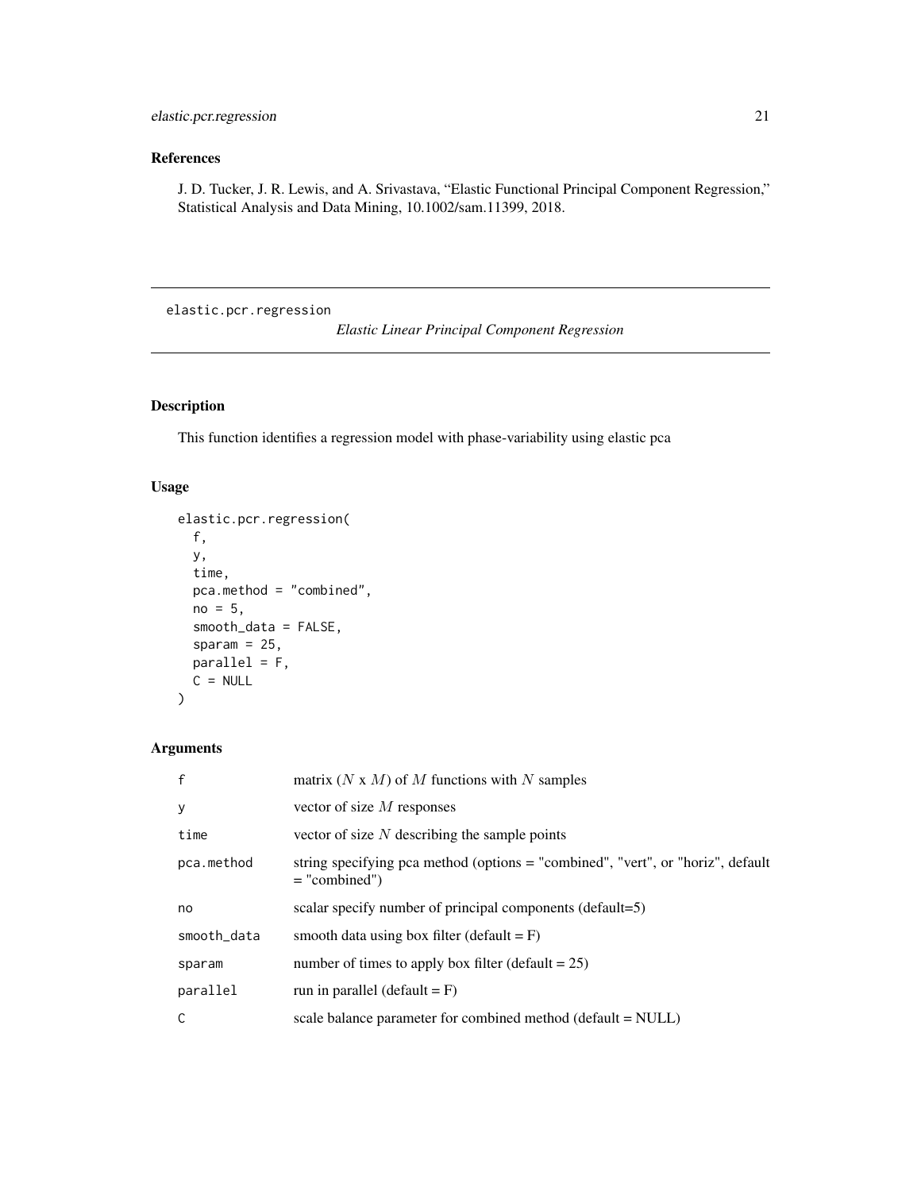## References

J. D. Tucker, J. R. Lewis, and A. Srivastava, "Elastic Functional Principal Component Regression," Statistical Analysis and Data Mining, 10.1002/sam.11399, 2018.

---

# elastic.pcr.regression

*Elastic Linear Principal Component Regression*

---

## Description

This function identifies a regression model with phase-variability using elastic pca

## Usage

```
elastic.pcr.regression(
  f,
  y,
  time,
  pca.method = "combined",
  no = 5,
  smooth_data = FALSE,
  sparam = 25,
  parallel = F,
  C = NULL
)
```

## Arguments

| | |
|---|---|
| f | matrix ($N$ x $M$) of $M$ functions with $N$ samples |
| y | vector of size $M$ responses |
| time | vector of size $N$ describing the sample points |
| pca.method | string specifying pca method (options = "combined", "vert", or "horiz", default = "combined") |
| no | scalar specify number of principal components (default=5) |
| smooth_data | smooth data using box filter (default = F) |
| sparam | number of times to apply box filter (default = 25) |
| parallel | run in parallel (default = F) |
| C | scale balance parameter for combined method (default = NULL) |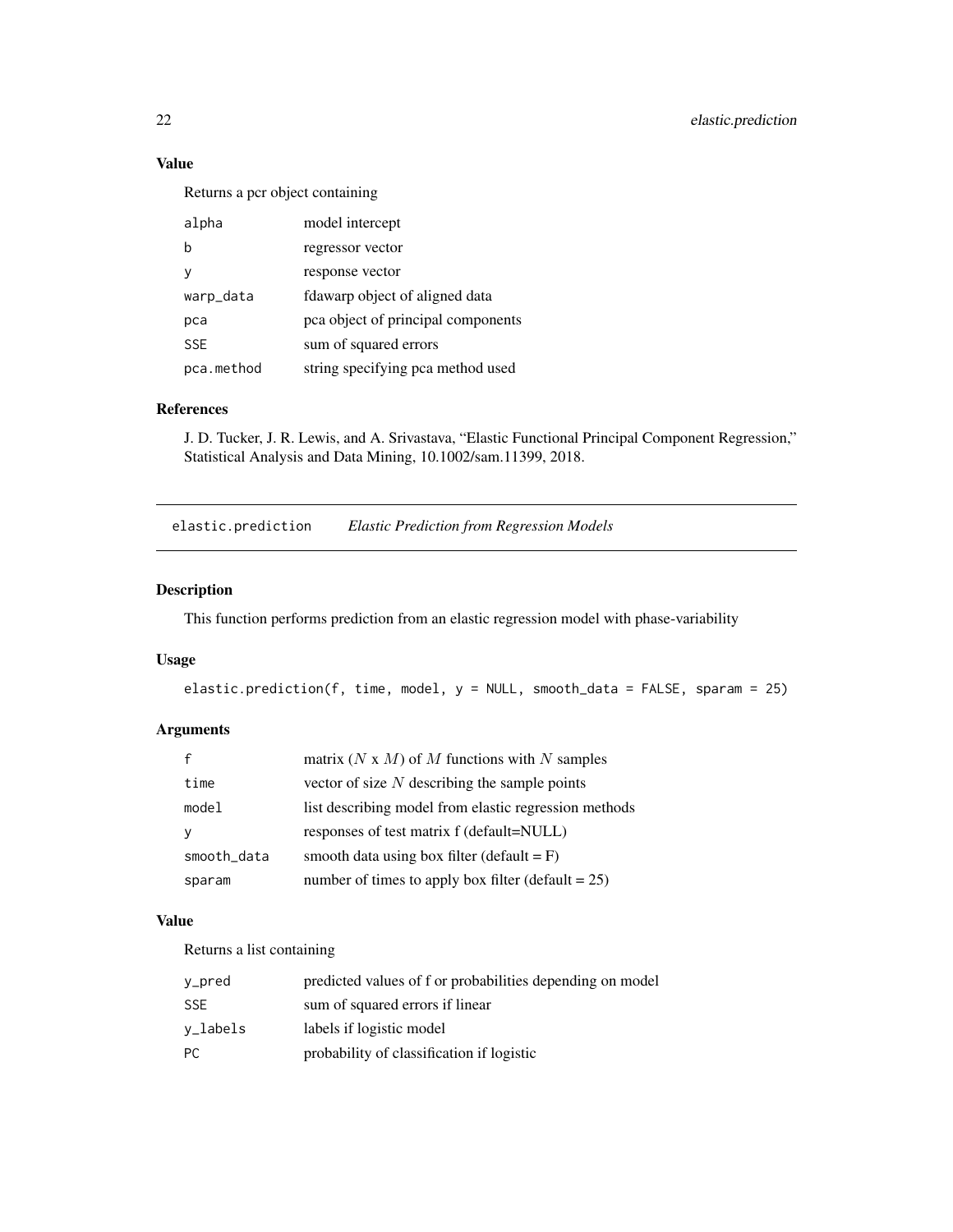## Value

Returns a pcr object containing

| | |
|---|---|
| alpha | model intercept |
| b | regressor vector |
| y | response vector |
| warp_data | fdawarp object of aligned data |
| pca | pca object of principal components |
| SSE | sum of squared errors |
| pca.method | string specifying pca method used |

## References

J. D. Tucker, J. R. Lewis, and A. Srivastava, "Elastic Functional Principal Component Regression," Statistical Analysis and Data Mining, 10.1002/sam.11399, 2018.

---

# elastic.prediction *Elastic Prediction from Regression Models*

---

## Description

This function performs prediction from an elastic regression model with phase-variability

## Usage

```
elastic.prediction(f, time, model, y = NULL, smooth_data = FALSE, sparam = 25)
```

## Arguments

| | |
|---|---|
| f | matrix ($N$ x $M$) of $M$ functions with $N$ samples |
| time | vector of size $N$ describing the sample points |
| model | list describing model from elastic regression methods |
| y | responses of test matrix f (default=NULL) |
| smooth_data | smooth data using box filter (default = F) |
| sparam | number of times to apply box filter (default = 25) |

## Value

Returns a list containing

| | |
|---|---|
| y_pred | predicted values of f or probabilities depending on model |
| SSE | sum of squared errors if linear |
| y_labels | labels if logistic model |
| PC | probability of classification if logistic |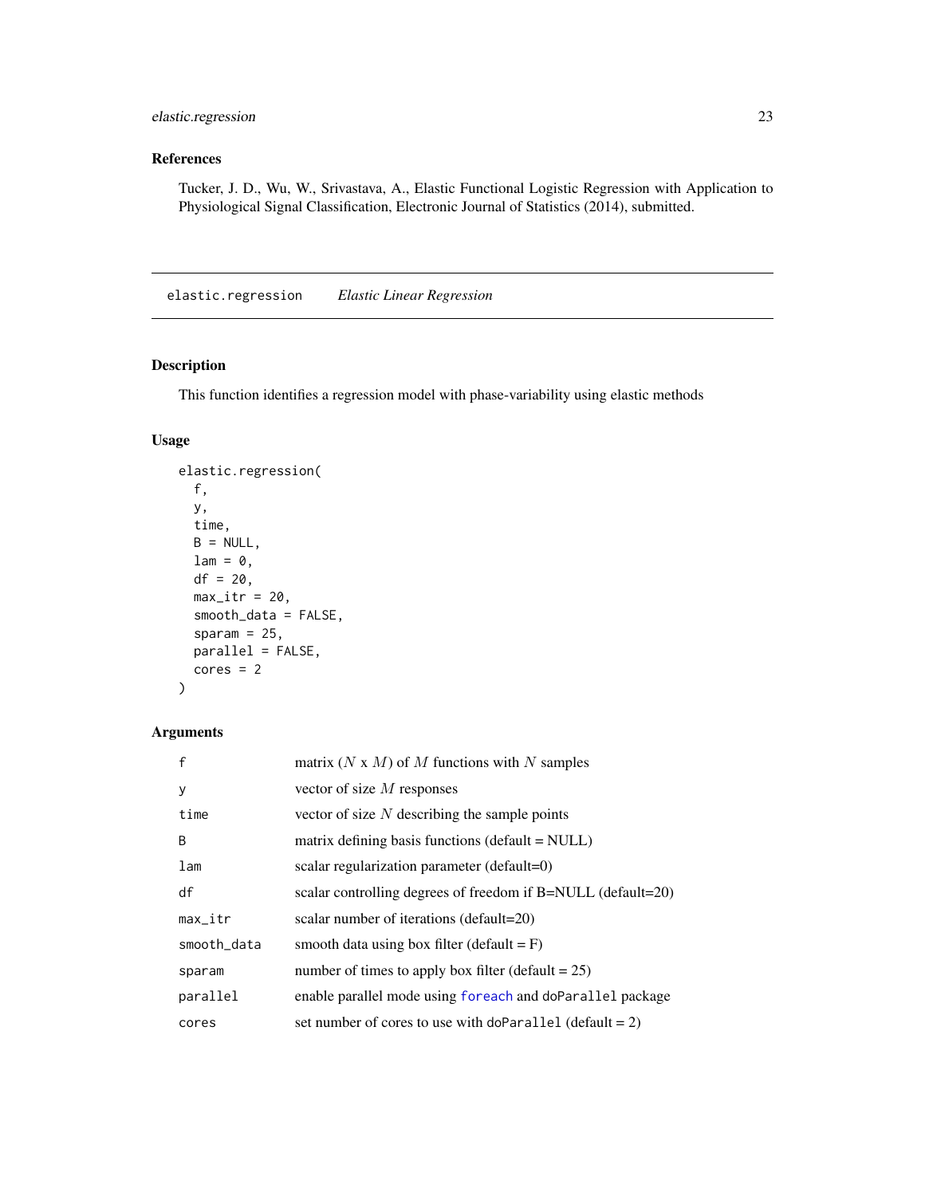## References

Tucker, J. D., Wu, W., Srivastava, A., Elastic Functional Logistic Regression with Application to Physiological Signal Classification, Electronic Journal of Statistics (2014), submitted.

---

# elastic.regression *Elastic Linear Regression*

---

## Description

This function identifies a regression model with phase-variability using elastic methods

## Usage

```
elastic.regression(
  f,
  y,
  time,
  B = NULL,
  lam = 0,
  df = 20,
  max_itr = 20,
  smooth_data = FALSE,
  sparam = 25,
  parallel = FALSE,
  cores = 2
)
```

## Arguments

| | |
|---|---|
| f | matrix ($N$ x $M$) of $M$ functions with $N$ samples |
| y | vector of size $M$ responses |
| time | vector of size $N$ describing the sample points |
| B | matrix defining basis functions (default = NULL) |
| lam | scalar regularization parameter (default=0) |
| df | scalar controlling degrees of freedom if B=NULL (default=20) |
| max_itr | scalar number of iterations (default=20) |
| smooth_data | smooth data using box filter (default = F) |
| sparam | number of times to apply box filter (default = 25) |
| parallel | enable parallel mode using foreach and doParallel package |
| cores | set number of cores to use with doParallel (default = 2) |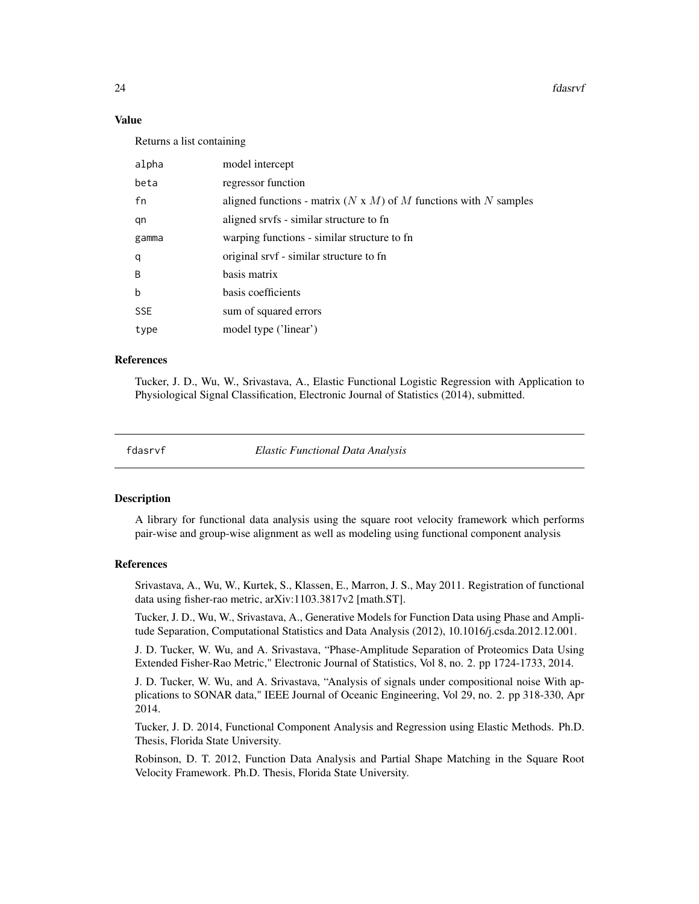## Value

Returns a list containing

| | |
|---|---|
| alpha | model intercept |
| beta | regressor function |
| fn | aligned functions - matrix ($N$ x $M$) of $M$ functions with $N$ samples |
| qn | aligned srvfs - similar structure to fn |
| gamma | warping functions - similar structure to fn |
| q | original srvf - similar structure to fn |
| B | basis matrix |
| b | basis coefficients |
| SSE | sum of squared errors |
| type | model type ('linear') |

## References

Tucker, J. D., Wu, W., Srivastava, A., Elastic Functional Logistic Regression with Application to Physiological Signal Classification, Electronic Journal of Statistics (2014), submitted.

---

# fdasrvf — *Elastic Functional Data Analysis*

## Description

A library for functional data analysis using the square root velocity framework which performs pair-wise and group-wise alignment as well as modeling using functional component analysis

## References

Srivastava, A., Wu, W., Kurtek, S., Klassen, E., Marron, J. S., May 2011. Registration of functional data using fisher-rao metric, arXiv:1103.3817v2 [math.ST].

Tucker, J. D., Wu, W., Srivastava, A., Generative Models for Function Data using Phase and Amplitude Separation, Computational Statistics and Data Analysis (2012), 10.1016/j.csda.2012.12.001.

J. D. Tucker, W. Wu, and A. Srivastava, "Phase-Amplitude Separation of Proteomics Data Using Extended Fisher-Rao Metric," Electronic Journal of Statistics, Vol 8, no. 2. pp 1724-1733, 2014.

J. D. Tucker, W. Wu, and A. Srivastava, "Analysis of signals under compositional noise With applications to SONAR data," IEEE Journal of Oceanic Engineering, Vol 29, no. 2. pp 318-330, Apr 2014.

Tucker, J. D. 2014, Functional Component Analysis and Regression using Elastic Methods. Ph.D. Thesis, Florida State University.

Robinson, D. T. 2012, Function Data Analysis and Partial Shape Matching in the Square Root Velocity Framework. Ph.D. Thesis, Florida State University.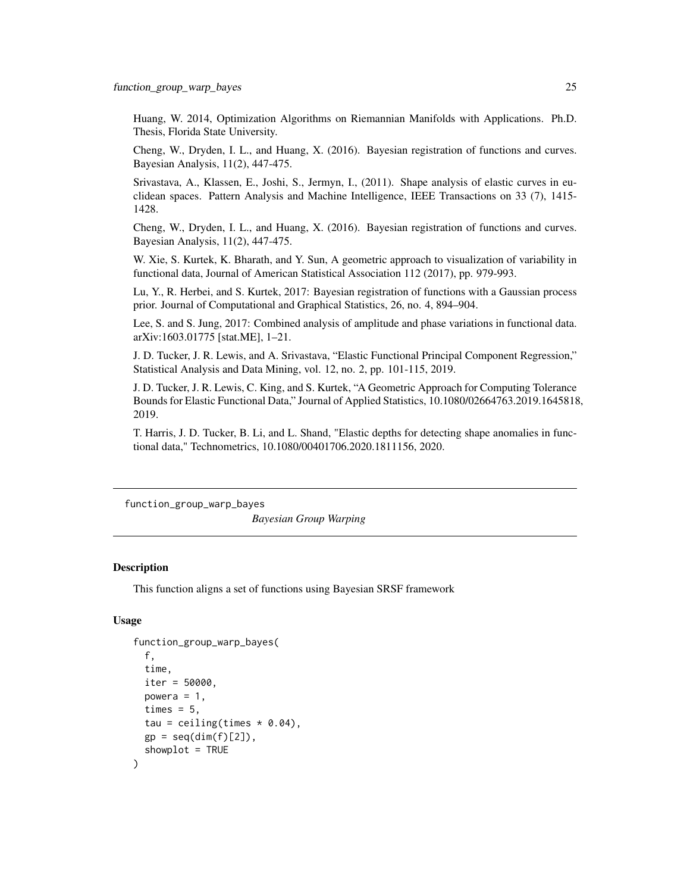Huang, W. 2014, Optimization Algorithms on Riemannian Manifolds with Applications. Ph.D. Thesis, Florida State University.

Cheng, W., Dryden, I. L., and Huang, X. (2016). Bayesian registration of functions and curves. Bayesian Analysis, 11(2), 447-475.

Srivastava, A., Klassen, E., Joshi, S., Jermyn, I., (2011). Shape analysis of elastic curves in euclidean spaces. Pattern Analysis and Machine Intelligence, IEEE Transactions on 33 (7), 1415-1428.

Cheng, W., Dryden, I. L., and Huang, X. (2016). Bayesian registration of functions and curves. Bayesian Analysis, 11(2), 447-475.

W. Xie, S. Kurtek, K. Bharath, and Y. Sun, A geometric approach to visualization of variability in functional data, Journal of American Statistical Association 112 (2017), pp. 979-993.

Lu, Y., R. Herbei, and S. Kurtek, 2017: Bayesian registration of functions with a Gaussian process prior. Journal of Computational and Graphical Statistics, 26, no. 4, 894–904.

Lee, S. and S. Jung, 2017: Combined analysis of amplitude and phase variations in functional data. arXiv:1603.01775 [stat.ME], 1–21.

J. D. Tucker, J. R. Lewis, and A. Srivastava, "Elastic Functional Principal Component Regression," Statistical Analysis and Data Mining, vol. 12, no. 2, pp. 101-115, 2019.

J. D. Tucker, J. R. Lewis, C. King, and S. Kurtek, "A Geometric Approach for Computing Tolerance Bounds for Elastic Functional Data," Journal of Applied Statistics, 10.1080/02664763.2019.1645818, 2019.

T. Harris, J. D. Tucker, B. Li, and L. Shand, "Elastic depths for detecting shape anomalies in functional data," Technometrics, 10.1080/00401706.2020.1811156, 2020.

---

## function_group_warp_bayes

*Bayesian Group Warping*

### Description

This function aligns a set of functions using Bayesian SRSF framework

### Usage

```
function_group_warp_bayes(
  f,
  time,
  iter = 50000,
  powera = 1,
  times = 5,
  tau = ceiling(times * 0.04),
  gp = seq(dim(f)[2]),
  showplot = TRUE
)
```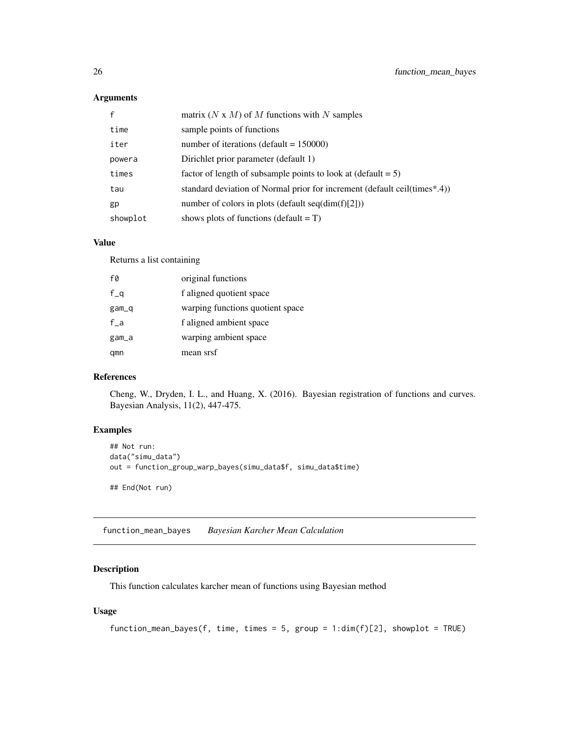### Arguments

| | |
|---|---|
| f | matrix ($N$ x $M$) of $M$ functions with $N$ samples |
| time | sample points of functions |
| iter | number of iterations (default = 150000) |
| powera | Dirichlet prior parameter (default 1) |
| times | factor of length of subsample points to look at (default = 5) |
| tau | standard deviation of Normal prior for increment (default ceil(times*.4)) |
| gp | number of colors in plots (default seq(dim(f)[2])) |
| showplot | shows plots of functions (default = T) |

### Value

Returns a list containing

| | |
|---|---|
| f0 | original functions |
| f_q | f aligned quotient space |
| gam_q | warping functions quotient space |
| f_a | f aligned ambient space |
| gam_a | warping ambient space |
| qmn | mean srsf |

### References

Cheng, W., Dryden, I. L., and Huang, X. (2016). Bayesian registration of functions and curves. Bayesian Analysis, 11(2), 447-475.

### Examples

```
## Not run:
data("simu_data")
out = function_group_warp_bayes(simu_data$f, simu_data$time)

## End(Not run)
```

---

## function_mean_bayes    *Bayesian Karcher Mean Calculation*

### Description

This function calculates karcher mean of functions using Bayesian method

### Usage

```
function_mean_bayes(f, time, times = 5, group = 1:dim(f)[2], showplot = TRUE)
```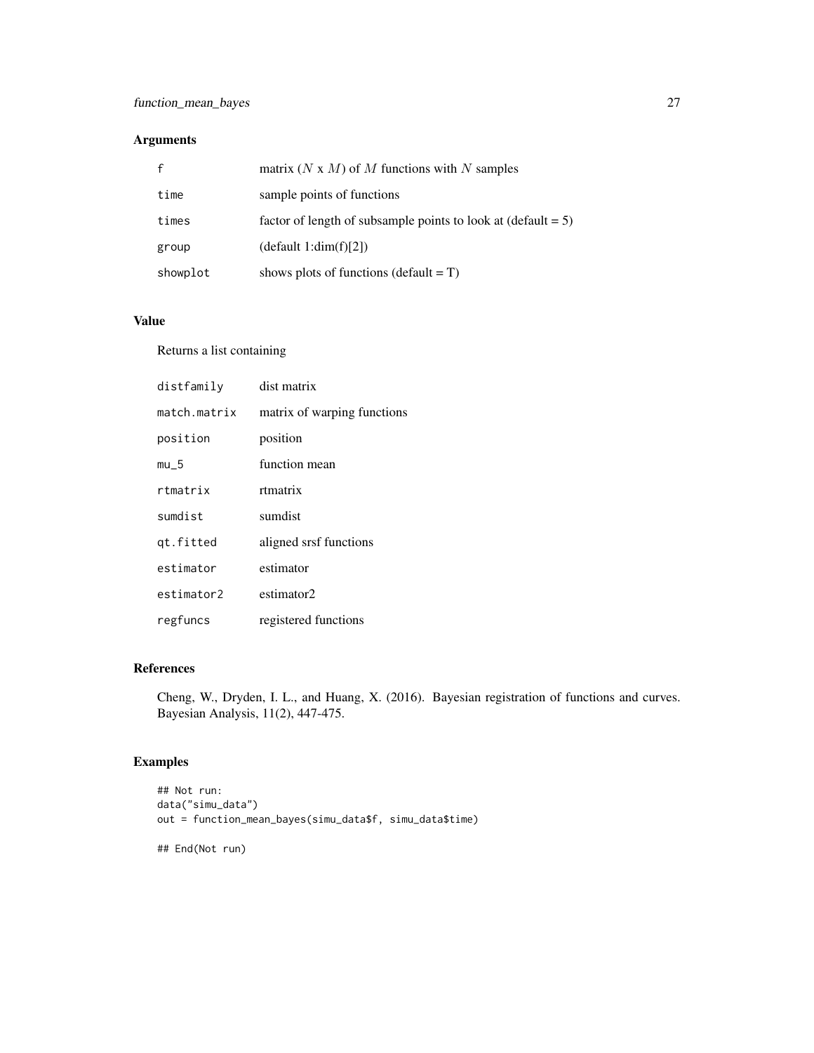## Arguments

| | |
|---|---|
| f | matrix ($N$ x $M$) of $M$ functions with $N$ samples |
| time | sample points of functions |
| times | factor of length of subsample points to look at (default = 5) |
| group | (default 1:dim(f)[2]) |
| showplot | shows plots of functions (default = T) |

## Value

Returns a list containing

| | |
|---|---|
| distfamily | dist matrix |
| match.matrix | matrix of warping functions |
| position | position |
| mu_5 | function mean |
| rtmatrix | rtmatrix |
| sumdist | sumdist |
| qt.fitted | aligned srsf functions |
| estimator | estimator |
| estimator2 | estimator2 |
| regfuncs | registered functions |

## References

Cheng, W., Dryden, I. L., and Huang, X. (2016). Bayesian registration of functions and curves. Bayesian Analysis, 11(2), 447-475.

## Examples

```
## Not run:
data("simu_data")
out = function_mean_bayes(simu_data$f, simu_data$time)

## End(Not run)
```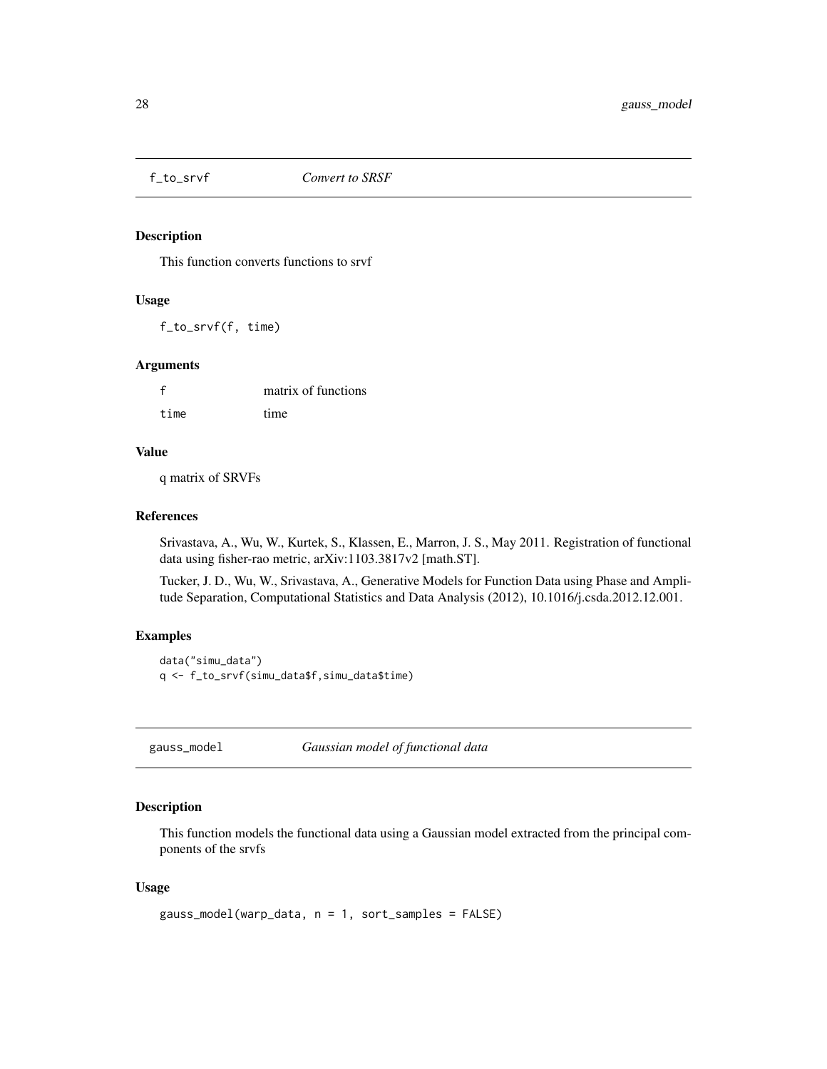## f_to_srvf *Convert to SRSF*

### Description

This function converts functions to srvf

### Usage

```
f_to_srvf(f, time)
```

### Arguments

| | |
|---|---|
| f | matrix of functions |
| time | time |

### Value

q matrix of SRVFs

### References

Srivastava, A., Wu, W., Kurtek, S., Klassen, E., Marron, J. S., May 2011. Registration of functional data using fisher-rao metric, arXiv:1103.3817v2 [math.ST].

Tucker, J. D., Wu, W., Srivastava, A., Generative Models for Function Data using Phase and Amplitude Separation, Computational Statistics and Data Analysis (2012), 10.1016/j.csda.2012.12.001.

### Examples

```
data("simu_data")
q <- f_to_srvf(simu_data$f,simu_data$time)
```

## gauss_model *Gaussian model of functional data*

### Description

This function models the functional data using a Gaussian model extracted from the principal components of the srvfs

### Usage

```
gauss_model(warp_data, n = 1, sort_samples = FALSE)
```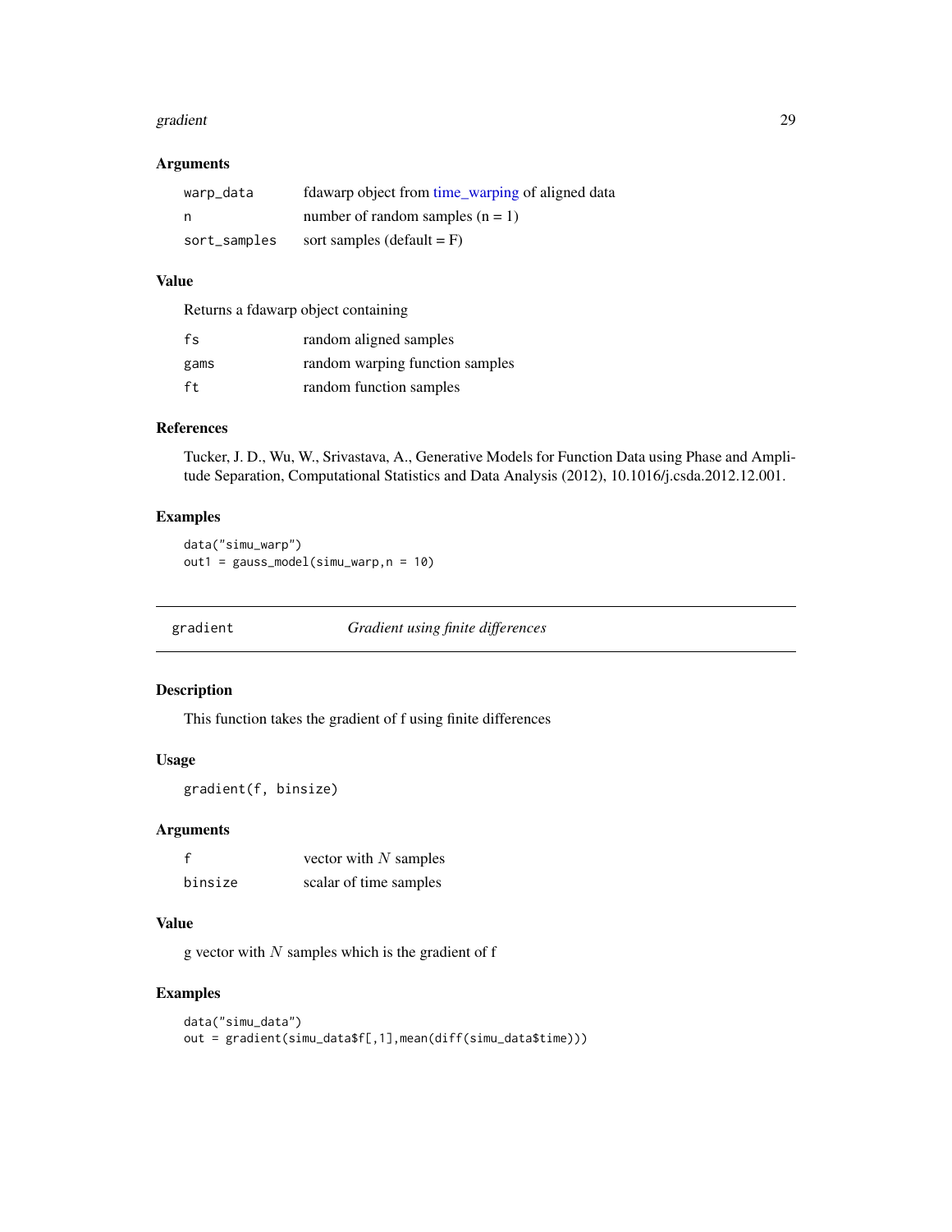### Arguments

| | |
|---|---|
| `warp_data` | fdawarp object from time_warping of aligned data |
| `n` | number of random samples (n = 1) |
| `sort_samples` | sort samples (default = F) |

### Value

Returns a fdawarp object containing

| | |
|---|---|
| `fs` | random aligned samples |
| `gams` | random warping function samples |
| `ft` | random function samples |

### References

Tucker, J. D., Wu, W., Srivastava, A., Generative Models for Function Data using Phase and Amplitude Separation, Computational Statistics and Data Analysis (2012), 10.1016/j.csda.2012.12.001.

### Examples

```
data("simu_warp")
out1 = gauss_model(simu_warp,n = 10)
```

---

## `gradient` *Gradient using finite differences*

### Description

This function takes the gradient of f using finite differences

### Usage

```
gradient(f, binsize)
```

### Arguments

| | |
|---|---|
| `f` | vector with $N$ samples |
| `binsize` | scalar of time samples |

### Value

g vector with $N$ samples which is the gradient of f

### Examples

```
data("simu_data")
out = gradient(simu_data$f[,1],mean(diff(simu_data$time)))
```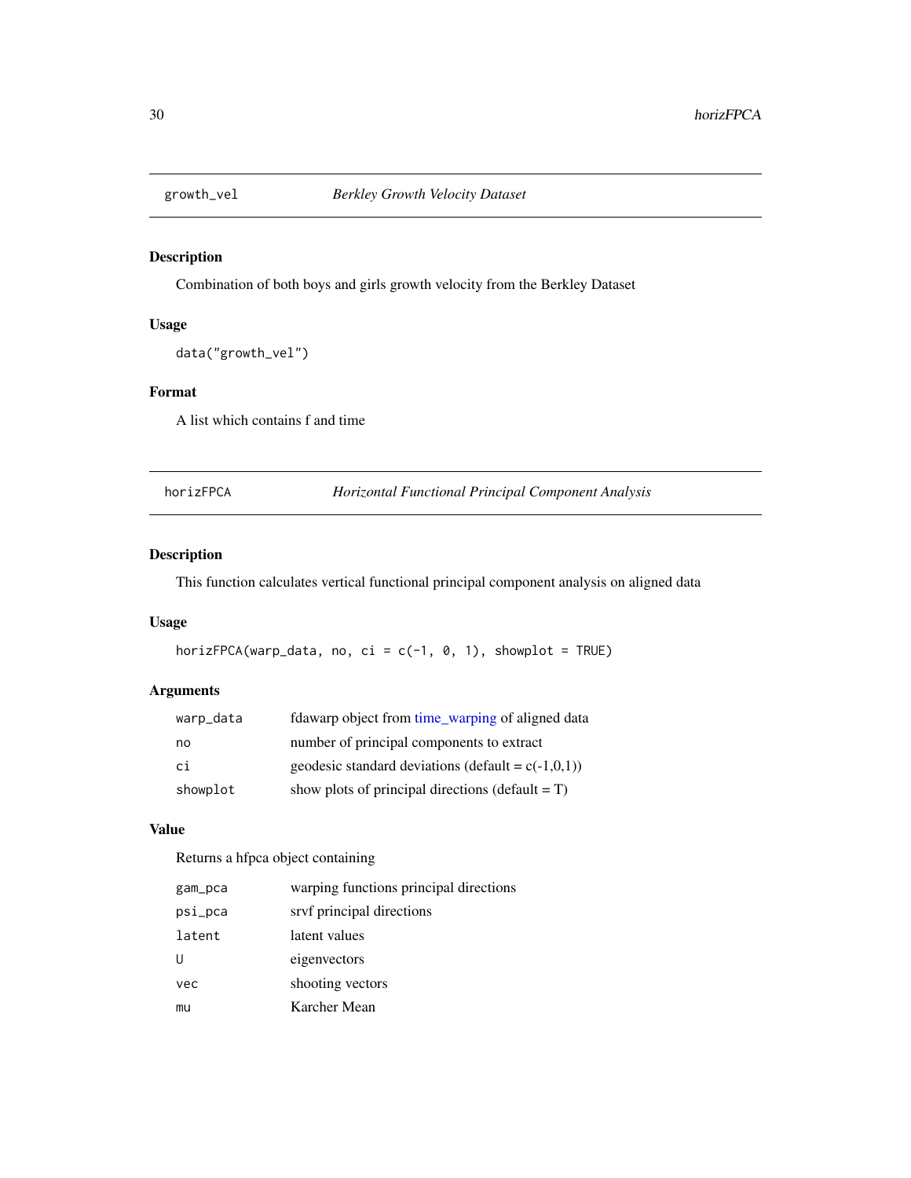## growth_vel — *Berkley Growth Velocity Dataset*

### Description

Combination of both boys and girls growth velocity from the Berkley Dataset

### Usage

```
data("growth_vel")
```

### Format

A list which contains f and time

## horizFPCA — *Horizontal Functional Principal Component Analysis*

### Description

This function calculates vertical functional principal component analysis on aligned data

### Usage

```
horizFPCA(warp_data, no, ci = c(-1, 0, 1), showplot = TRUE)
```

### Arguments

| | |
|---|---|
| `warp_data` | fdawarp object from time_warping of aligned data |
| `no` | number of principal components to extract |
| `ci` | geodesic standard deviations (default = c(-1,0,1)) |
| `showplot` | show plots of principal directions (default = T) |

### Value

Returns a hfpca object containing

| | |
|---|---|
| `gam_pca` | warping functions principal directions |
| `psi_pca` | srvf principal directions |
| `latent` | latent values |
| `U` | eigenvectors |
| `vec` | shooting vectors |
| `mu` | Karcher Mean |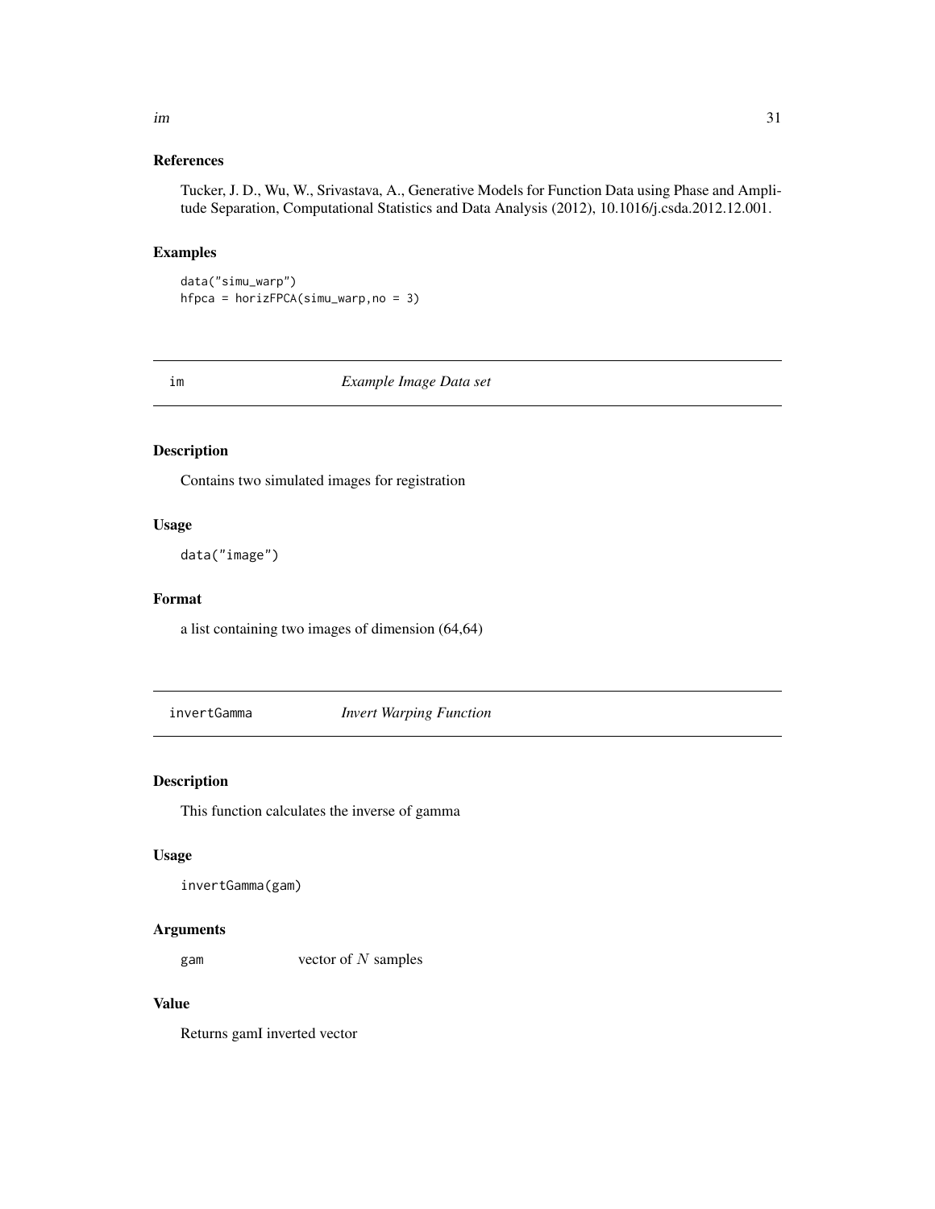## References

Tucker, J. D., Wu, W., Srivastava, A., Generative Models for Function Data using Phase and Amplitude Separation, Computational Statistics and Data Analysis (2012), 10.1016/j.csda.2012.12.001.

## Examples

```
data("simu_warp")
hfpca = horizFPCA(simu_warp,no = 3)
```

---

# im *Example Image Data set*

---

## Description

Contains two simulated images for registration

## Usage

```
data("image")
```

## Format

a list containing two images of dimension (64,64)

---

# invertGamma *Invert Warping Function*

---

## Description

This function calculates the inverse of gamma

## Usage

```
invertGamma(gam)
```

## Arguments

| | |
|---|---|
| gam | vector of $N$ samples |

## Value

Returns gamI inverted vector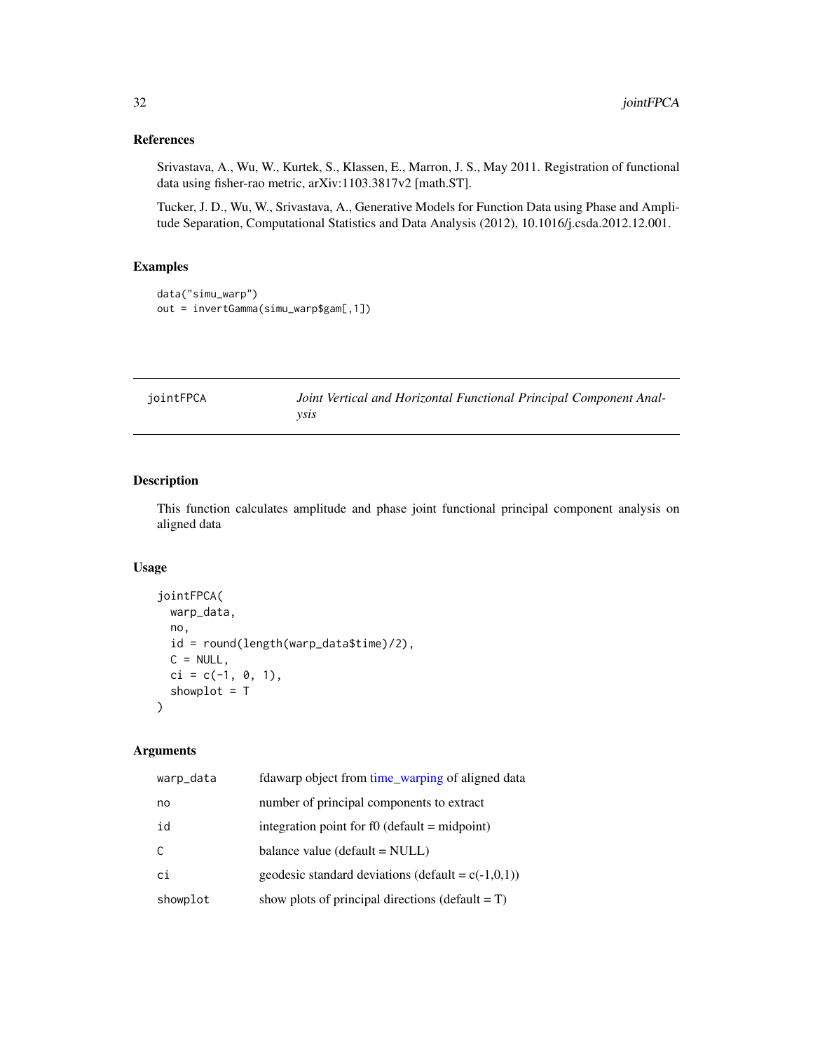## References

Srivastava, A., Wu, W., Kurtek, S., Klassen, E., Marron, J. S., May 2011. Registration of functional data using fisher-rao metric, arXiv:1103.3817v2 [math.ST].

Tucker, J. D., Wu, W., Srivastava, A., Generative Models for Function Data using Phase and Amplitude Separation, Computational Statistics and Data Analysis (2012), 10.1016/j.csda.2012.12.001.

## Examples

```
data("simu_warp")
out = invertGamma(simu_warp$gam[,1])
```

---

# jointFPCA — *Joint Vertical and Horizontal Functional Principal Component Analysis*

## Description

This function calculates amplitude and phase joint functional principal component analysis on aligned data

## Usage

```
jointFPCA(
  warp_data,
  no,
  id = round(length(warp_data$time)/2),
  C = NULL,
  ci = c(-1, 0, 1),
  showplot = T
)
```

## Arguments

| | |
|---|---|
| warp_data | fdawarp object from time_warping of aligned data |
| no | number of principal components to extract |
| id | integration point for f0 (default = midpoint) |
| C | balance value (default = NULL) |
| ci | geodesic standard deviations (default = c(-1,0,1)) |
| showplot | show plots of principal directions (default = T) |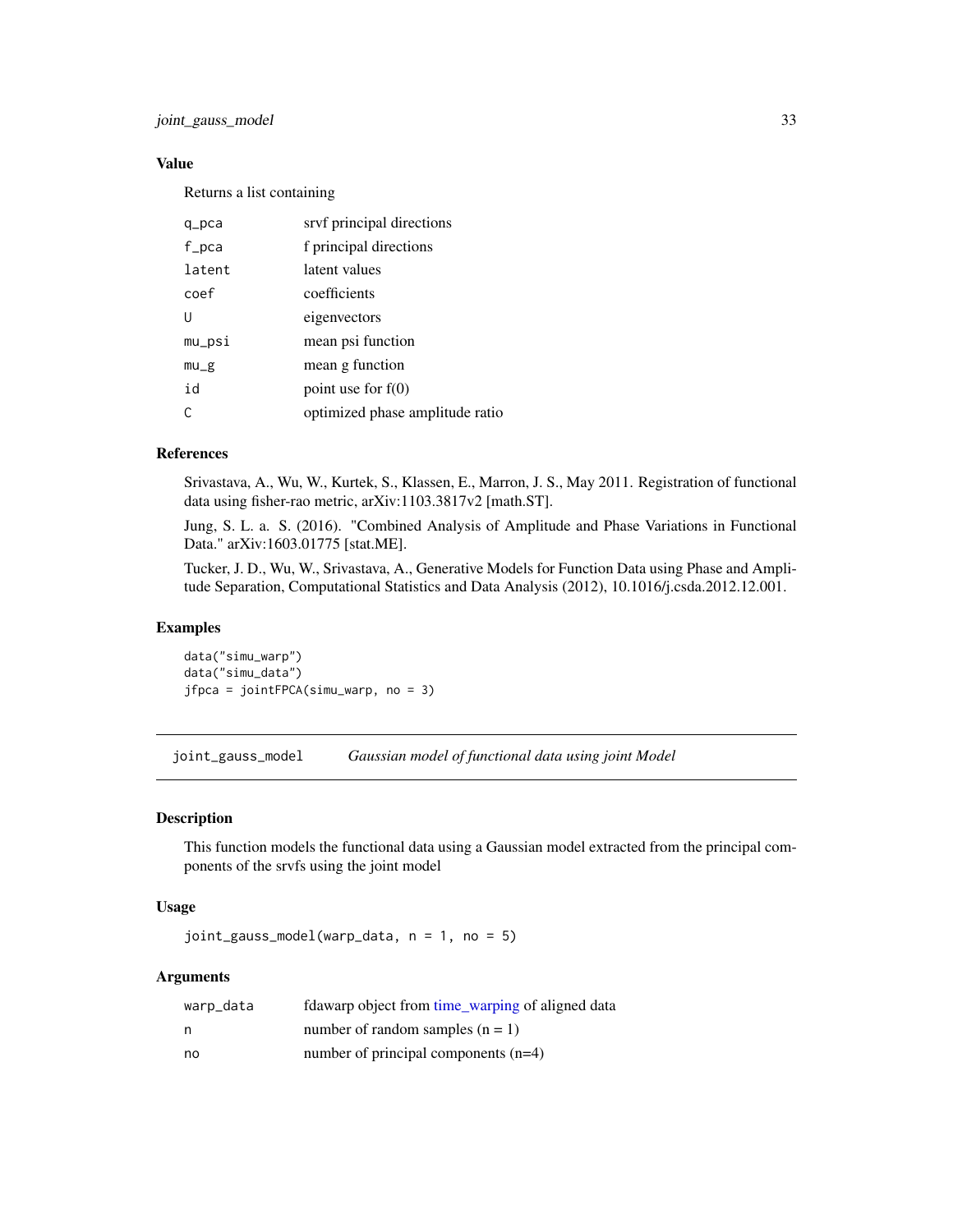### Value

Returns a list containing

| | |
|---|---|
| q_pca | srvf principal directions |
| f_pca | f principal directions |
| latent | latent values |
| coef | coefficients |
| U | eigenvectors |
| mu_psi | mean psi function |
| mu_g | mean g function |
| id | point use for f(0) |
| C | optimized phase amplitude ratio |

### References

Srivastava, A., Wu, W., Kurtek, S., Klassen, E., Marron, J. S., May 2011. Registration of functional data using fisher-rao metric, arXiv:1103.3817v2 [math.ST].

Jung, S. L. a. S. (2016). "Combined Analysis of Amplitude and Phase Variations in Functional Data." arXiv:1603.01775 [stat.ME].

Tucker, J. D., Wu, W., Srivastava, A., Generative Models for Function Data using Phase and Amplitude Separation, Computational Statistics and Data Analysis (2012), 10.1016/j.csda.2012.12.001.

### Examples

```
data("simu_warp")
data("simu_data")
jfpca = jointFPCA(simu_warp, no = 3)
```

---

## joint_gauss_model — *Gaussian model of functional data using joint Model*

### Description

This function models the functional data using a Gaussian model extracted from the principal components of the srvfs using the joint model

### Usage

```
joint_gauss_model(warp_data, n = 1, no = 5)
```

### Arguments

| | |
|---|---|
| warp_data | fdawarp object from time_warping of aligned data |
| n | number of random samples (n = 1) |
| no | number of principal components (n=4) |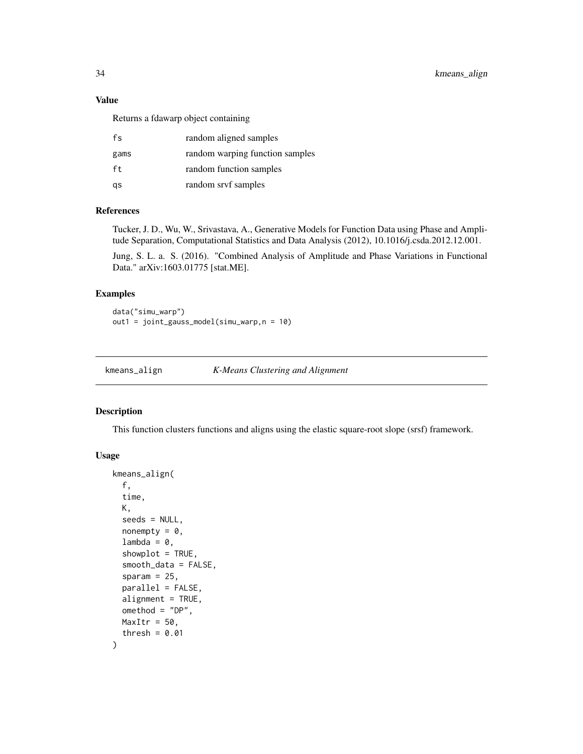### Value

Returns a fdawarp object containing

| | |
|---|---|
| fs | random aligned samples |
| gams | random warping function samples |
| ft | random function samples |
| qs | random srvf samples |

### References

Tucker, J. D., Wu, W., Srivastava, A., Generative Models for Function Data using Phase and Amplitude Separation, Computational Statistics and Data Analysis (2012), 10.1016/j.csda.2012.12.001.

Jung, S. L. a. S. (2016). "Combined Analysis of Amplitude and Phase Variations in Functional Data." arXiv:1603.01775 [stat.ME].

### Examples

```
data("simu_warp")
out1 = joint_gauss_model(simu_warp,n = 10)
```

---

## kmeans_align *K-Means Clustering and Alignment*

### Description

This function clusters functions and aligns using the elastic square-root slope (srsf) framework.

### Usage

```
kmeans_align(
  f,
  time,
  K,
  seeds = NULL,
  nonempty = 0,
  lambda = 0,
  showplot = TRUE,
  smooth_data = FALSE,
  sparam = 25,
  parallel = FALSE,
  alignment = TRUE,
  omethod = "DP",
  MaxItr = 50,
  thresh = 0.01
)
```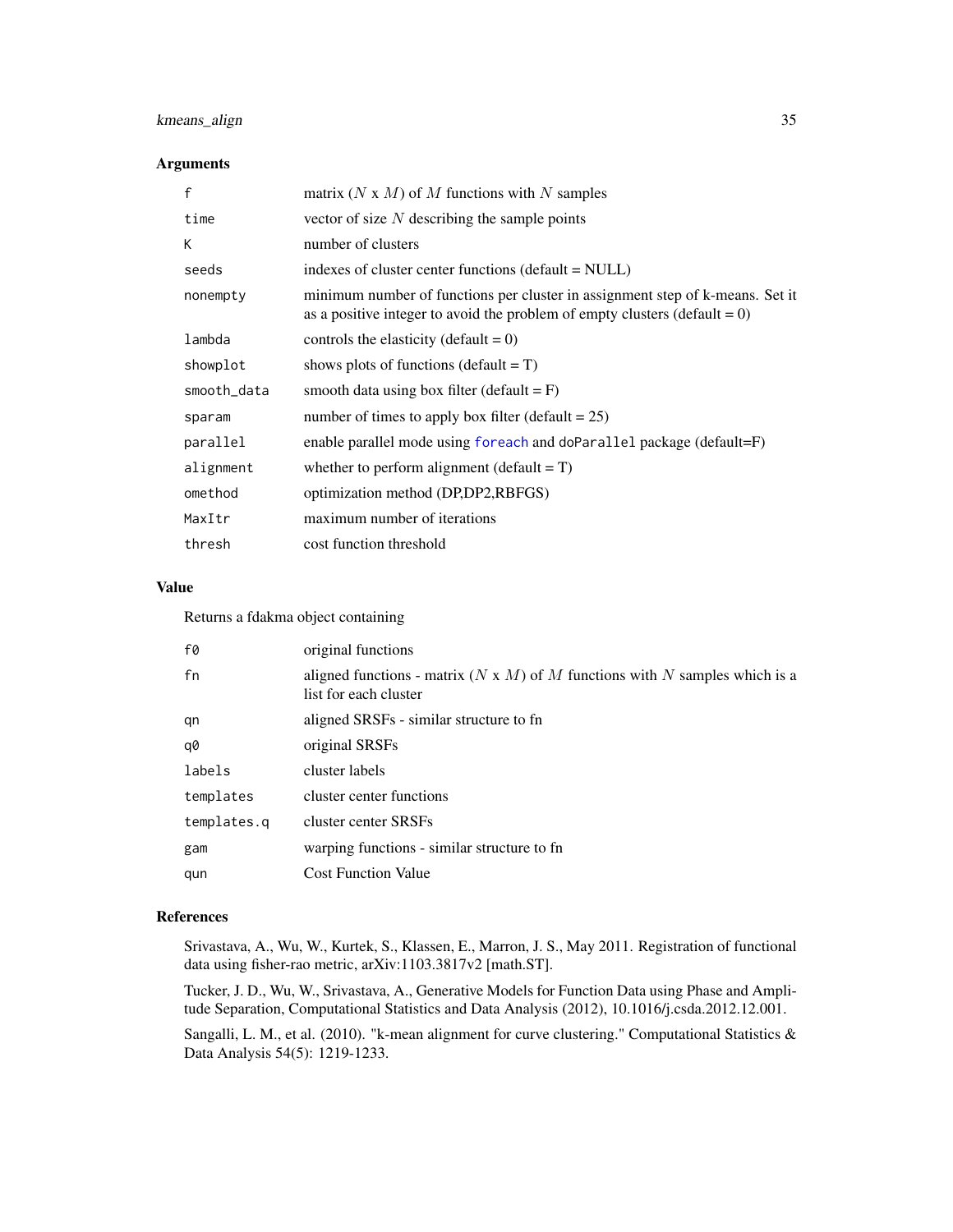## Arguments

| | |
|---|---|
| `f` | matrix ($N$ x $M$) of $M$ functions with $N$ samples |
| `time` | vector of size $N$ describing the sample points |
| `K` | number of clusters |
| `seeds` | indexes of cluster center functions (default = NULL) |
| `nonempty` | minimum number of functions per cluster in assignment step of k-means. Set it as a positive integer to avoid the problem of empty clusters (default = 0) |
| `lambda` | controls the elasticity (default = 0) |
| `showplot` | shows plots of functions (default = T) |
| `smooth_data` | smooth data using box filter (default = F) |
| `sparam` | number of times to apply box filter (default = 25) |
| `parallel` | enable parallel mode using `foreach` and `doParallel` package (default=F) |
| `alignment` | whether to perform alignment (default = T) |
| `omethod` | optimization method (DP,DP2,RBFGS) |
| `MaxItr` | maximum number of iterations |
| `thresh` | cost function threshold |

## Value

Returns a fdakma object containing

| | |
|---|---|
| `f0` | original functions |
| `fn` | aligned functions - matrix ($N$ x $M$) of $M$ functions with $N$ samples which is a list for each cluster |
| `qn` | aligned SRSFs - similar structure to fn |
| `q0` | original SRSFs |
| `labels` | cluster labels |
| `templates` | cluster center functions |
| `templates.q` | cluster center SRSFs |
| `gam` | warping functions - similar structure to fn |
| `qun` | Cost Function Value |

## References

Srivastava, A., Wu, W., Kurtek, S., Klassen, E., Marron, J. S., May 2011. Registration of functional data using fisher-rao metric, arXiv:1103.3817v2 [math.ST].

Tucker, J. D., Wu, W., Srivastava, A., Generative Models for Function Data using Phase and Amplitude Separation, Computational Statistics and Data Analysis (2012), 10.1016/j.csda.2012.12.001.

Sangalli, L. M., et al. (2010). "k-mean alignment for curve clustering." Computational Statistics & Data Analysis 54(5): 1219-1233.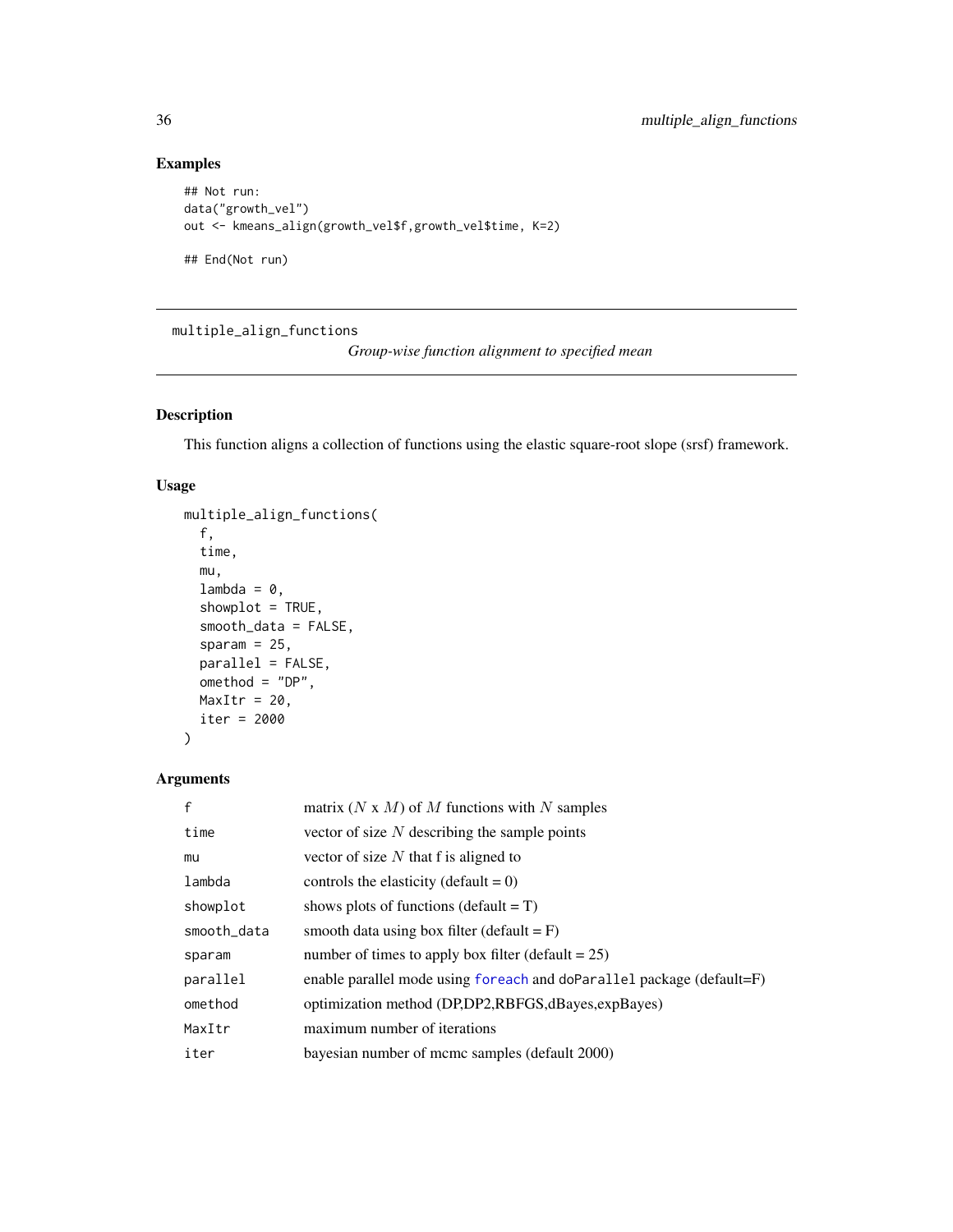## Examples

```
## Not run:
data("growth_vel")
out <- kmeans_align(growth_vel$f,growth_vel$time, K=2)

## End(Not run)
```

---

# multiple_align_functions

*Group-wise function alignment to specified mean*

---

## Description

This function aligns a collection of functions using the elastic square-root slope (srsf) framework.

## Usage

```
multiple_align_functions(
  f,
  time,
  mu,
  lambda = 0,
  showplot = TRUE,
  smooth_data = FALSE,
  sparam = 25,
  parallel = FALSE,
  omethod = "DP",
  MaxItr = 20,
  iter = 2000
)
```

## Arguments

| | |
|---|---|
| f | matrix ($N$ x $M$) of $M$ functions with $N$ samples |
| time | vector of size $N$ describing the sample points |
| mu | vector of size $N$ that f is aligned to |
| lambda | controls the elasticity (default = 0) |
| showplot | shows plots of functions (default = T) |
| smooth_data | smooth data using box filter (default = F) |
| sparam | number of times to apply box filter (default = 25) |
| parallel | enable parallel mode using foreach and doParallel package (default=F) |
| omethod | optimization method (DP,DP2,RBFGS,dBayes,expBayes) |
| MaxItr | maximum number of iterations |
| iter | bayesian number of mcmc samples (default 2000) |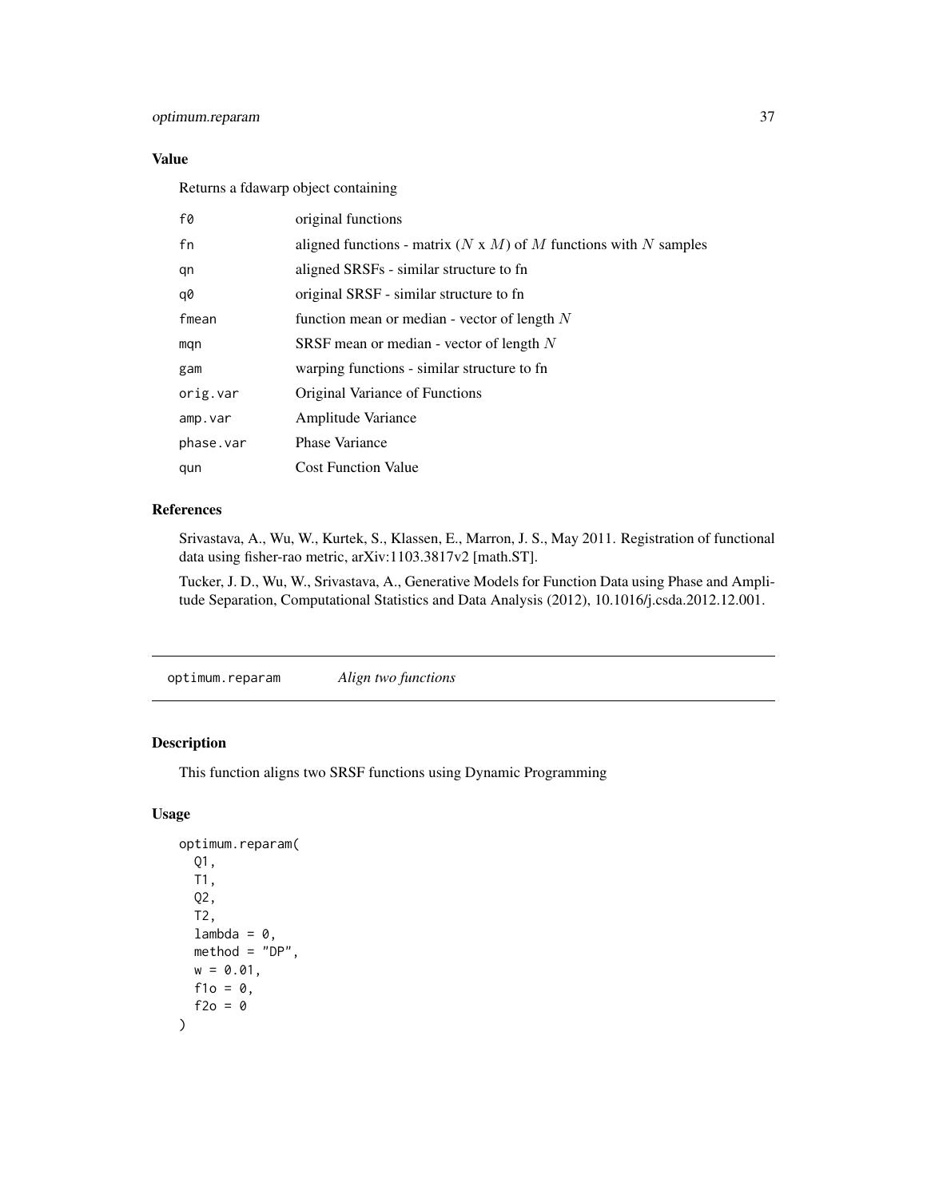## Value

Returns a fdawarp object containing

| | |
|---|---|
| f0 | original functions |
| fn | aligned functions - matrix ($N$ x $M$) of $M$ functions with $N$ samples |
| qn | aligned SRSFs - similar structure to fn |
| q0 | original SRSF - similar structure to fn |
| fmean | function mean or median - vector of length $N$ |
| mqn | SRSF mean or median - vector of length $N$ |
| gam | warping functions - similar structure to fn |
| orig.var | Original Variance of Functions |
| amp.var | Amplitude Variance |
| phase.var | Phase Variance |
| qun | Cost Function Value |

## References

Srivastava, A., Wu, W., Kurtek, S., Klassen, E., Marron, J. S., May 2011. Registration of functional data using fisher-rao metric, arXiv:1103.3817v2 [math.ST].

Tucker, J. D., Wu, W., Srivastava, A., Generative Models for Function Data using Phase and Amplitude Separation, Computational Statistics and Data Analysis (2012), 10.1016/j.csda.2012.12.001.

---

# optimum.reparam *Align two functions*

## Description

This function aligns two SRSF functions using Dynamic Programming

## Usage

```
optimum.reparam(
  Q1,
  T1,
  Q2,
  T2,
  lambda = 0,
  method = "DP",
  w = 0.01,
  f1o = 0,
  f2o = 0
)
```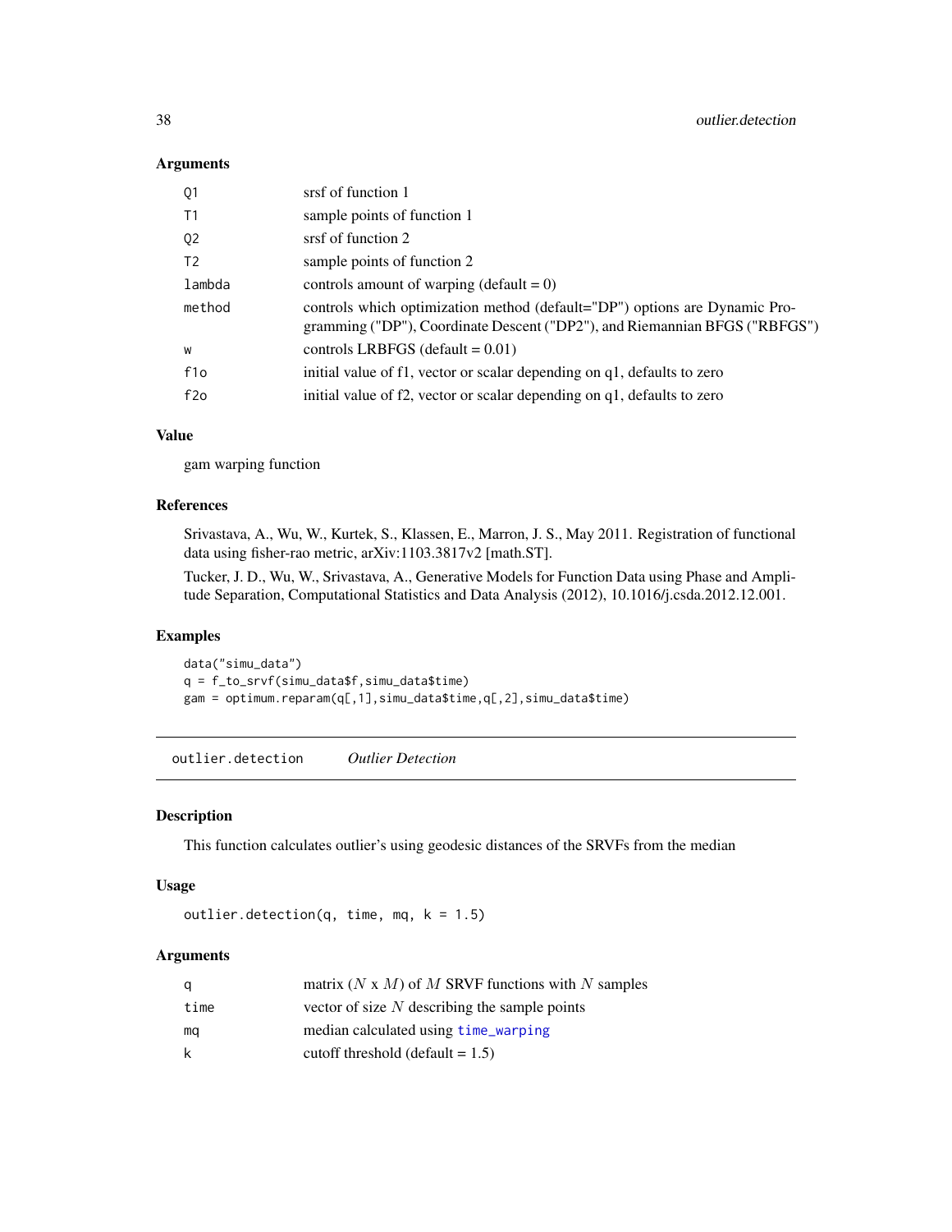### Arguments

| | |
|---|---|
| Q1 | srsf of function 1 |
| T1 | sample points of function 1 |
| Q2 | srsf of function 2 |
| T2 | sample points of function 2 |
| lambda | controls amount of warping (default = 0) |
| method | controls which optimization method (default="DP") options are Dynamic Programming ("DP"), Coordinate Descent ("DP2"), and Riemannian BFGS ("RBFGS") |
| w | controls LRBFGS (default = 0.01) |
| f1o | initial value of f1, vector or scalar depending on q1, defaults to zero |
| f2o | initial value of f2, vector or scalar depending on q1, defaults to zero |

### Value

gam warping function

### References

Srivastava, A., Wu, W., Kurtek, S., Klassen, E., Marron, J. S., May 2011. Registration of functional data using fisher-rao metric, arXiv:1103.3817v2 [math.ST].

Tucker, J. D., Wu, W., Srivastava, A., Generative Models for Function Data using Phase and Amplitude Separation, Computational Statistics and Data Analysis (2012), 10.1016/j.csda.2012.12.001.

### Examples

```
data("simu_data")
q = f_to_srvf(simu_data$f,simu_data$time)
gam = optimum.reparam(q[,1],simu_data$time,q[,2],simu_data$time)
```

---

## outlier.detection    *Outlier Detection*

### Description

This function calculates outlier's using geodesic distances of the SRVFs from the median

### Usage

```
outlier.detection(q, time, mq, k = 1.5)
```

### Arguments

| | |
|---|---|
| q | matrix ($N$ x $M$) of $M$ SRVF functions with $N$ samples |
| time | vector of size $N$ describing the sample points |
| mq | median calculated using time_warping |
| k | cutoff threshold (default = 1.5) |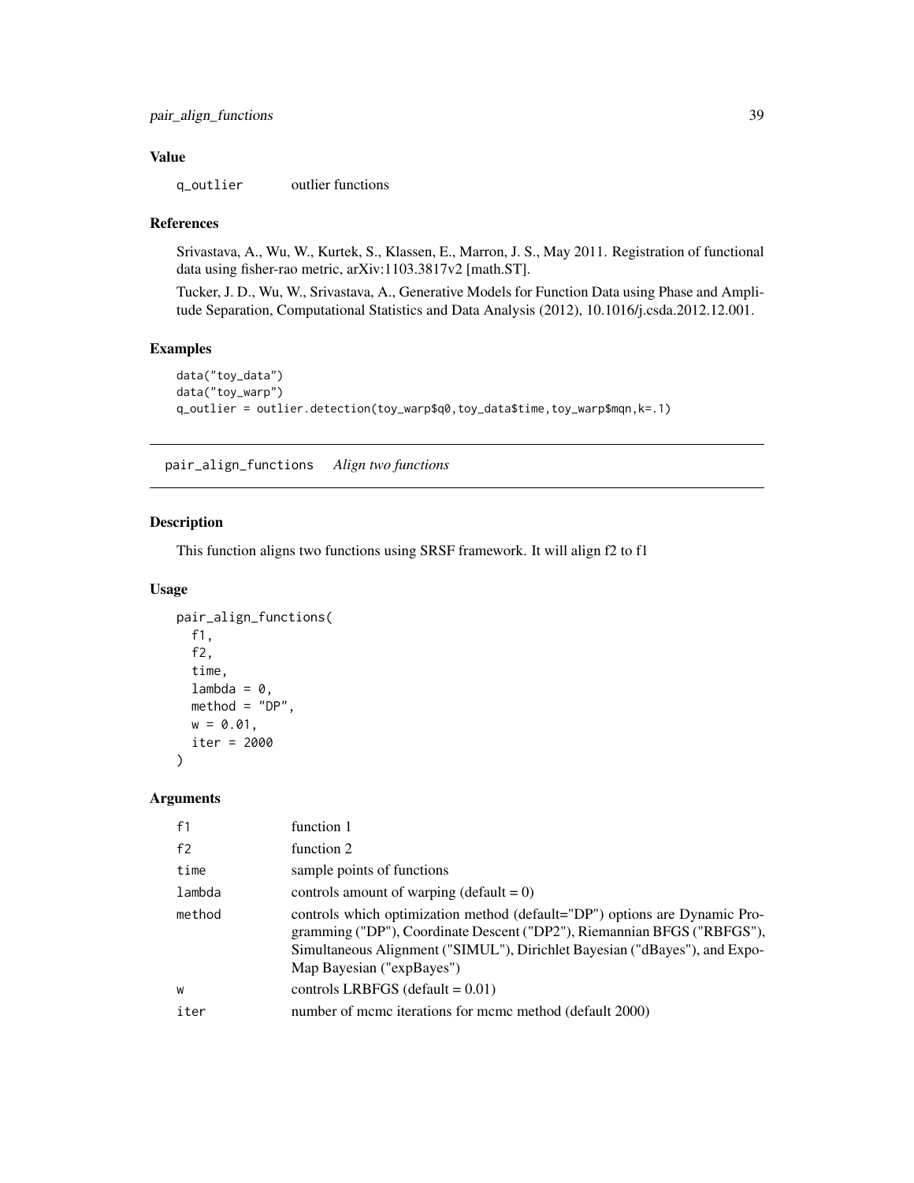## Value

| | |
|---|---|
| q_outlier | outlier functions |

## References

Srivastava, A., Wu, W., Kurtek, S., Klassen, E., Marron, J. S., May 2011. Registration of functional data using fisher-rao metric, arXiv:1103.3817v2 [math.ST].

Tucker, J. D., Wu, W., Srivastava, A., Generative Models for Function Data using Phase and Amplitude Separation, Computational Statistics and Data Analysis (2012), 10.1016/j.csda.2012.12.001.

## Examples

```
data("toy_data")
data("toy_warp")
q_outlier = outlier.detection(toy_warp$q0,toy_data$time,toy_warp$mqn,k=.1)
```

---

# pair_align_functions *Align two functions*

## Description

This function aligns two functions using SRSF framework. It will align f2 to f1

## Usage

```
pair_align_functions(
  f1,
  f2,
  time,
  lambda = 0,
  method = "DP",
  w = 0.01,
  iter = 2000
)
```

## Arguments

| | |
|---|---|
| f1 | function 1 |
| f2 | function 2 |
| time | sample points of functions |
| lambda | controls amount of warping (default = 0) |
| method | controls which optimization method (default="DP") options are Dynamic Programming ("DP"), Coordinate Descent ("DP2"), Riemannian BFGS ("RBFGS"), Simultaneous Alignment ("SIMUL"), Dirichlet Bayesian ("dBayes"), and Expo-Map Bayesian ("expBayes") |
| w | controls LRBFGS (default = 0.01) |
| iter | number of mcmc iterations for mcmc method (default 2000) |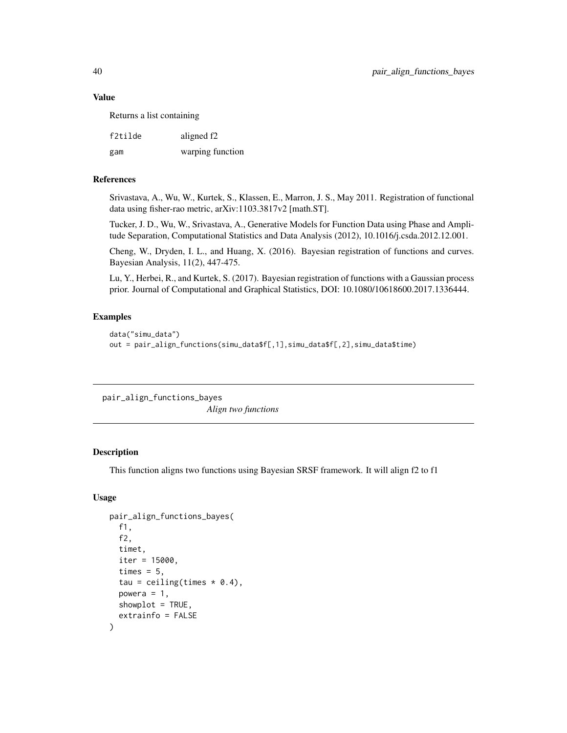### Value

Returns a list containing

| | |
|---|---|
| f2tilde | aligned f2 |
| gam | warping function |

### References

Srivastava, A., Wu, W., Kurtek, S., Klassen, E., Marron, J. S., May 2011. Registration of functional data using fisher-rao metric, arXiv:1103.3817v2 [math.ST].

Tucker, J. D., Wu, W., Srivastava, A., Generative Models for Function Data using Phase and Amplitude Separation, Computational Statistics and Data Analysis (2012), 10.1016/j.csda.2012.12.001.

Cheng, W., Dryden, I. L., and Huang, X. (2016). Bayesian registration of functions and curves. Bayesian Analysis, 11(2), 447-475.

Lu, Y., Herbei, R., and Kurtek, S. (2017). Bayesian registration of functions with a Gaussian process prior. Journal of Computational and Graphical Statistics, DOI: 10.1080/10618600.2017.1336444.

### Examples

```
data("simu_data")
out = pair_align_functions(simu_data$f[,1],simu_data$f[,2],simu_data$time)
```

---

## pair_align_functions_bayes

*Align two functions*

---

### Description

This function aligns two functions using Bayesian SRSF framework. It will align f2 to f1

### Usage

```
pair_align_functions_bayes(
  f1,
  f2,
  timet,
  iter = 15000,
  times = 5,
  tau = ceiling(times * 0.4),
  powera = 1,
  showplot = TRUE,
  extrainfo = FALSE
)
```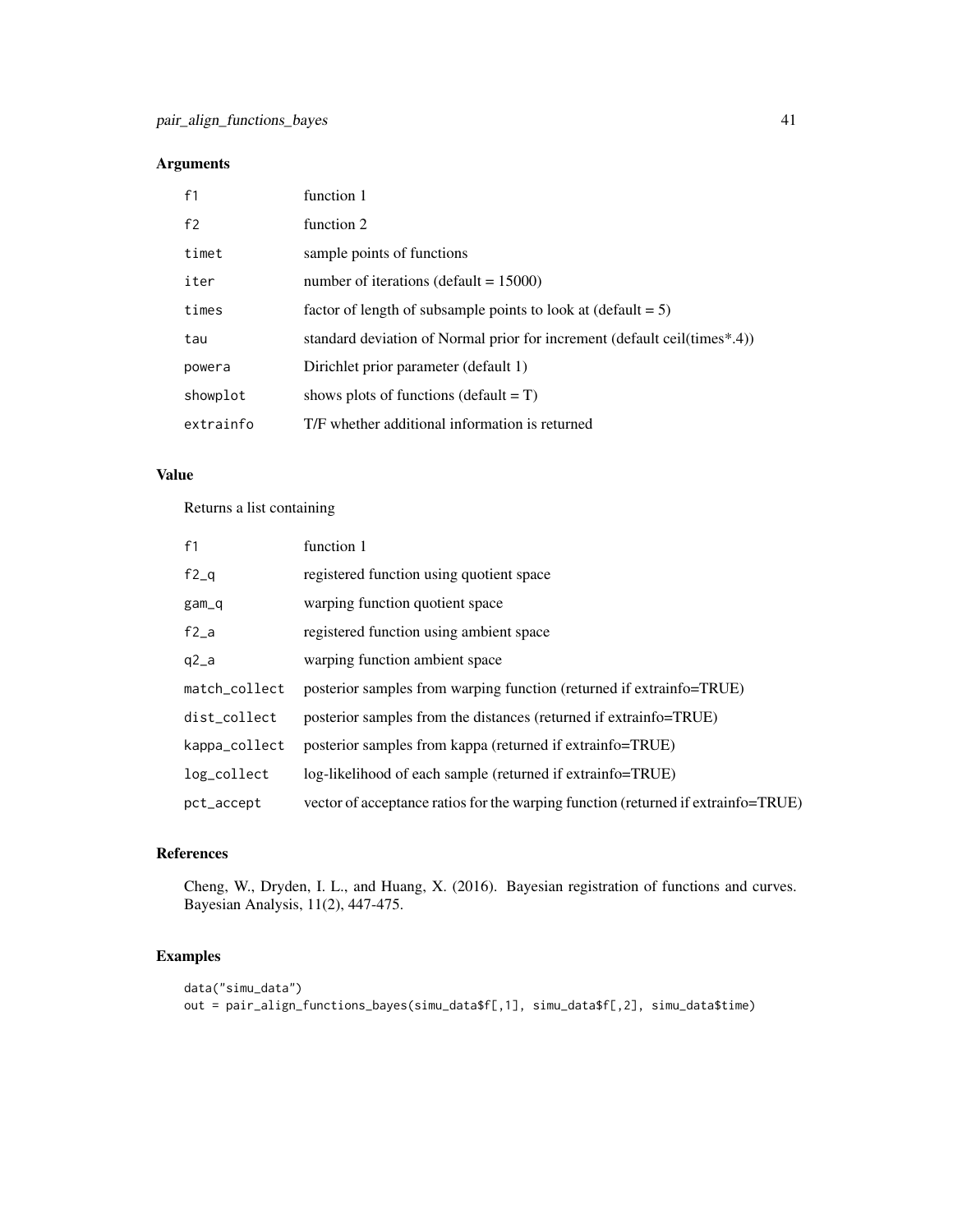## Arguments

| | |
|---|---|
| f1 | function 1 |
| f2 | function 2 |
| timet | sample points of functions |
| iter | number of iterations (default = 15000) |
| times | factor of length of subsample points to look at (default = 5) |
| tau | standard deviation of Normal prior for increment (default ceil(times*.4)) |
| powera | Dirichlet prior parameter (default 1) |
| showplot | shows plots of functions (default = T) |
| extrainfo | T/F whether additional information is returned |

## Value

Returns a list containing

| | |
|---|---|
| f1 | function 1 |
| f2_q | registered function using quotient space |
| gam_q | warping function quotient space |
| f2_a | registered function using ambient space |
| q2_a | warping function ambient space |
| match_collect | posterior samples from warping function (returned if extrainfo=TRUE) |
| dist_collect | posterior samples from the distances (returned if extrainfo=TRUE) |
| kappa_collect | posterior samples from kappa (returned if extrainfo=TRUE) |
| log_collect | log-likelihood of each sample (returned if extrainfo=TRUE) |
| pct_accept | vector of acceptance ratios for the warping function (returned if extrainfo=TRUE) |

## References

Cheng, W., Dryden, I. L., and Huang, X. (2016). Bayesian registration of functions and curves. Bayesian Analysis, 11(2), 447-475.

## Examples

```
data("simu_data")
out = pair_align_functions_bayes(simu_data$f[,1], simu_data$f[,2], simu_data$time)
```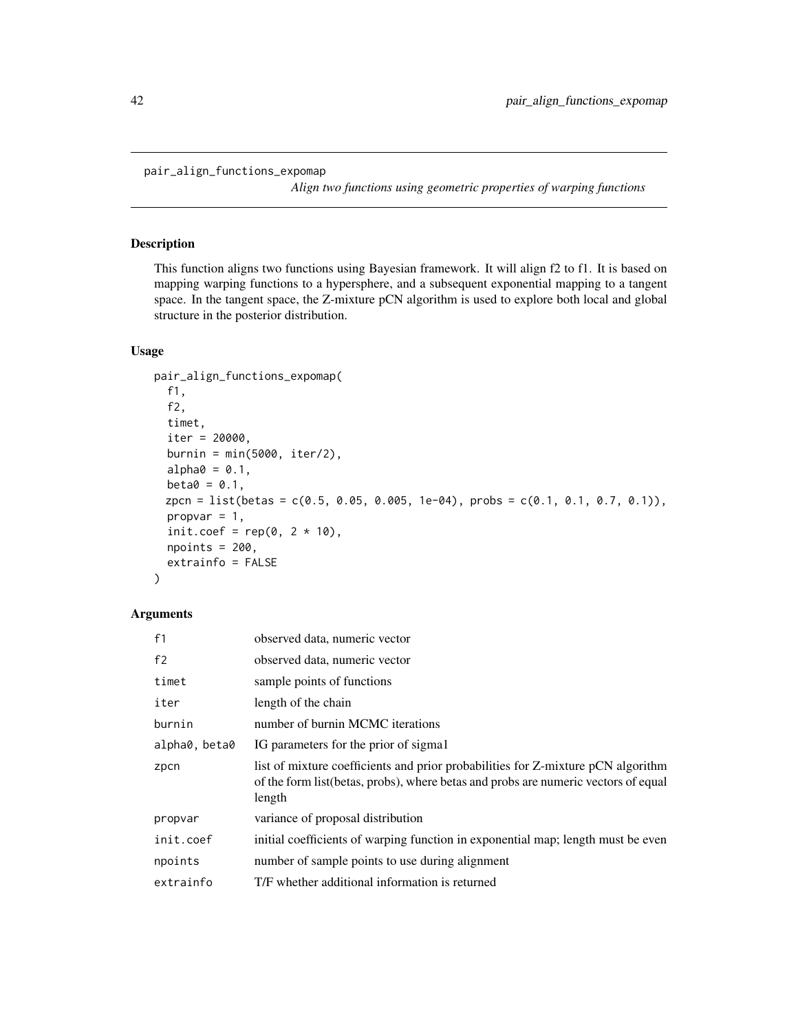`pair_align_functions_expomap` *Align two functions using geometric properties of warping functions*

## Description

This function aligns two functions using Bayesian framework. It will align f2 to f1. It is based on mapping warping functions to a hypersphere, and a subsequent exponential mapping to a tangent space. In the tangent space, the Z-mixture pCN algorithm is used to explore both local and global structure in the posterior distribution.

## Usage

```
pair_align_functions_expomap(
  f1,
  f2,
  timet,
  iter = 20000,
  burnin = min(5000, iter/2),
  alpha0 = 0.1,
  beta0 = 0.1,
  zpcn = list(betas = c(0.5, 0.05, 0.005, 1e-04), probs = c(0.1, 0.1, 0.7, 0.1)),
  propvar = 1,
  init.coef = rep(0, 2 * 10),
  npoints = 200,
  extrainfo = FALSE
)
```

## Arguments

| | |
|---|---|
| `f1` | observed data, numeric vector |
| `f2` | observed data, numeric vector |
| `timet` | sample points of functions |
| `iter` | length of the chain |
| `burnin` | number of burnin MCMC iterations |
| `alpha0, beta0` | IG parameters for the prior of sigma1 |
| `zpcn` | list of mixture coefficients and prior probabilities for Z-mixture pCN algorithm of the form list(betas, probs), where betas and probs are numeric vectors of equal length |
| `propvar` | variance of proposal distribution |
| `init.coef` | initial coefficients of warping function in exponential map; length must be even |
| `npoints` | number of sample points to use during alignment |
| `extrainfo` | T/F whether additional information is returned |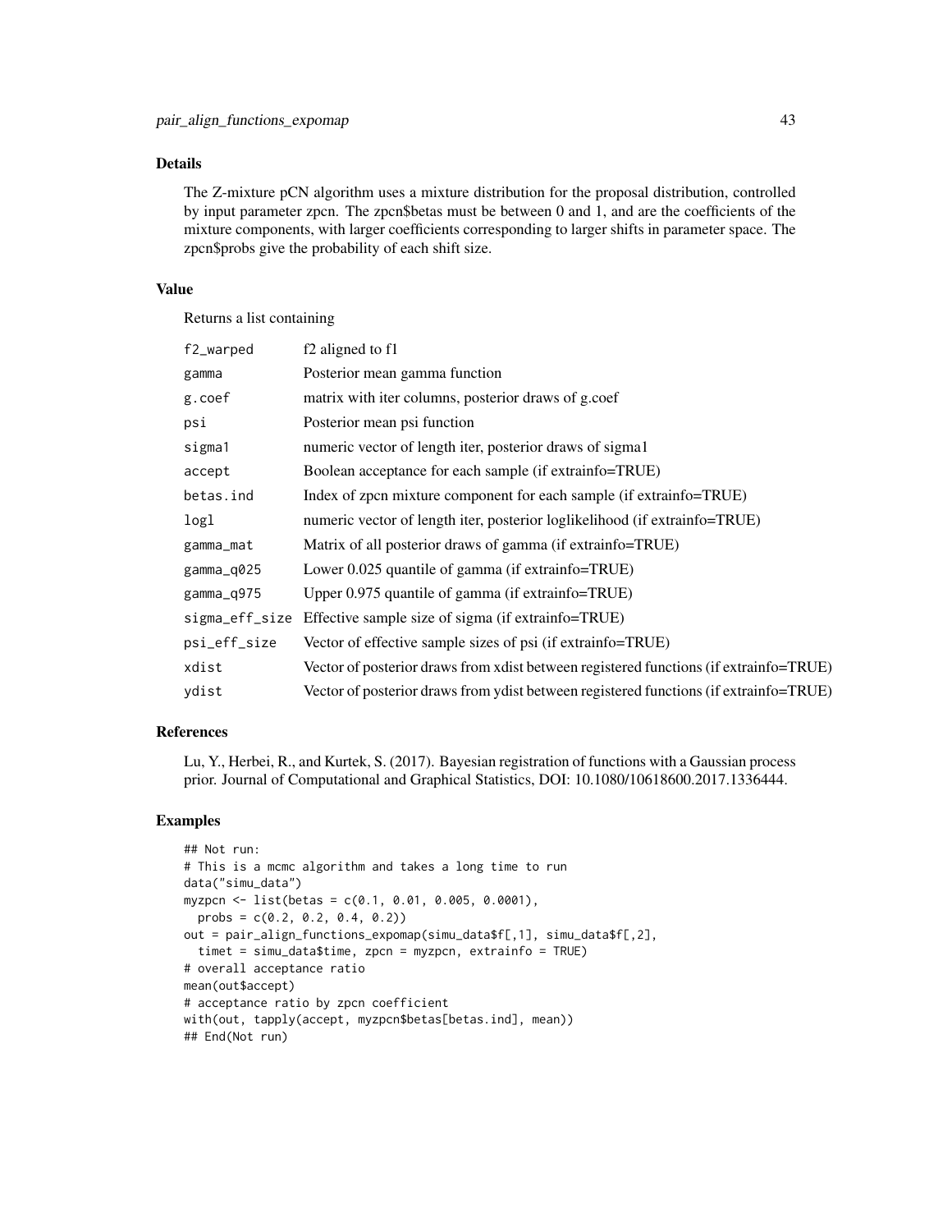## Details

The Z-mixture pCN algorithm uses a mixture distribution for the proposal distribution, controlled by input parameter zpcn. The zpcn$betas must be between 0 and 1, and are the coefficients of the mixture components, with larger coefficients corresponding to larger shifts in parameter space. The zpcn$probs give the probability of each shift size.

## Value

Returns a list containing

| | |
|---|---|
| `f2_warped` | f2 aligned to f1 |
| `gamma` | Posterior mean gamma function |
| `g.coef` | matrix with iter columns, posterior draws of g.coef |
| `psi` | Posterior mean psi function |
| `sigma1` | numeric vector of length iter, posterior draws of sigma1 |
| `accept` | Boolean acceptance for each sample (if extrainfo=TRUE) |
| `betas.ind` | Index of zpcn mixture component for each sample (if extrainfo=TRUE) |
| `logl` | numeric vector of length iter, posterior loglikelihood (if extrainfo=TRUE) |
| `gamma_mat` | Matrix of all posterior draws of gamma (if extrainfo=TRUE) |
| `gamma_q025` | Lower 0.025 quantile of gamma (if extrainfo=TRUE) |
| `gamma_q975` | Upper 0.975 quantile of gamma (if extrainfo=TRUE) |
| `sigma_eff_size` | Effective sample size of sigma (if extrainfo=TRUE) |
| `psi_eff_size` | Vector of effective sample sizes of psi (if extrainfo=TRUE) |
| `xdist` | Vector of posterior draws from xdist between registered functions (if extrainfo=TRUE) |
| `ydist` | Vector of posterior draws from ydist between registered functions (if extrainfo=TRUE) |

## References

Lu, Y., Herbei, R., and Kurtek, S. (2017). Bayesian registration of functions with a Gaussian process prior. Journal of Computational and Graphical Statistics, DOI: 10.1080/10618600.2017.1336444.

## Examples

```
## Not run:
# This is a mcmc algorithm and takes a long time to run
data("simu_data")
myzpcn <- list(betas = c(0.1, 0.01, 0.005, 0.0001),
  probs = c(0.2, 0.2, 0.4, 0.2))
out = pair_align_functions_expomap(simu_data$f[,1], simu_data$f[,2],
  timet = simu_data$time, zpcn = myzpcn, extrainfo = TRUE)
# overall acceptance ratio
mean(out$accept)
# acceptance ratio by zpcn coefficient
with(out, tapply(accept, myzpcn$betas[betas.ind], mean))
## End(Not run)
```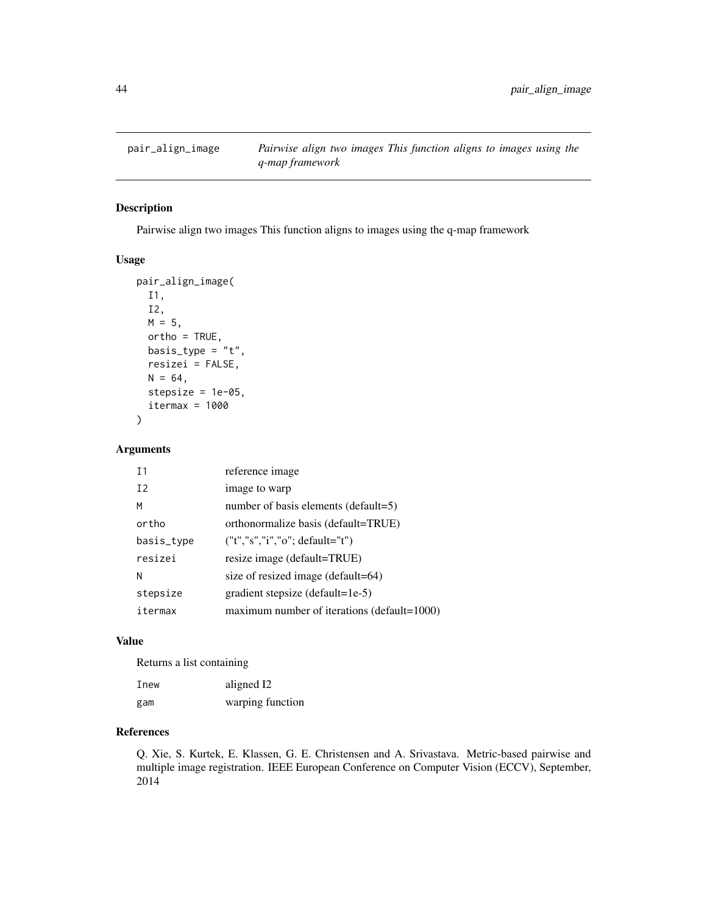## pair_align_image

*Pairwise align two images This function aligns to images using the q-map framework*

### Description

Pairwise align two images This function aligns to images using the q-map framework

### Usage

```
pair_align_image(
  I1,
  I2,
  M = 5,
  ortho = TRUE,
  basis_type = "t",
  resizei = FALSE,
  N = 64,
  stepsize = 1e-05,
  itermax = 1000
)
```

### Arguments

| | |
|---|---|
| I1 | reference image |
| I2 | image to warp |
| M | number of basis elements (default=5) |
| ortho | orthonormalize basis (default=TRUE) |
| basis_type | ("t","s","i","o"; default="t") |
| resizei | resize image (default=TRUE) |
| N | size of resized image (default=64) |
| stepsize | gradient stepsize (default=1e-5) |
| itermax | maximum number of iterations (default=1000) |

### Value

Returns a list containing

| | |
|---|---|
| Inew | aligned I2 |
| gam | warping function |

### References

Q. Xie, S. Kurtek, E. Klassen, G. E. Christensen and A. Srivastava. Metric-based pairwise and multiple image registration. IEEE European Conference on Computer Vision (ECCV), September, 2014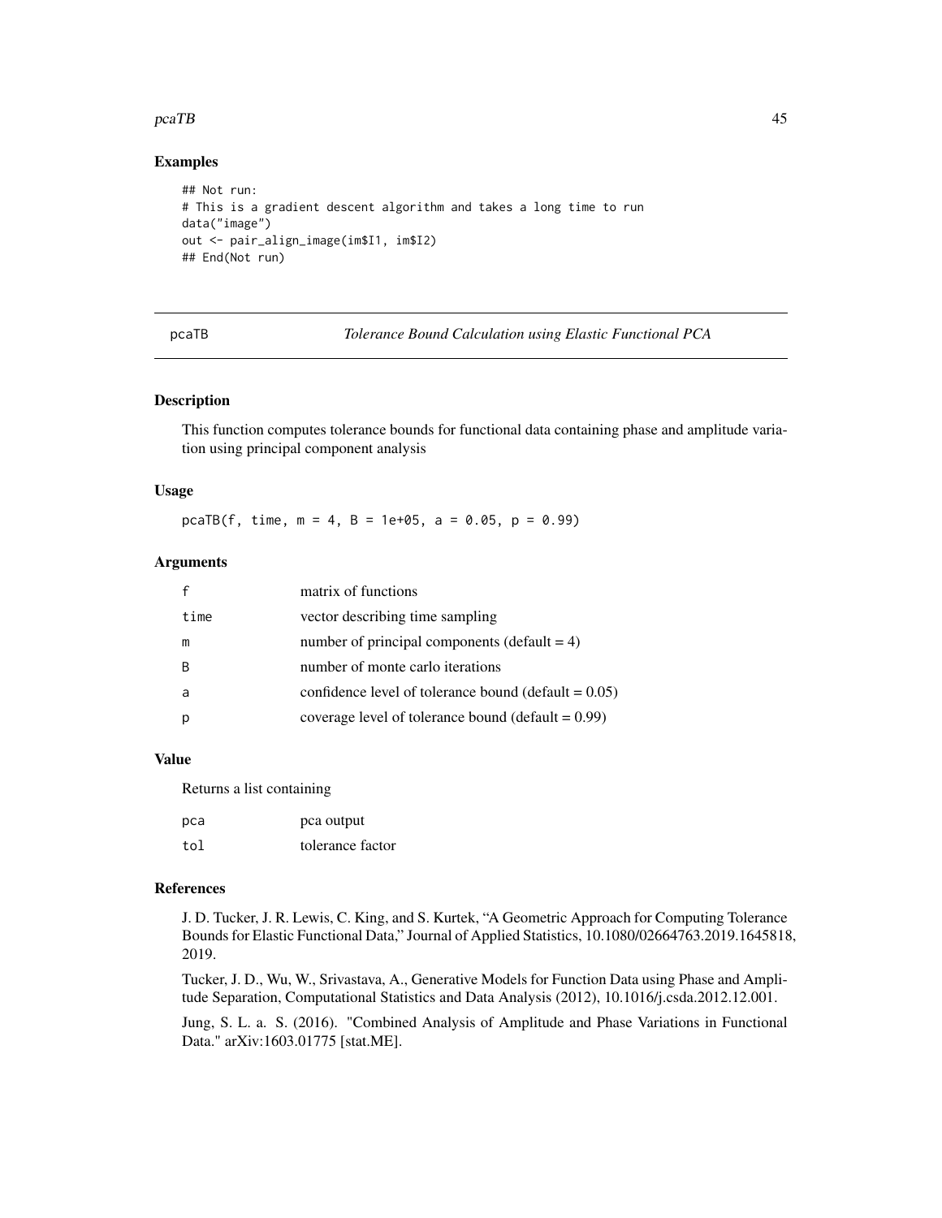## Examples

```
## Not run:
# This is a gradient descent algorithm and takes a long time to run
data("image")
out <- pair_align_image(im$I1, im$I2)
## End(Not run)
```

---

# pcaTB — *Tolerance Bound Calculation using Elastic Functional PCA*

---

## Description

This function computes tolerance bounds for functional data containing phase and amplitude variation using principal component analysis

## Usage

```
pcaTB(f, time, m = 4, B = 1e+05, a = 0.05, p = 0.99)
```

## Arguments

| | |
|---|---|
| f | matrix of functions |
| time | vector describing time sampling |
| m | number of principal components (default = 4) |
| B | number of monte carlo iterations |
| a | confidence level of tolerance bound (default = 0.05) |
| p | coverage level of tolerance bound (default = 0.99) |

## Value

Returns a list containing

| | |
|---|---|
| pca | pca output |
| tol | tolerance factor |

## References

J. D. Tucker, J. R. Lewis, C. King, and S. Kurtek, "A Geometric Approach for Computing Tolerance Bounds for Elastic Functional Data," Journal of Applied Statistics, 10.1080/02664763.2019.1645818, 2019.

Tucker, J. D., Wu, W., Srivastava, A., Generative Models for Function Data using Phase and Amplitude Separation, Computational Statistics and Data Analysis (2012), 10.1016/j.csda.2012.12.001.

Jung, S. L. a. S. (2016). "Combined Analysis of Amplitude and Phase Variations in Functional Data." arXiv:1603.01775 [stat.ME].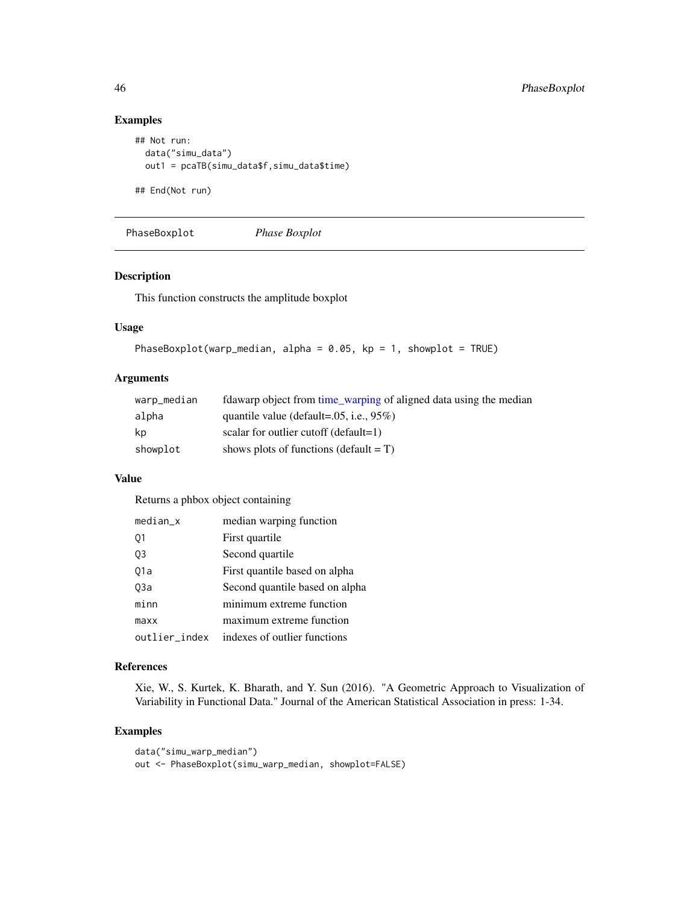## Examples

```
## Not run:
  data("simu_data")
  out1 = pcaTB(simu_data$f,simu_data$time)

## End(Not run)
```

---

## PhaseBoxplot *Phase Boxplot*

---

### Description

This function constructs the amplitude boxplot

### Usage

```
PhaseBoxplot(warp_median, alpha = 0.05, kp = 1, showplot = TRUE)
```

### Arguments

| | |
|---|---|
| warp_median | fdawarp object from time_warping of aligned data using the median |
| alpha | quantile value (default=.05, i.e., 95%) |
| kp | scalar for outlier cutoff (default=1) |
| showplot | shows plots of functions (default = T) |

### Value

Returns a phbox object containing

| | |
|---|---|
| median_x | median warping function |
| Q1 | First quartile |
| Q3 | Second quartile |
| Q1a | First quantile based on alpha |
| Q3a | Second quantile based on alpha |
| minn | minimum extreme function |
| maxx | maximum extreme function |
| outlier_index | indexes of outlier functions |

### References

Xie, W., S. Kurtek, K. Bharath, and Y. Sun (2016). "A Geometric Approach to Visualization of Variability in Functional Data." Journal of the American Statistical Association in press: 1-34.

### Examples

```
data("simu_warp_median")
out <- PhaseBoxplot(simu_warp_median, showplot=FALSE)
```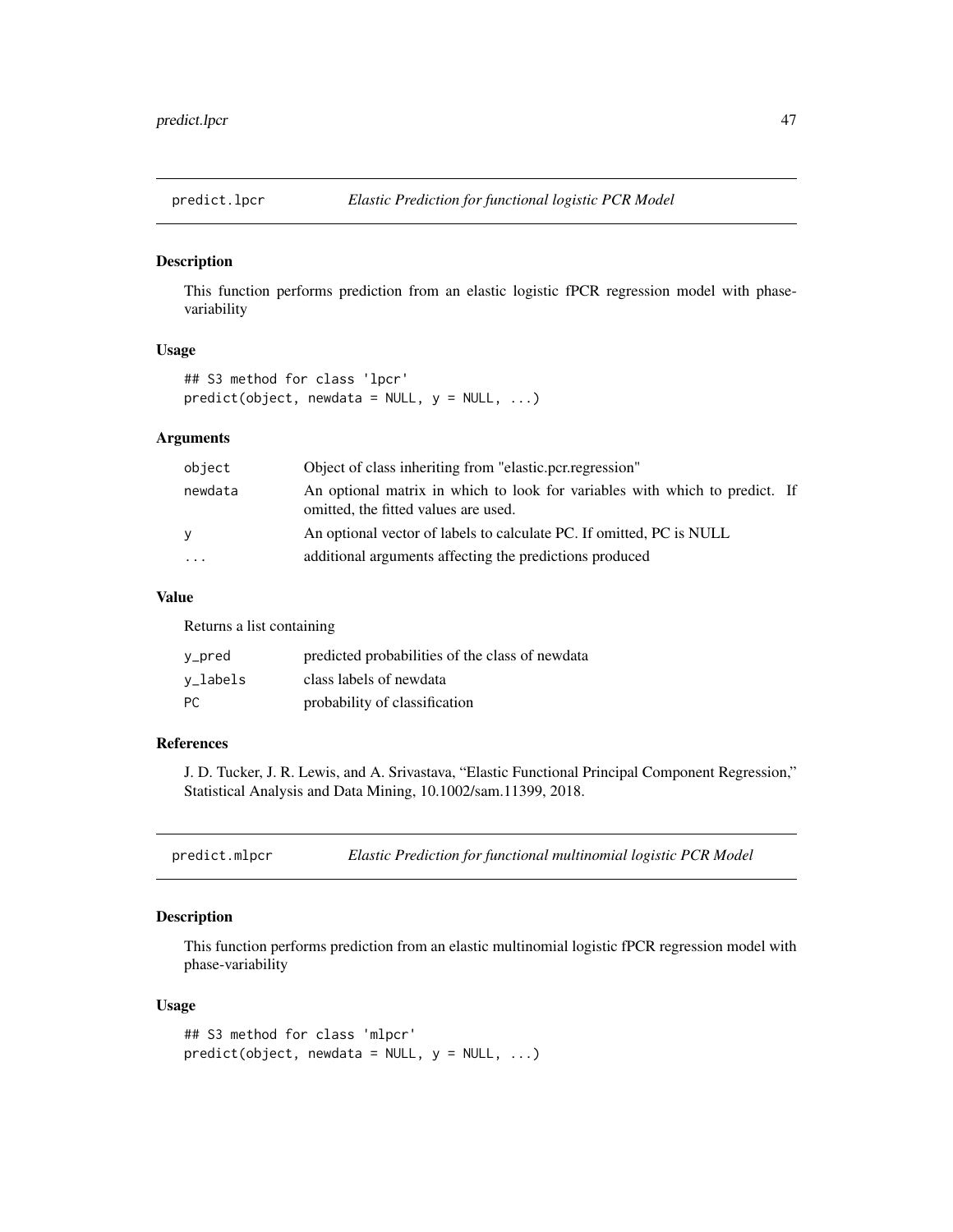## predict.lpcr — *Elastic Prediction for functional logistic PCR Model*

### Description

This function performs prediction from an elastic logistic fPCR regression model with phase-variability

### Usage

```
## S3 method for class 'lpcr'
predict(object, newdata = NULL, y = NULL, ...)
```

### Arguments

| | |
|---|---|
| object | Object of class inheriting from "elastic.pcr.regression" |
| newdata | An optional matrix in which to look for variables with which to predict. If omitted, the fitted values are used. |
| y | An optional vector of labels to calculate PC. If omitted, PC is NULL |
| ... | additional arguments affecting the predictions produced |

### Value

Returns a list containing

| | |
|---|---|
| y_pred | predicted probabilities of the class of newdata |
| y_labels | class labels of newdata |
| PC | probability of classification |

### References

J. D. Tucker, J. R. Lewis, and A. Srivastava, "Elastic Functional Principal Component Regression," Statistical Analysis and Data Mining, 10.1002/sam.11399, 2018.

## predict.mlpcr — *Elastic Prediction for functional multinomial logistic PCR Model*

### Description

This function performs prediction from an elastic multinomial logistic fPCR regression model with phase-variability

### Usage

```
## S3 method for class 'mlpcr'
predict(object, newdata = NULL, y = NULL, ...)
```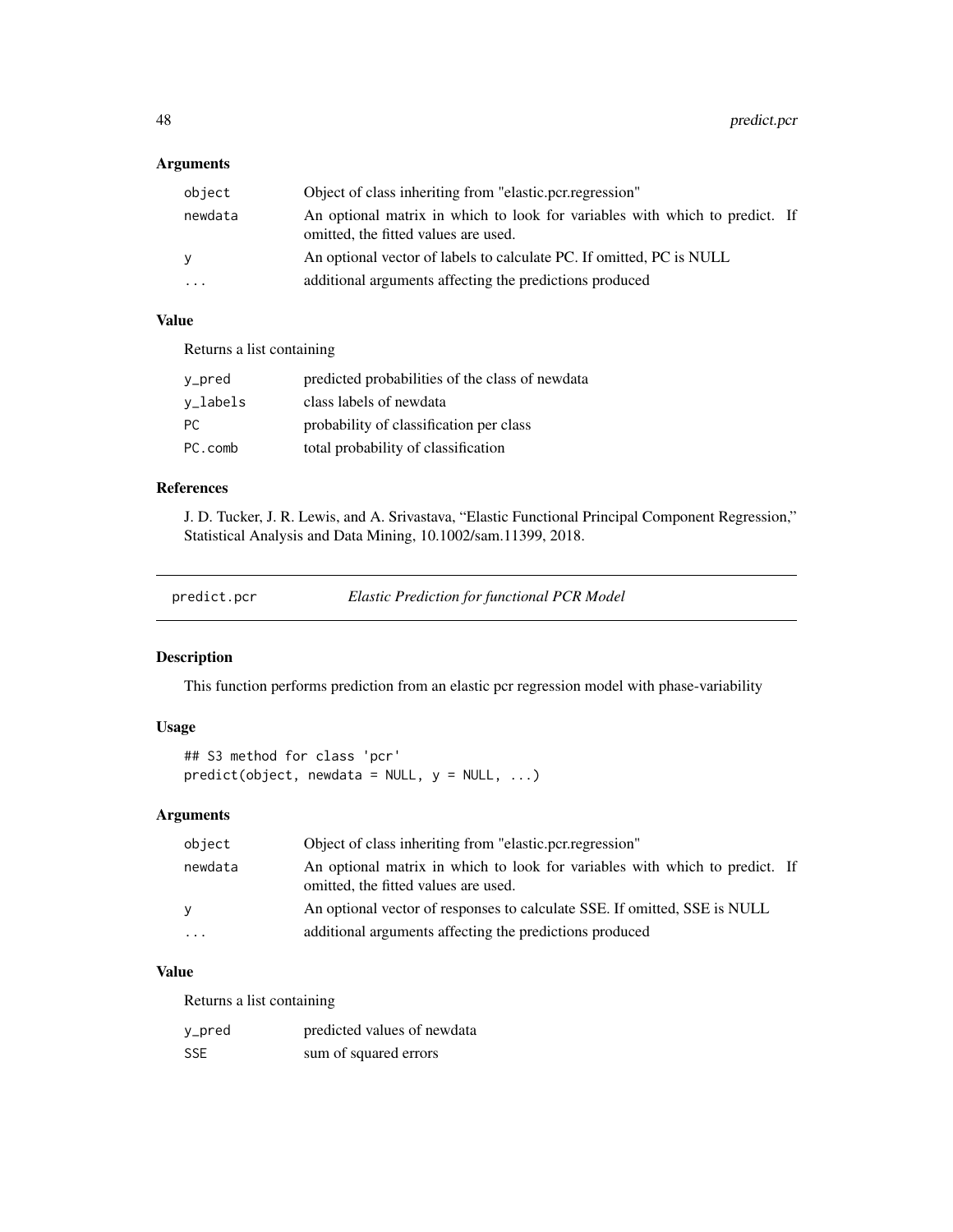### Arguments

| | |
|---|---|
| object | Object of class inheriting from "elastic.pcr.regression" |
| newdata | An optional matrix in which to look for variables with which to predict. If omitted, the fitted values are used. |
| y | An optional vector of labels to calculate PC. If omitted, PC is NULL |
| ... | additional arguments affecting the predictions produced |

### Value

Returns a list containing

| | |
|---|---|
| y_pred | predicted probabilities of the class of newdata |
| y_labels | class labels of newdata |
| PC | probability of classification per class |
| PC.comb | total probability of classification |

### References

J. D. Tucker, J. R. Lewis, and A. Srivastava, "Elastic Functional Principal Component Regression," Statistical Analysis and Data Mining, 10.1002/sam.11399, 2018.

---

## predict.pcr — *Elastic Prediction for functional PCR Model*

### Description

This function performs prediction from an elastic pcr regression model with phase-variability

### Usage

```
## S3 method for class 'pcr'
predict(object, newdata = NULL, y = NULL, ...)
```

### Arguments

| | |
|---|---|
| object | Object of class inheriting from "elastic.pcr.regression" |
| newdata | An optional matrix in which to look for variables with which to predict. If omitted, the fitted values are used. |
| y | An optional vector of responses to calculate SSE. If omitted, SSE is NULL |
| ... | additional arguments affecting the predictions produced |

### Value

Returns a list containing

| | |
|---|---|
| y_pred | predicted values of newdata |
| SSE | sum of squared errors |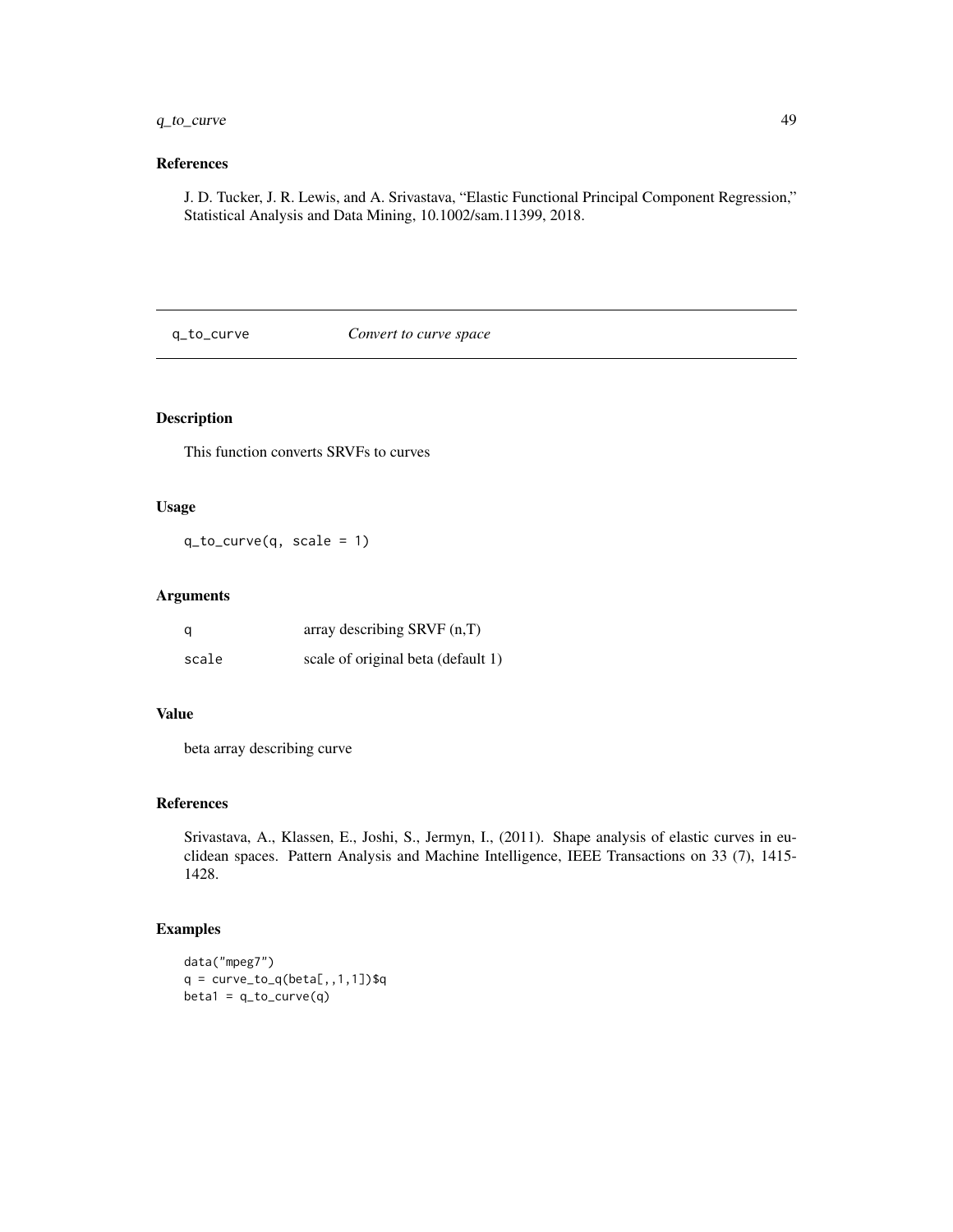## References

J. D. Tucker, J. R. Lewis, and A. Srivastava, "Elastic Functional Principal Component Regression," Statistical Analysis and Data Mining, 10.1002/sam.11399, 2018.

---

# q_to_curve — *Convert to curve space*

---

### Description

This function converts SRVFs to curves

### Usage

```
q_to_curve(q, scale = 1)
```

### Arguments

| | |
|---|---|
| q | array describing SRVF (n,T) |
| scale | scale of original beta (default 1) |

### Value

beta array describing curve

### References

Srivastava, A., Klassen, E., Joshi, S., Jermyn, I., (2011). Shape analysis of elastic curves in euclidean spaces. Pattern Analysis and Machine Intelligence, IEEE Transactions on 33 (7), 1415-1428.

### Examples

```
data("mpeg7")
q = curve_to_q(beta[,,1,1])$q
beta1 = q_to_curve(q)
```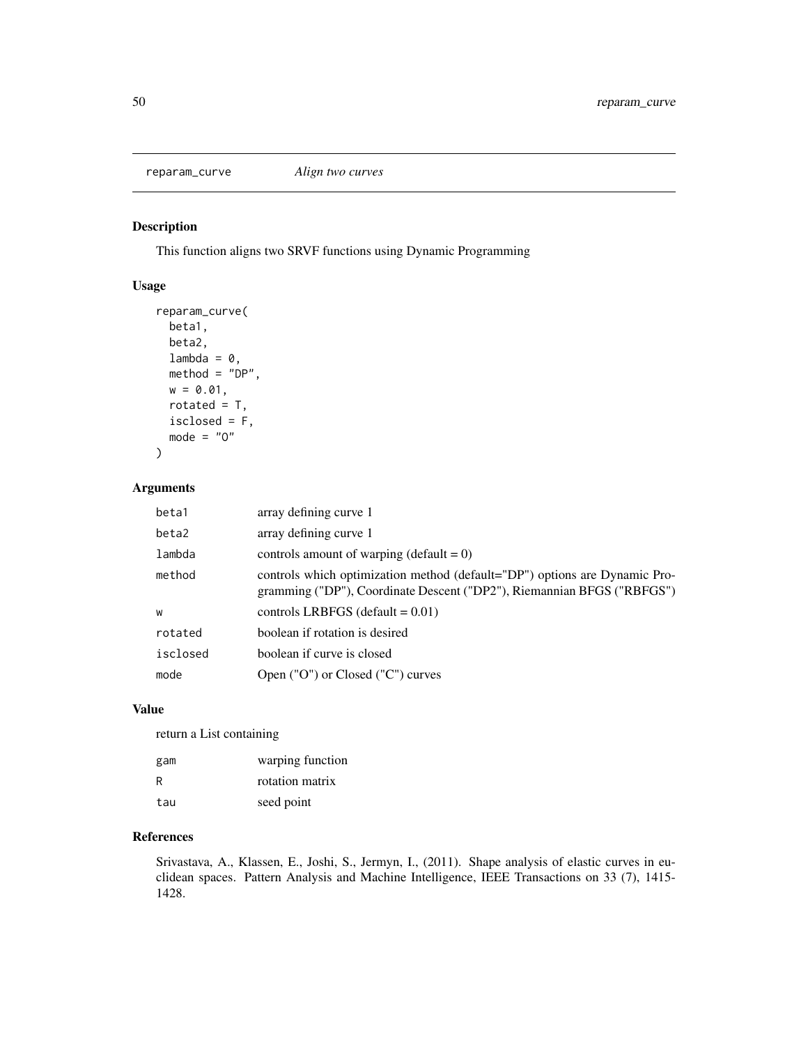## reparam_curve *Align two curves*

### Description

This function aligns two SRVF functions using Dynamic Programming

### Usage

```
reparam_curve(
  beta1,
  beta2,
  lambda = 0,
  method = "DP",
  w = 0.01,
  rotated = T,
  isclosed = F,
  mode = "O"
)
```

### Arguments

| | |
|---|---|
| beta1 | array defining curve 1 |
| beta2 | array defining curve 1 |
| lambda | controls amount of warping (default = 0) |
| method | controls which optimization method (default="DP") options are Dynamic Programming ("DP"), Coordinate Descent ("DP2"), Riemannian BFGS ("RBFGS") |
| w | controls LRBFGS (default = 0.01) |
| rotated | boolean if rotation is desired |
| isclosed | boolean if curve is closed |
| mode | Open ("O") or Closed ("C") curves |

### Value

return a List containing

| | |
|---|---|
| gam | warping function |
| R | rotation matrix |
| tau | seed point |

### References

Srivastava, A., Klassen, E., Joshi, S., Jermyn, I., (2011). Shape analysis of elastic curves in euclidean spaces. Pattern Analysis and Machine Intelligence, IEEE Transactions on 33 (7), 1415-1428.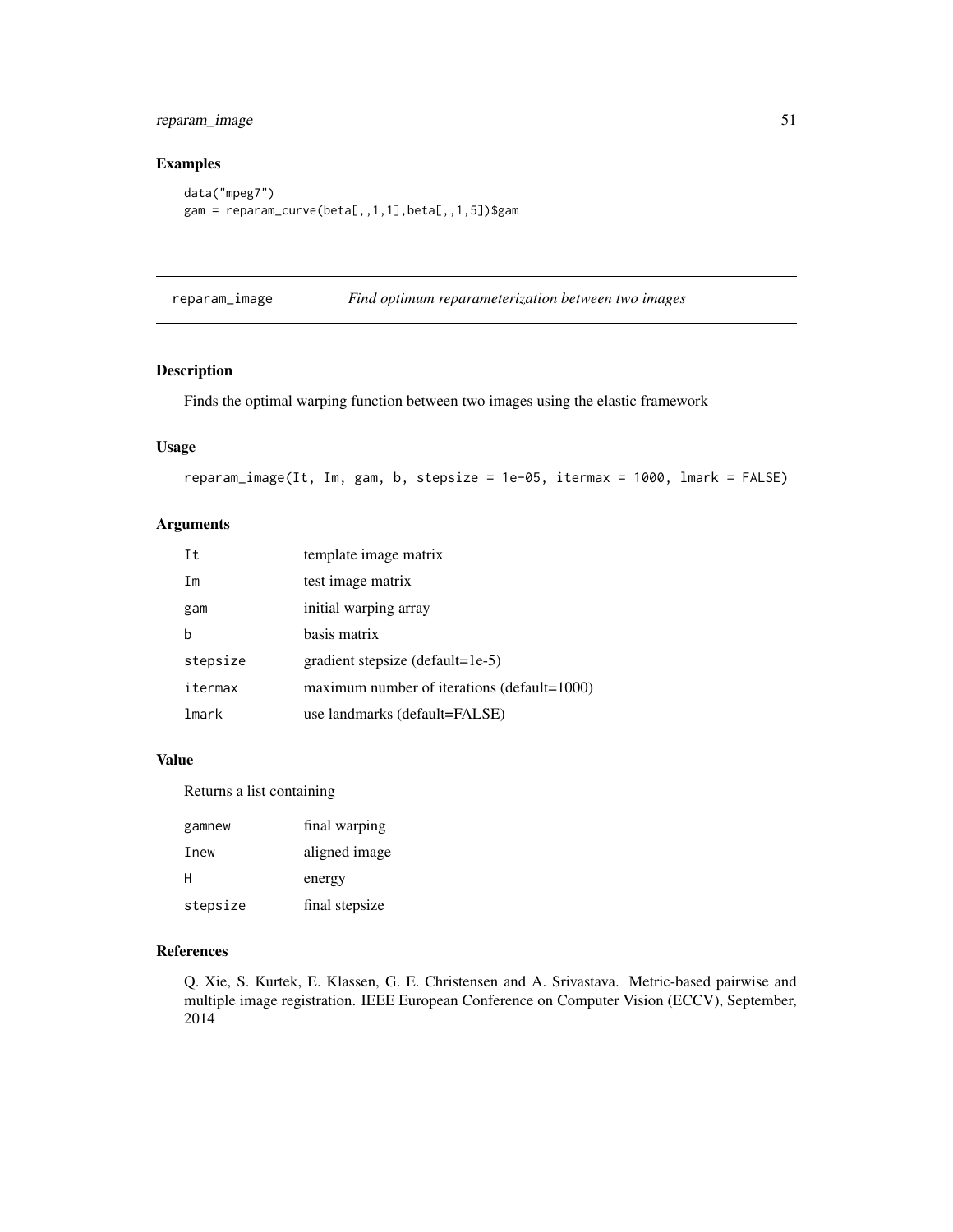## Examples

```
data("mpeg7")
gam = reparam_curve(beta[,,1,1],beta[,,1,5])$gam
```

---

# reparam_image    *Find optimum reparameterization between two images*

---

## Description

Finds the optimal warping function between two images using the elastic framework

## Usage

```
reparam_image(It, Im, gam, b, stepsize = 1e-05, itermax = 1000, lmark = FALSE)
```

## Arguments

| | |
|---|---|
| It | template image matrix |
| Im | test image matrix |
| gam | initial warping array |
| b | basis matrix |
| stepsize | gradient stepsize (default=1e-5) |
| itermax | maximum number of iterations (default=1000) |
| lmark | use landmarks (default=FALSE) |

## Value

Returns a list containing

| | |
|---|---|
| gamnew | final warping |
| Inew | aligned image |
| H | energy |
| stepsize | final stepsize |

## References

Q. Xie, S. Kurtek, E. Klassen, G. E. Christensen and A. Srivastava. Metric-based pairwise and multiple image registration. IEEE European Conference on Computer Vision (ECCV), September, 2014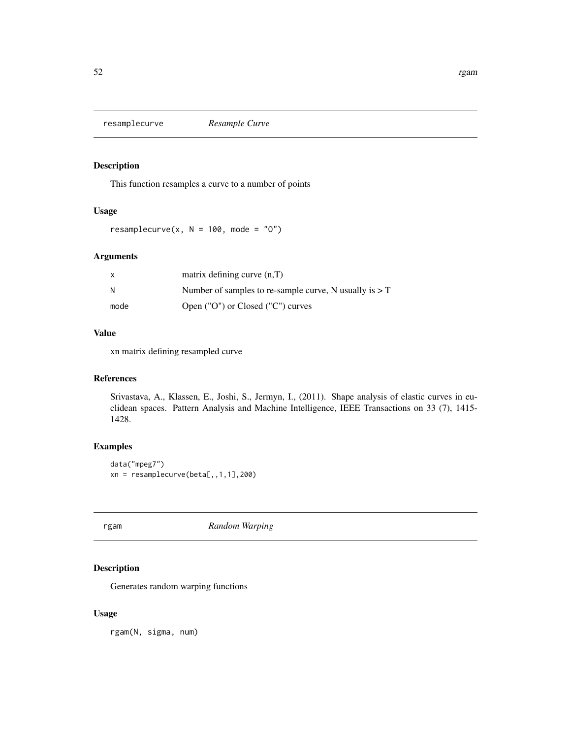## resamplecurve *Resample Curve*

### Description

This function resamples a curve to a number of points

### Usage

```
resamplecurve(x, N = 100, mode = "O")
```

### Arguments

| | |
|---|---|
| x | matrix defining curve (n,T) |
| N | Number of samples to re-sample curve, N usually is > T |
| mode | Open ("O") or Closed ("C") curves |

### Value

xn matrix defining resampled curve

### References

Srivastava, A., Klassen, E., Joshi, S., Jermyn, I., (2011). Shape analysis of elastic curves in euclidean spaces. Pattern Analysis and Machine Intelligence, IEEE Transactions on 33 (7), 1415-1428.

### Examples

```
data("mpeg7")
xn = resamplecurve(beta[,,1,1],200)
```

## rgam *Random Warping*

### Description

Generates random warping functions

### Usage

```
rgam(N, sigma, num)
```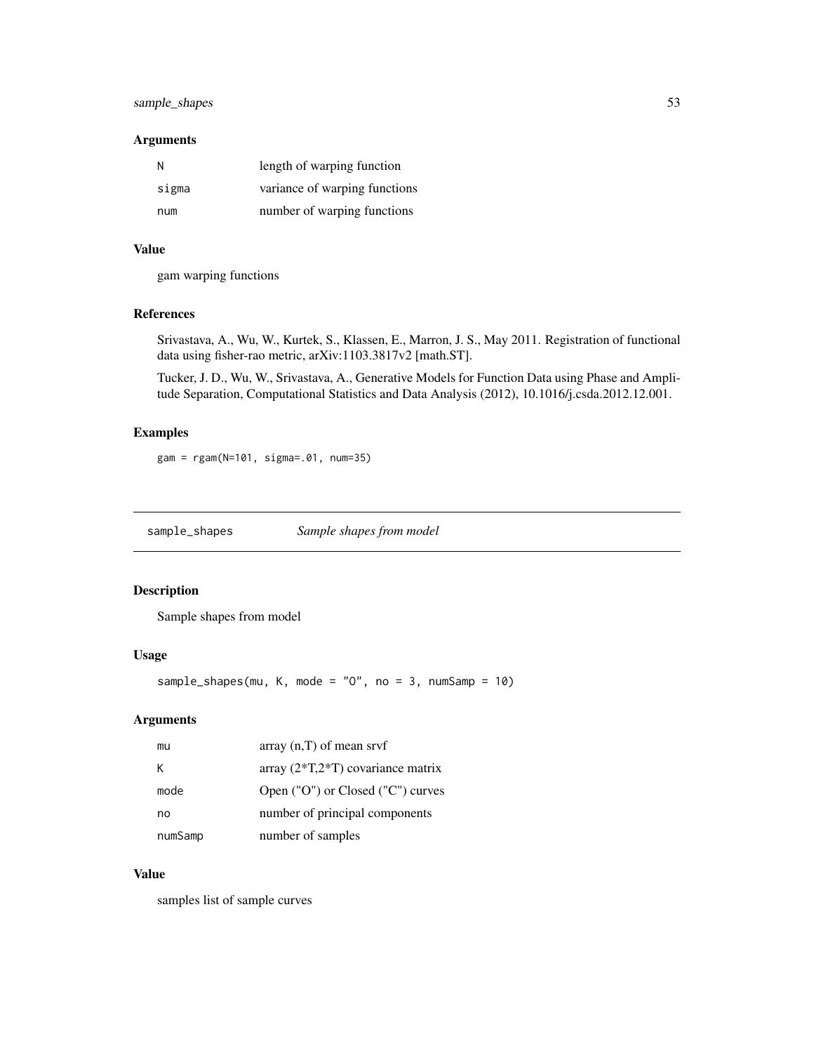### Arguments

| | |
|---|---|
| N | length of warping function |
| sigma | variance of warping functions |
| num | number of warping functions |

### Value

gam warping functions

### References

Srivastava, A., Wu, W., Kurtek, S., Klassen, E., Marron, J. S., May 2011. Registration of functional data using fisher-rao metric, arXiv:1103.3817v2 [math.ST].

Tucker, J. D., Wu, W., Srivastava, A., Generative Models for Function Data using Phase and Amplitude Separation, Computational Statistics and Data Analysis (2012), 10.1016/j.csda.2012.12.001.

### Examples

```
gam = rgam(N=101, sigma=.01, num=35)
```

---

## sample_shapes *Sample shapes from model*

---

### Description

Sample shapes from model

### Usage

```
sample_shapes(mu, K, mode = "O", no = 3, numSamp = 10)
```

### Arguments

| | |
|---|---|
| mu | array (n,T) of mean srvf |
| K | array (2*T,2*T) covariance matrix |
| mode | Open ("O") or Closed ("C") curves |
| no | number of principal components |
| numSamp | number of samples |

### Value

samples list of sample curves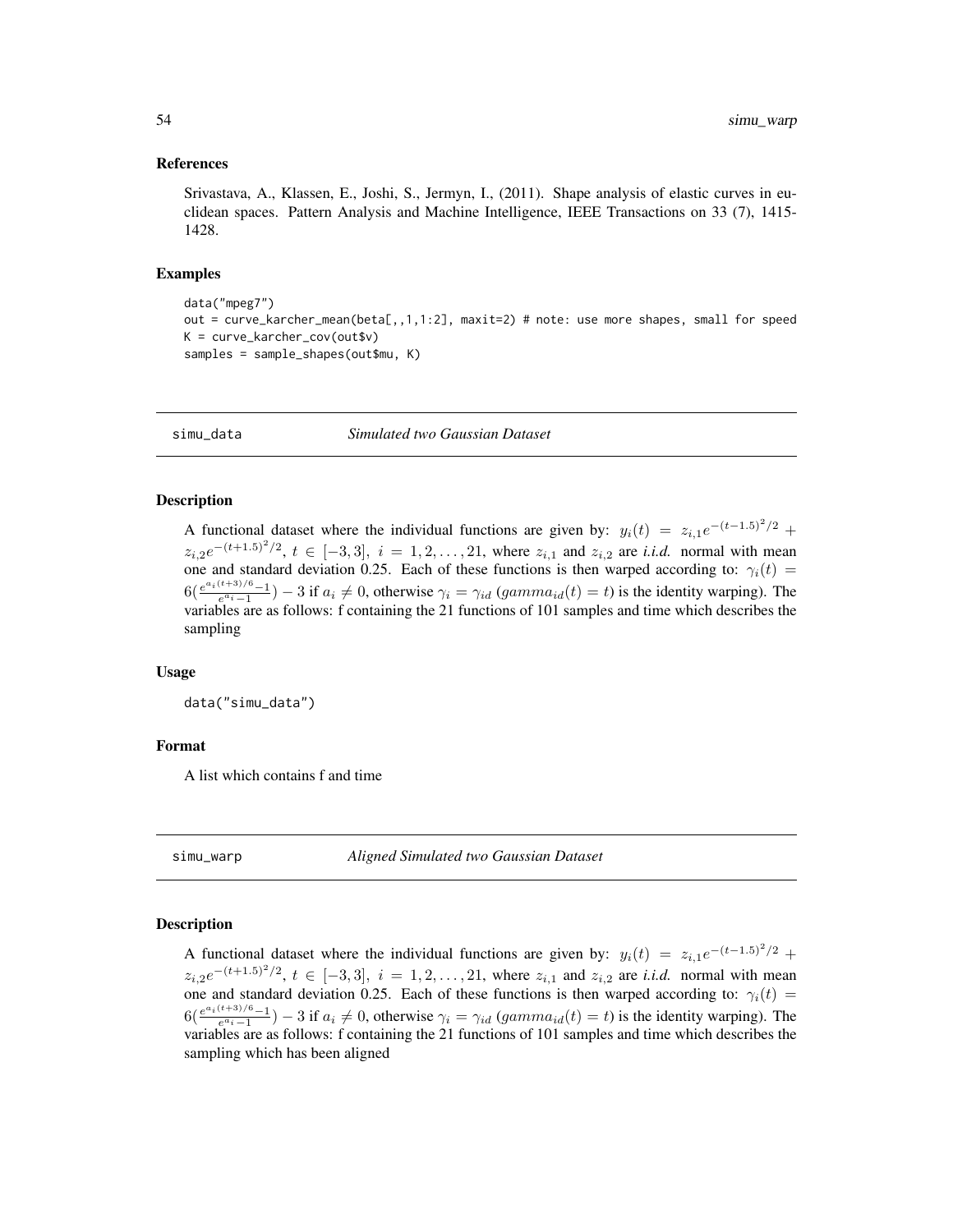### References

Srivastava, A., Klassen, E., Joshi, S., Jermyn, I., (2011). Shape analysis of elastic curves in euclidean spaces. Pattern Analysis and Machine Intelligence, IEEE Transactions on 33 (7), 1415-1428.

### Examples

```
data("mpeg7")
out = curve_karcher_mean(beta[,,1,1:2], maxit=2) # note: use more shapes, small for speed
K = curve_karcher_cov(out$v)
samples = sample_shapes(out$mu, K)
```

## simu_data *Simulated two Gaussian Dataset*

### Description

A functional dataset where the individual functions are given by: $y_i(t) = z_{i,1}e^{-(t-1.5)^2/2} + z_{i,2}e^{-(t+1.5)^2/2}$, $t \in [-3, 3]$, $i = 1, 2, \ldots, 21$, where $z_{i,1}$ and $z_{i,2}$ are *i.i.d.* normal with mean one and standard deviation 0.25. Each of these functions is then warped according to: $\gamma_i(t) = 6(\frac{e^{a_i(t+3)/6}-1}{e^{a_i}-1}) - 3$ if $a_i \neq 0$, otherwise $\gamma_i = \gamma_{id}$ ($gamma_{id}(t) = t$) is the identity warping). The variables are as follows: f containing the 21 functions of 101 samples and time which describes the sampling

### Usage

```
data("simu_data")
```

### Format

A list which contains f and time

## simu_warp *Aligned Simulated two Gaussian Dataset*

### Description

A functional dataset where the individual functions are given by: $y_i(t) = z_{i,1}e^{-(t-1.5)^2/2} + z_{i,2}e^{-(t+1.5)^2/2}$, $t \in [-3, 3]$, $i = 1, 2, \ldots, 21$, where $z_{i,1}$ and $z_{i,2}$ are *i.i.d.* normal with mean one and standard deviation 0.25. Each of these functions is then warped according to: $\gamma_i(t) = 6(\frac{e^{a_i(t+3)/6}-1}{e^{a_i}-1}) - 3$ if $a_i \neq 0$, otherwise $\gamma_i = \gamma_{id}$ ($gamma_{id}(t) = t$) is the identity warping). The variables are as follows: f containing the 21 functions of 101 samples and time which describes the sampling which has been aligned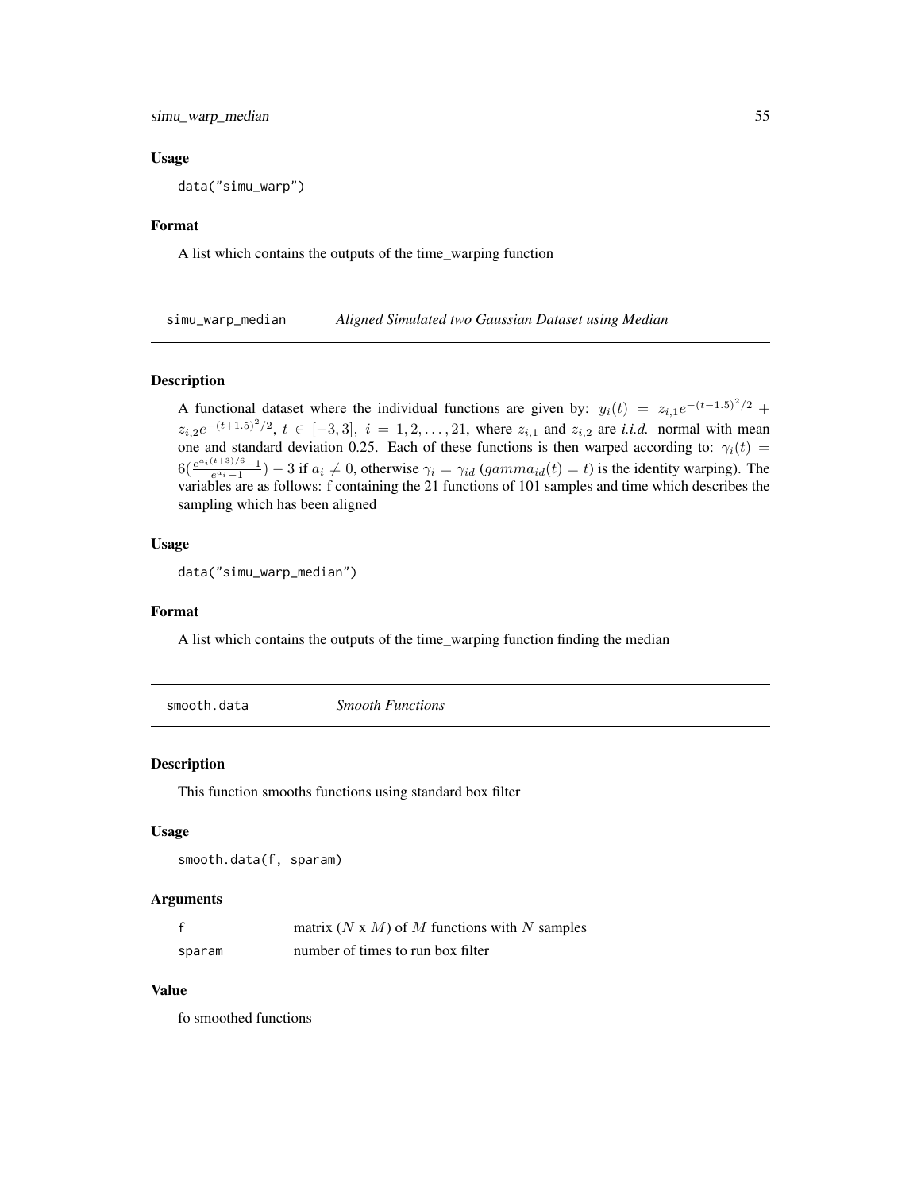### Usage

```
data("simu_warp")
```

### Format

A list which contains the outputs of the time_warping function

## simu_warp_median *Aligned Simulated two Gaussian Dataset using Median*

### Description

A functional dataset where the individual functions are given by: $y_i(t) = z_{i,1}e^{-(t-1.5)^2/2} + z_{i,2}e^{-(t+1.5)^2/2}$, $t \in [-3, 3]$, $i = 1, 2, \ldots, 21$, where $z_{i,1}$ and $z_{i,2}$ are *i.i.d.* normal with mean one and standard deviation 0.25. Each of these functions is then warped according to: $\gamma_i(t) = 6(\frac{e^{a_i(t+3)/6}-1}{e^{a_i}-1}) - 3$ if $a_i \neq 0$, otherwise $\gamma_i = \gamma_{id}$ ($gamma_{id}(t) = t$) is the identity warping). The variables are as follows: f containing the 21 functions of 101 samples and time which describes the sampling which has been aligned

### Usage

```
data("simu_warp_median")
```

### Format

A list which contains the outputs of the time_warping function finding the median

## smooth.data *Smooth Functions*

### Description

This function smooths functions using standard box filter

### Usage

```
smooth.data(f, sparam)
```

### Arguments

| | |
|---|---|
| f | matrix ($N$ x $M$) of $M$ functions with $N$ samples |
| sparam | number of times to run box filter |

### Value

fo smoothed functions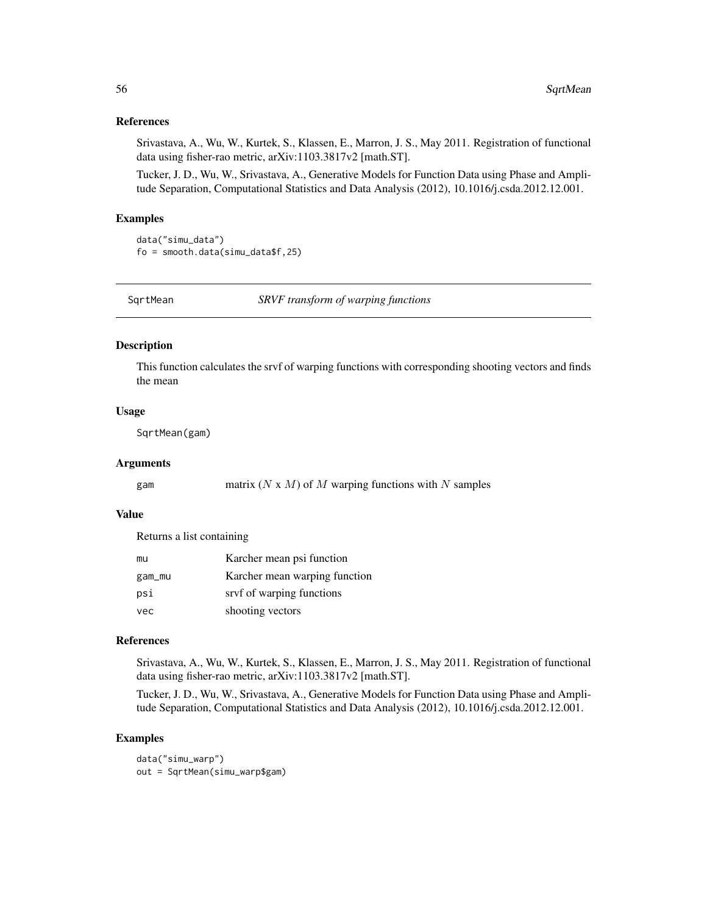### References

Srivastava, A., Wu, W., Kurtek, S., Klassen, E., Marron, J. S., May 2011. Registration of functional data using fisher-rao metric, arXiv:1103.3817v2 [math.ST].

Tucker, J. D., Wu, W., Srivastava, A., Generative Models for Function Data using Phase and Amplitude Separation, Computational Statistics and Data Analysis (2012), 10.1016/j.csda.2012.12.001.

### Examples

```
data("simu_data")
fo = smooth.data(simu_data$f,25)
```

---

## SqrtMean — *SRVF transform of warping functions*

### Description

This function calculates the srvf of warping functions with corresponding shooting vectors and finds the mean

### Usage

```
SqrtMean(gam)
```

### Arguments

| | |
|---|---|
| gam | matrix ($N$ x $M$) of $M$ warping functions with $N$ samples |

### Value

Returns a list containing

| | |
|---|---|
| mu | Karcher mean psi function |
| gam_mu | Karcher mean warping function |
| psi | srvf of warping functions |
| vec | shooting vectors |

### References

Srivastava, A., Wu, W., Kurtek, S., Klassen, E., Marron, J. S., May 2011. Registration of functional data using fisher-rao metric, arXiv:1103.3817v2 [math.ST].

Tucker, J. D., Wu, W., Srivastava, A., Generative Models for Function Data using Phase and Amplitude Separation, Computational Statistics and Data Analysis (2012), 10.1016/j.csda.2012.12.001.

### Examples

```
data("simu_warp")
out = SqrtMean(simu_warp$gam)
```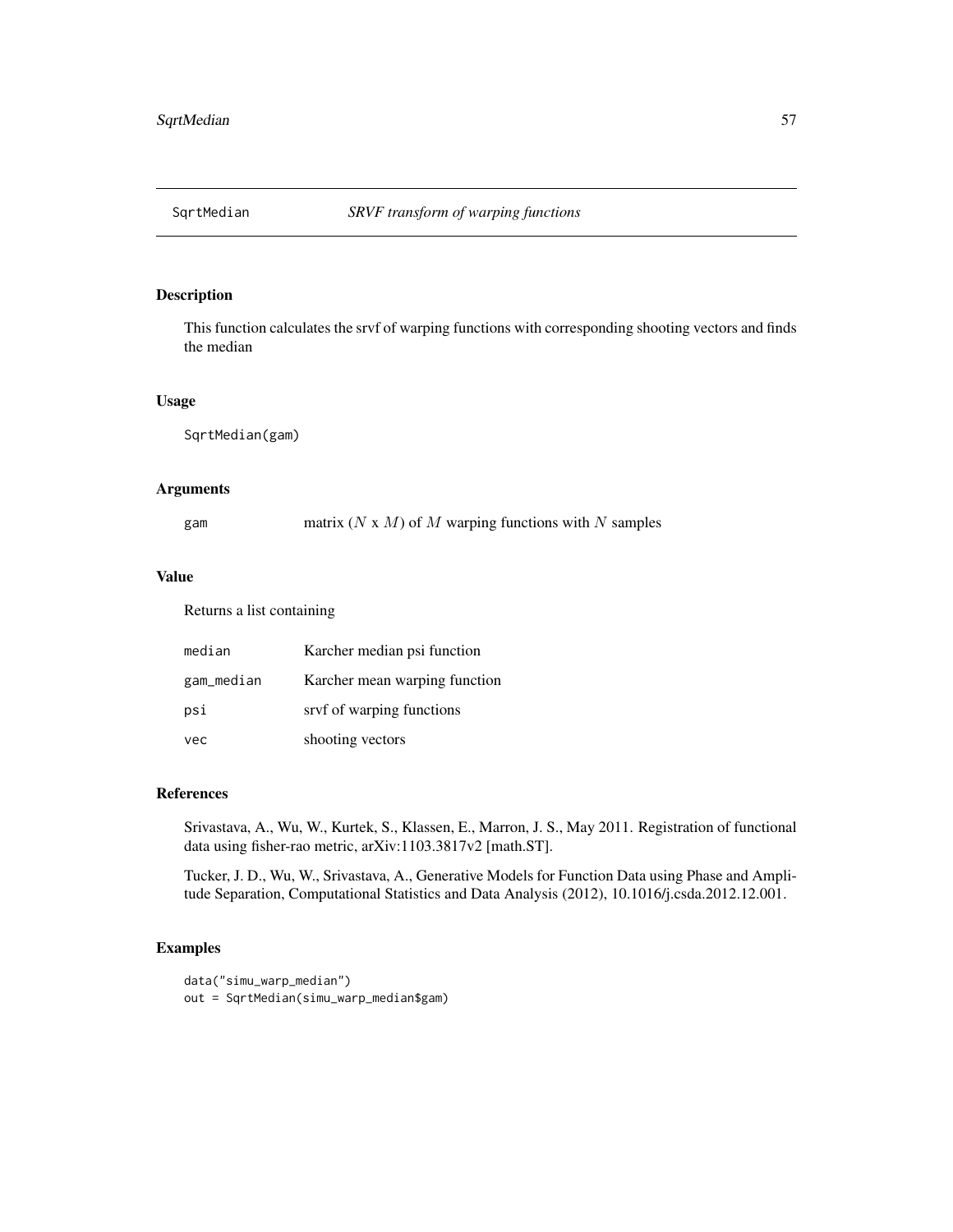## SqrtMedian — *SRVF transform of warping functions*

### Description

This function calculates the srvf of warping functions with corresponding shooting vectors and finds the median

### Usage

```
SqrtMedian(gam)
```

### Arguments

| | |
|---|---|
| gam | matrix ($N$ x $M$) of $M$ warping functions with $N$ samples |

### Value

Returns a list containing

| | |
|---|---|
| median | Karcher median psi function |
| gam_median | Karcher mean warping function |
| psi | srvf of warping functions |
| vec | shooting vectors |

### References

Srivastava, A., Wu, W., Kurtek, S., Klassen, E., Marron, J. S., May 2011. Registration of functional data using fisher-rao metric, arXiv:1103.3817v2 [math.ST].

Tucker, J. D., Wu, W., Srivastava, A., Generative Models for Function Data using Phase and Amplitude Separation, Computational Statistics and Data Analysis (2012), 10.1016/j.csda.2012.12.001.

### Examples

```
data("simu_warp_median")
out = SqrtMedian(simu_warp_median$gam)
```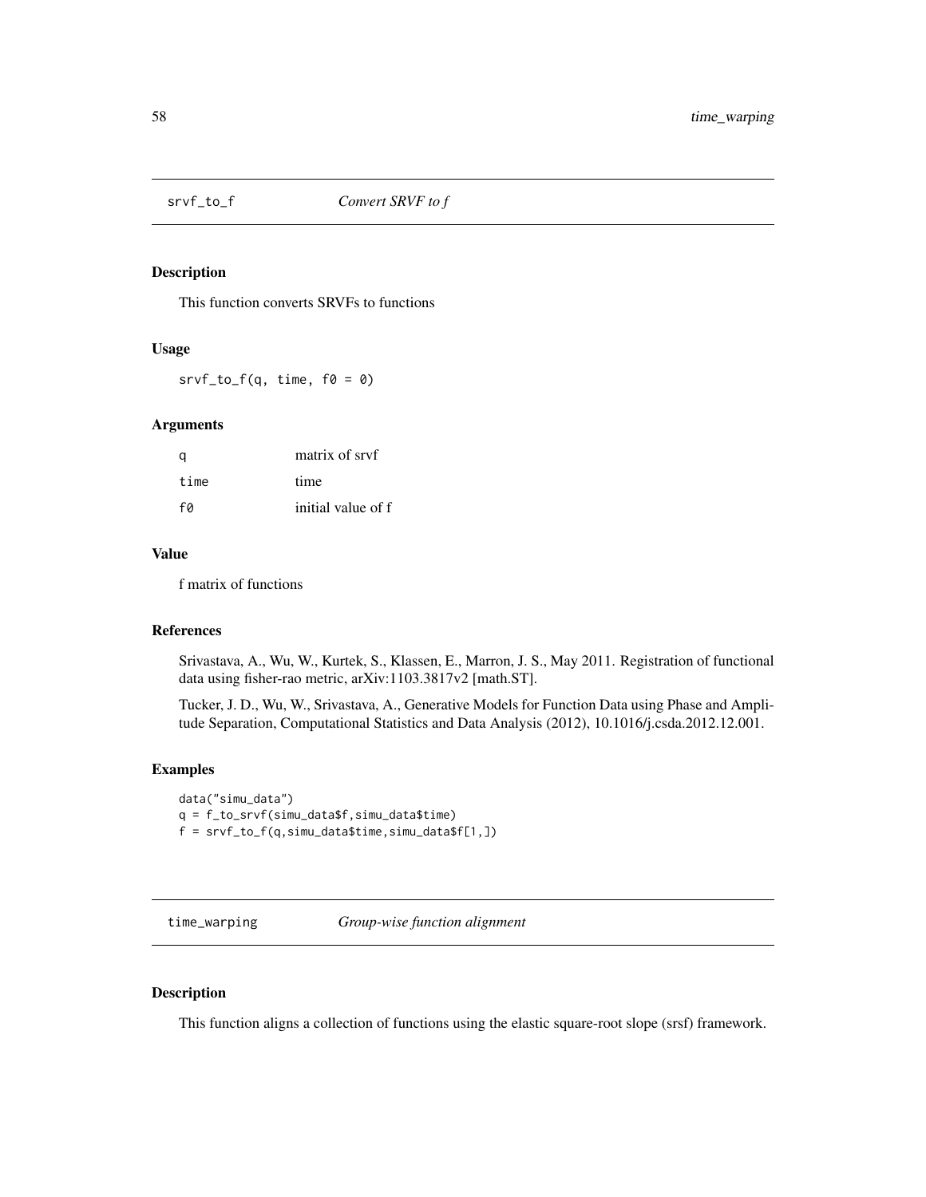## srvf_to_f *Convert SRVF to f*

### Description

This function converts SRVFs to functions

### Usage

```
srvf_to_f(q, time, f0 = 0)
```

### Arguments

| | |
|---|---|
| q | matrix of srvf |
| time | time |
| f0 | initial value of f |

### Value

f matrix of functions

### References

Srivastava, A., Wu, W., Kurtek, S., Klassen, E., Marron, J. S., May 2011. Registration of functional data using fisher-rao metric, arXiv:1103.3817v2 [math.ST].

Tucker, J. D., Wu, W., Srivastava, A., Generative Models for Function Data using Phase and Amplitude Separation, Computational Statistics and Data Analysis (2012), 10.1016/j.csda.2012.12.001.

### Examples

```
data("simu_data")
q = f_to_srvf(simu_data$f,simu_data$time)
f = srvf_to_f(q,simu_data$time,simu_data$f[1,])
```

## time_warping *Group-wise function alignment*

### Description

This function aligns a collection of functions using the elastic square-root slope (srsf) framework.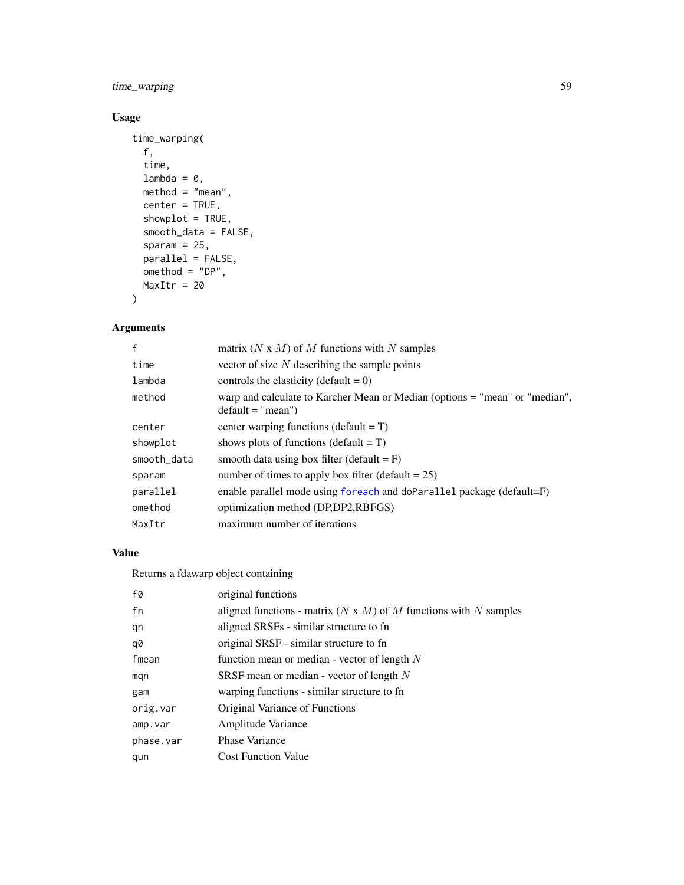### Usage

```
time_warping(
  f,
  time,
  lambda = 0,
  method = "mean",
  center = TRUE,
  showplot = TRUE,
  smooth_data = FALSE,
  sparam = 25,
  parallel = FALSE,
  omethod = "DP",
  MaxItr = 20
)
```

### Arguments

| | |
|---|---|
| f | matrix ($N$ x $M$) of $M$ functions with $N$ samples |
| time | vector of size $N$ describing the sample points |
| lambda | controls the elasticity (default = 0) |
| method | warp and calculate to Karcher Mean or Median (options = "mean" or "median", default = "mean") |
| center | center warping functions (default = T) |
| showplot | shows plots of functions (default = T) |
| smooth_data | smooth data using box filter (default = F) |
| sparam | number of times to apply box filter (default = 25) |
| parallel | enable parallel mode using foreach and doParallel package (default=F) |
| omethod | optimization method (DP,DP2,RBFGS) |
| MaxItr | maximum number of iterations |

### Value

Returns a fdawarp object containing

| | |
|---|---|
| f0 | original functions |
| fn | aligned functions - matrix ($N$ x $M$) of $M$ functions with $N$ samples |
| qn | aligned SRSFs - similar structure to fn |
| q0 | original SRSF - similar structure to fn |
| fmean | function mean or median - vector of length $N$ |
| mqn | SRSF mean or median - vector of length $N$ |
| gam | warping functions - similar structure to fn |
| orig.var | Original Variance of Functions |
| amp.var | Amplitude Variance |
| phase.var | Phase Variance |
| qun | Cost Function Value |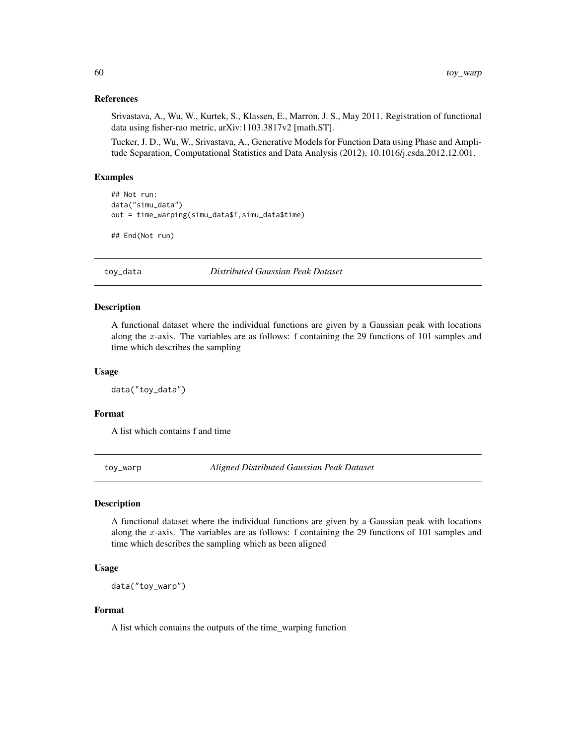### References

Srivastava, A., Wu, W., Kurtek, S., Klassen, E., Marron, J. S., May 2011. Registration of functional data using fisher-rao metric, arXiv:1103.3817v2 [math.ST].

Tucker, J. D., Wu, W., Srivastava, A., Generative Models for Function Data using Phase and Amplitude Separation, Computational Statistics and Data Analysis (2012), 10.1016/j.csda.2012.12.001.

### Examples

```
## Not run:
data("simu_data")
out = time_warping(simu_data$f,simu_data$time)

## End(Not run)
```

## toy_data — *Distributed Gaussian Peak Dataset*

### Description

A functional dataset where the individual functions are given by a Gaussian peak with locations along the $x$-axis. The variables are as follows: f containing the 29 functions of 101 samples and time which describes the sampling

### Usage

```
data("toy_data")
```

### Format

A list which contains f and time

## toy_warp — *Aligned Distributed Gaussian Peak Dataset*

### Description

A functional dataset where the individual functions are given by a Gaussian peak with locations along the $x$-axis. The variables are as follows: f containing the 29 functions of 101 samples and time which describes the sampling which as been aligned

### Usage

```
data("toy_warp")
```

### Format

A list which contains the outputs of the time_warping function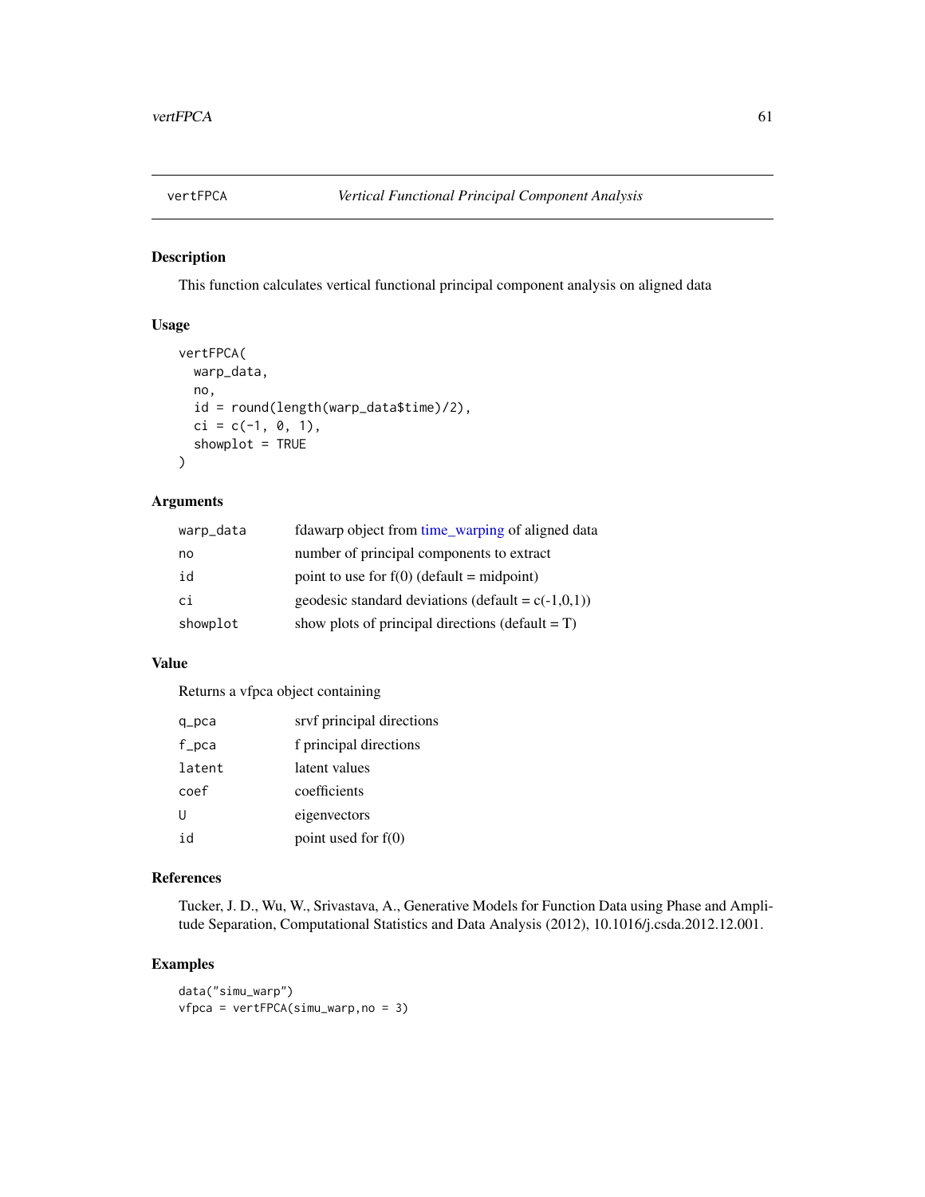## vertFPCA *Vertical Functional Principal Component Analysis*

### Description

This function calculates vertical functional principal component analysis on aligned data

### Usage

```
vertFPCA(
  warp_data,
  no,
  id = round(length(warp_data$time)/2),
  ci = c(-1, 0, 1),
  showplot = TRUE
)
```

### Arguments

| | |
|---|---|
| warp_data | fdawarp object from time_warping of aligned data |
| no | number of principal components to extract |
| id | point to use for f(0) (default = midpoint) |
| ci | geodesic standard deviations (default = c(-1,0,1)) |
| showplot | show plots of principal directions (default = T) |

### Value

Returns a vfpca object containing

| | |
|---|---|
| q_pca | srvf principal directions |
| f_pca | f principal directions |
| latent | latent values |
| coef | coefficients |
| U | eigenvectors |
| id | point used for f(0) |

### References

Tucker, J. D., Wu, W., Srivastava, A., Generative Models for Function Data using Phase and Amplitude Separation, Computational Statistics and Data Analysis (2012), 10.1016/j.csda.2012.12.001.

### Examples

```
data("simu_warp")
vfpca = vertFPCA(simu_warp,no = 3)
```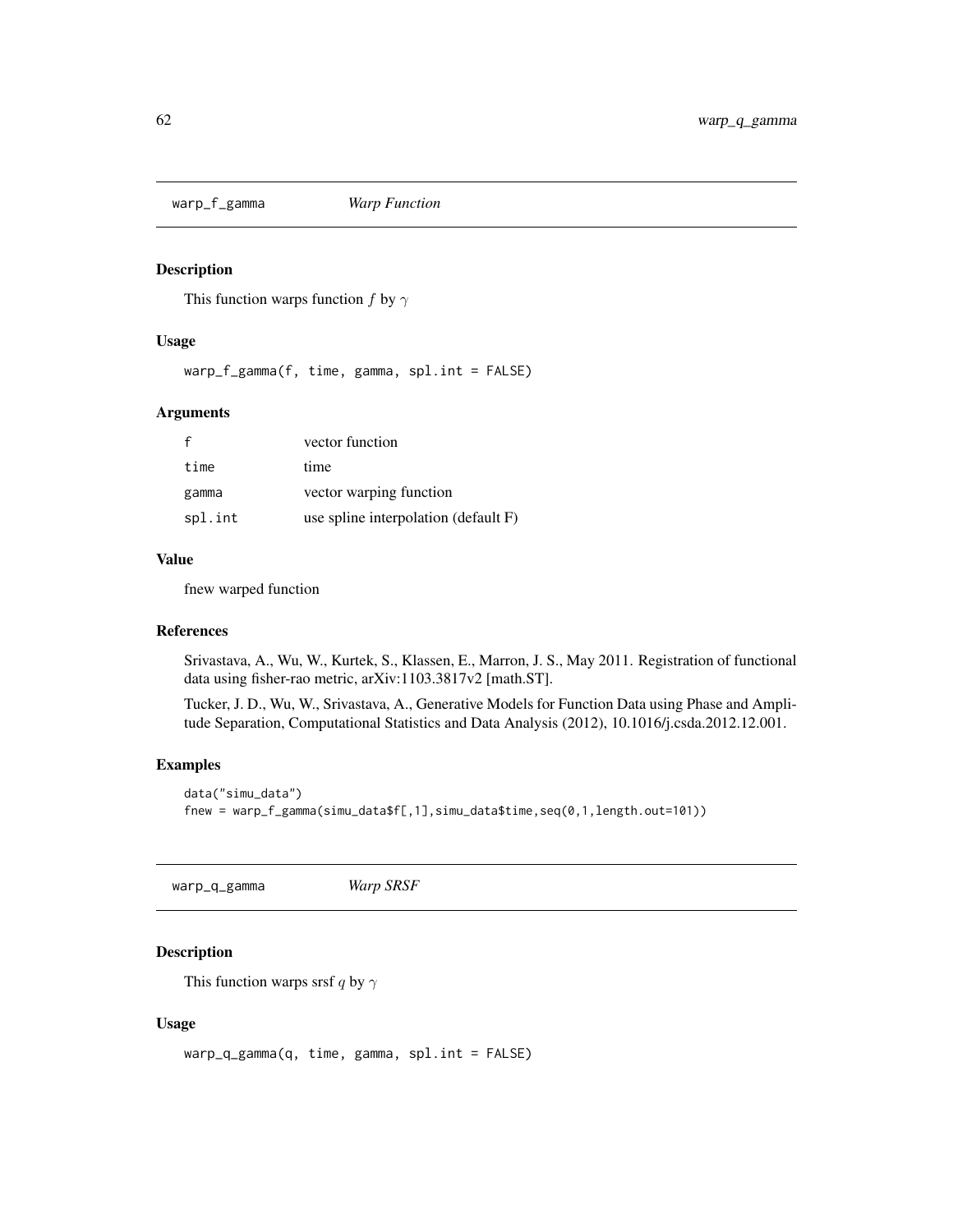## warp_f_gamma *Warp Function*

### Description

This function warps function $f$ by $\gamma$

### Usage

```
warp_f_gamma(f, time, gamma, spl.int = FALSE)
```

### Arguments

| | |
|---|---|
| f | vector function |
| time | time |
| gamma | vector warping function |
| spl.int | use spline interpolation (default F) |

### Value

fnew warped function

### References

Srivastava, A., Wu, W., Kurtek, S., Klassen, E., Marron, J. S., May 2011. Registration of functional data using fisher-rao metric, arXiv:1103.3817v2 [math.ST].

Tucker, J. D., Wu, W., Srivastava, A., Generative Models for Function Data using Phase and Amplitude Separation, Computational Statistics and Data Analysis (2012), 10.1016/j.csda.2012.12.001.

### Examples

```
data("simu_data")
fnew = warp_f_gamma(simu_data$f[,1],simu_data$time,seq(0,1,length.out=101))
```

## warp_q_gamma *Warp SRSF*

### Description

This function warps srsf $q$ by $\gamma$

### Usage

```
warp_q_gamma(q, time, gamma, spl.int = FALSE)
```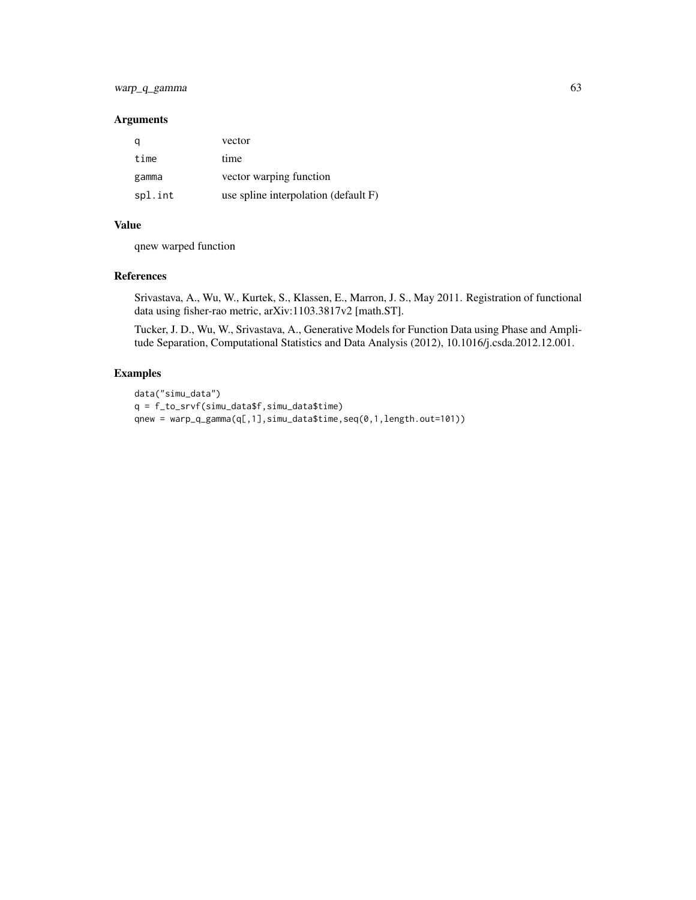## Arguments

| | |
|---|---|
| q | vector |
| time | time |
| gamma | vector warping function |
| spl.int | use spline interpolation (default F) |

## Value

qnew warped function

## References

Srivastava, A., Wu, W., Kurtek, S., Klassen, E., Marron, J. S., May 2011. Registration of functional data using fisher-rao metric, arXiv:1103.3817v2 [math.ST].

Tucker, J. D., Wu, W., Srivastava, A., Generative Models for Function Data using Phase and Amplitude Separation, Computational Statistics and Data Analysis (2012), 10.1016/j.csda.2012.12.001.

## Examples

```
data("simu_data")
q = f_to_srvf(simu_data$f,simu_data$time)
qnew = warp_q_gamma(q[,1],simu_data$time,seq(0,1,length.out=101))
```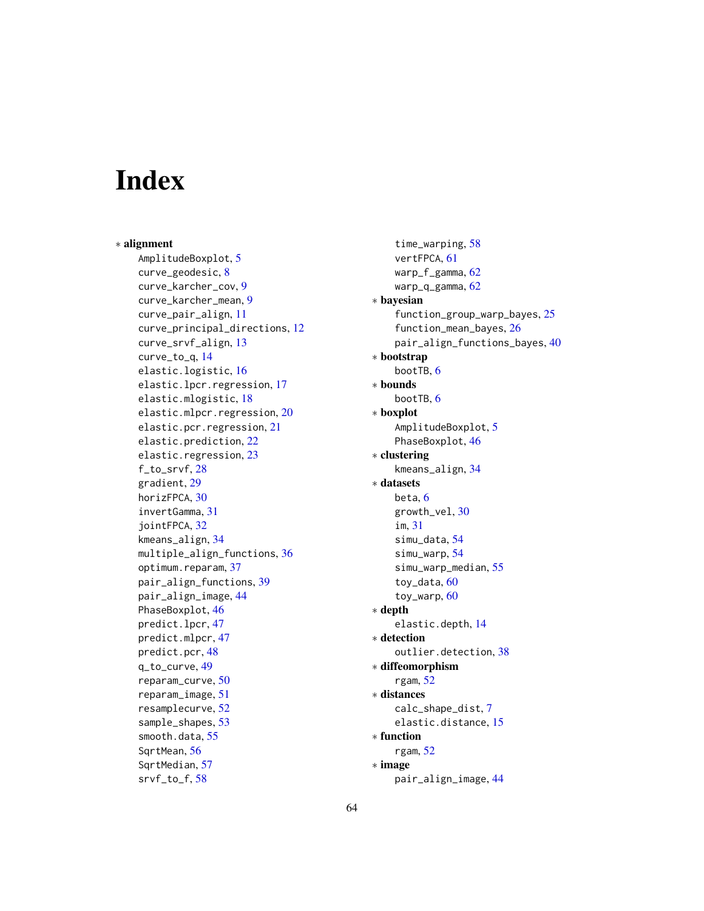# Index

* **alignment**
  - AmplitudeBoxplot, 5
  - curve_geodesic, 8
  - curve_karcher_cov, 9
  - curve_karcher_mean, 9
  - curve_pair_align, 11
  - curve_principal_directions, 12
  - curve_srvf_align, 13
  - curve_to_q, 14
  - elastic.logistic, 16
  - elastic.lpcr.regression, 17
  - elastic.mlogistic, 18
  - elastic.mlpcr.regression, 20
  - elastic.pcr.regression, 21
  - elastic.prediction, 22
  - elastic.regression, 23
  - f_to_srvf, 28
  - gradient, 29
  - horizFPCA, 30
  - invertGamma, 31
  - jointFPCA, 32
  - kmeans_align, 34
  - multiple_align_functions, 36
  - optimum.reparam, 37
  - pair_align_functions, 39
  - pair_align_image, 44
  - PhaseBoxplot, 46
  - predict.lpcr, 47
  - predict.mlpcr, 47
  - predict.pcr, 48
  - q_to_curve, 49
  - reparam_curve, 50
  - reparam_image, 51
  - resamplecurve, 52
  - sample_shapes, 53
  - smooth.data, 55
  - SqrtMean, 56
  - SqrtMedian, 57
  - srvf_to_f, 58
  - time_warping, 58
  - vertFPCA, 61
  - warp_f_gamma, 62
  - warp_q_gamma, 62

* **bayesian**
  - function_group_warp_bayes, 25
  - function_mean_bayes, 26
  - pair_align_functions_bayes, 40

* **bootstrap**
  - bootTB, 6

* **bounds**
  - bootTB, 6

* **boxplot**
  - AmplitudeBoxplot, 5
  - PhaseBoxplot, 46

* **clustering**
  - kmeans_align, 34

* **datasets**
  - beta, 6
  - growth_vel, 30
  - im, 31
  - simu_data, 54
  - simu_warp, 54
  - simu_warp_median, 55
  - toy_data, 60
  - toy_warp, 60

* **depth**
  - elastic.depth, 14

* **detection**
  - outlier.detection, 38

* **diffeomorphism**
  - rgam, 52

* **distances**
  - calc_shape_dist, 7
  - elastic.distance, 15

* **function**
  - rgam, 52

* **image**
  - pair_align_image, 44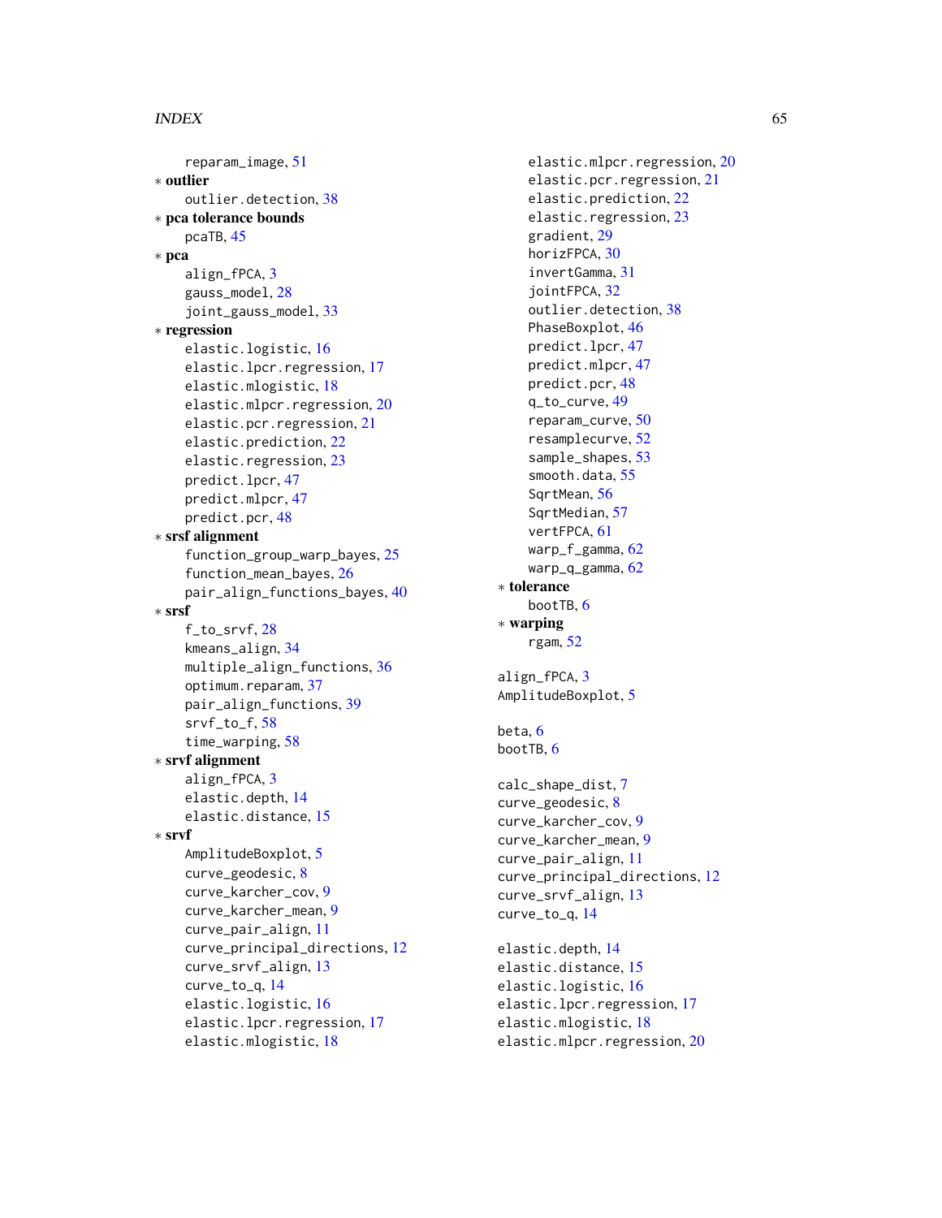reparam_image, 51

∗ **outlier**

outlier.detection, 38

∗ **pca tolerance bounds**

pcaTB, 45

∗ **pca**

align_fPCA, 3
gauss_model, 28
joint_gauss_model, 33

∗ **regression**

elastic.logistic, 16
elastic.lpcr.regression, 17
elastic.mlogistic, 18
elastic.mlpcr.regression, 20
elastic.pcr.regression, 21
elastic.prediction, 22
elastic.regression, 23
predict.lpcr, 47
predict.mlpcr, 47
predict.pcr, 48

∗ **srsf alignment**

function_group_warp_bayes, 25
function_mean_bayes, 26
pair_align_functions_bayes, 40

∗ **srsf**

f_to_srvf, 28
kmeans_align, 34
multiple_align_functions, 36
optimum.reparam, 37
pair_align_functions, 39
srvf_to_f, 58
time_warping, 58

∗ **srvf alignment**

align_fPCA, 3
elastic.depth, 14
elastic.distance, 15

∗ **srvf**

AmplitudeBoxplot, 5
curve_geodesic, 8
curve_karcher_cov, 9
curve_karcher_mean, 9
curve_pair_align, 11
curve_principal_directions, 12
curve_srvf_align, 13
curve_to_q, 14
elastic.logistic, 16
elastic.lpcr.regression, 17
elastic.mlogistic, 18
elastic.mlpcr.regression, 20
elastic.pcr.regression, 21
elastic.prediction, 22
elastic.regression, 23
gradient, 29
horizFPCA, 30
invertGamma, 31
jointFPCA, 32
outlier.detection, 38
PhaseBoxplot, 46
predict.lpcr, 47
predict.mlpcr, 47
predict.pcr, 48
q_to_curve, 49
reparam_curve, 50
resamplecurve, 52
sample_shapes, 53
smooth.data, 55
SqrtMean, 56
SqrtMedian, 57
vertFPCA, 61
warp_f_gamma, 62
warp_q_gamma, 62

∗ **tolerance**

bootTB, 6

∗ **warping**

rgam, 52

align_fPCA, 3
AmplitudeBoxplot, 5

beta, 6
bootTB, 6

calc_shape_dist, 7
curve_geodesic, 8
curve_karcher_cov, 9
curve_karcher_mean, 9
curve_pair_align, 11
curve_principal_directions, 12
curve_srvf_align, 13
curve_to_q, 14

elastic.depth, 14
elastic.distance, 15
elastic.logistic, 16
elastic.lpcr.regression, 17
elastic.mlogistic, 18
elastic.mlpcr.regression, 20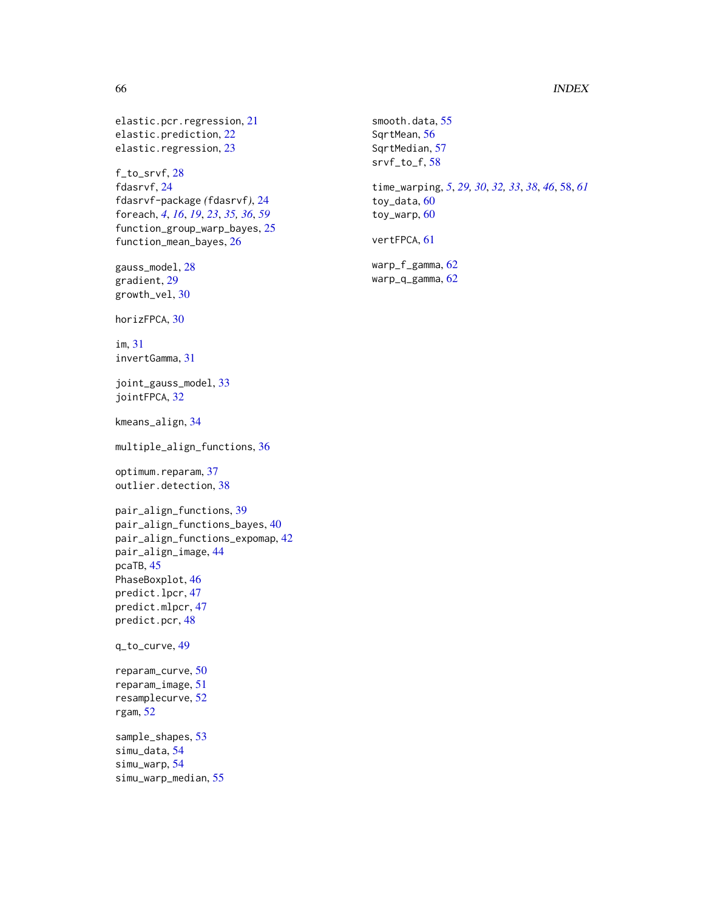elastic.pcr.regression, 21
elastic.prediction, 22
elastic.regression, 23

f_to_srvf, 28
fdasrvf, 24
fdasrvf-package *(fdasrvf)*, 24
foreach, *4*, *16*, *19*, *23*, *35, 36*, *59*
function_group_warp_bayes, 25
function_mean_bayes, 26

gauss_model, 28
gradient, 29
growth_vel, 30

horizFPCA, 30

im, 31
invertGamma, 31

joint_gauss_model, 33
jointFPCA, 32

kmeans_align, 34

multiple_align_functions, 36

optimum.reparam, 37
outlier.detection, 38

pair_align_functions, 39
pair_align_functions_bayes, 40
pair_align_functions_expomap, 42
pair_align_image, 44
pcaTB, 45
PhaseBoxplot, 46
predict.lpcr, 47
predict.mlpcr, 47
predict.pcr, 48

q_to_curve, 49

reparam_curve, 50
reparam_image, 51
resamplecurve, 52
rgam, 52

sample_shapes, 53
simu_data, 54
simu_warp, 54
simu_warp_median, 55
smooth.data, 55
SqrtMean, 56
SqrtMedian, 57
srvf_to_f, 58

time_warping, *5*, *29, 30*, *32, 33*, *38*, *46*, 58, *61*
toy_data, 60
toy_warp, 60

vertFPCA, 61

warp_f_gamma, 62
warp_q_gamma, 62